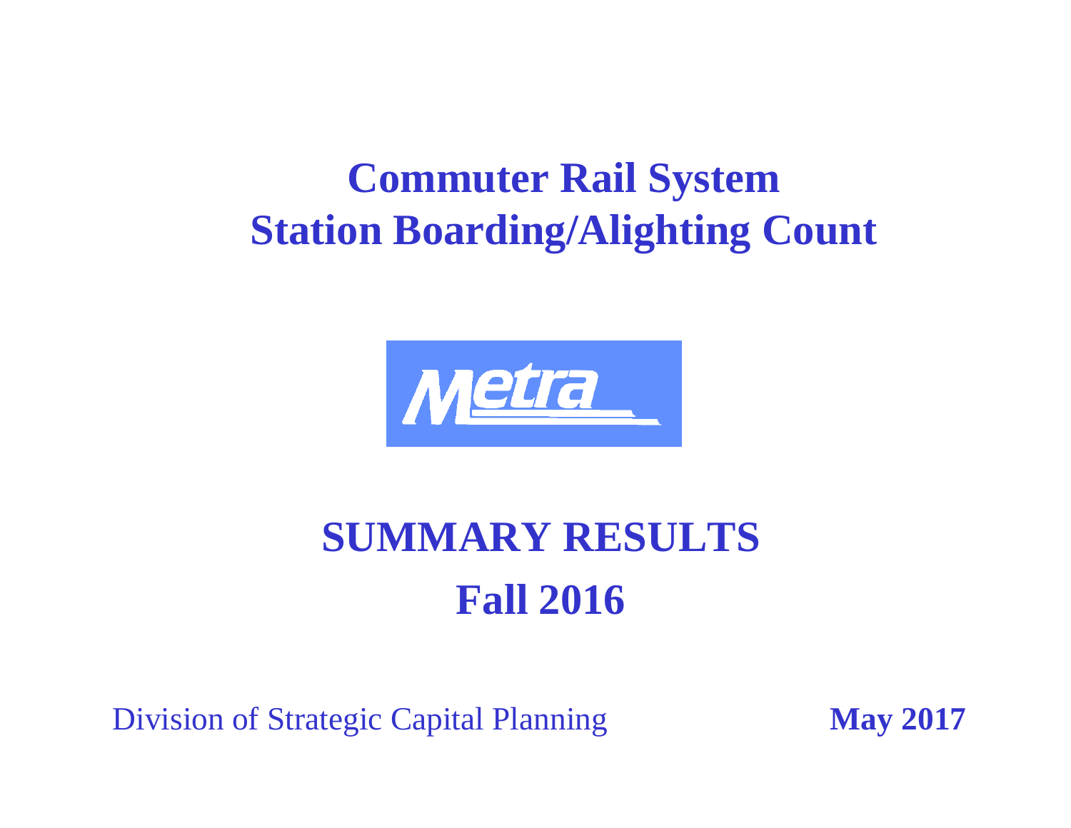# Commuter Rail System
# Station Boarding/Alighting Count

Metra

## SUMMARY RESULTS
## Fall 2016

Division of Strategic Capital Planning **May 2017**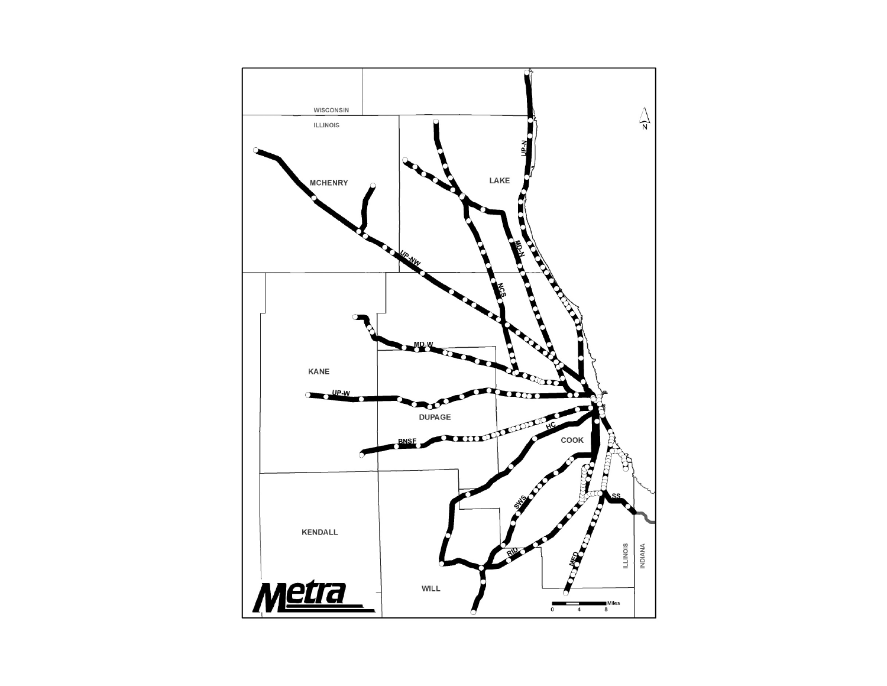WISCONSIN

ILLINOIS

MCHENRY

LAKE

UP-N

UP-NW

MD-N

NCS

KANE

MD-W

UP-W

DUPAGE

BNSF

HC

COOK

SWS

SS

KENDALL

RID

MED

ILLINOIS

INDIANA

WILL

N

0 4 8 Miles

Metra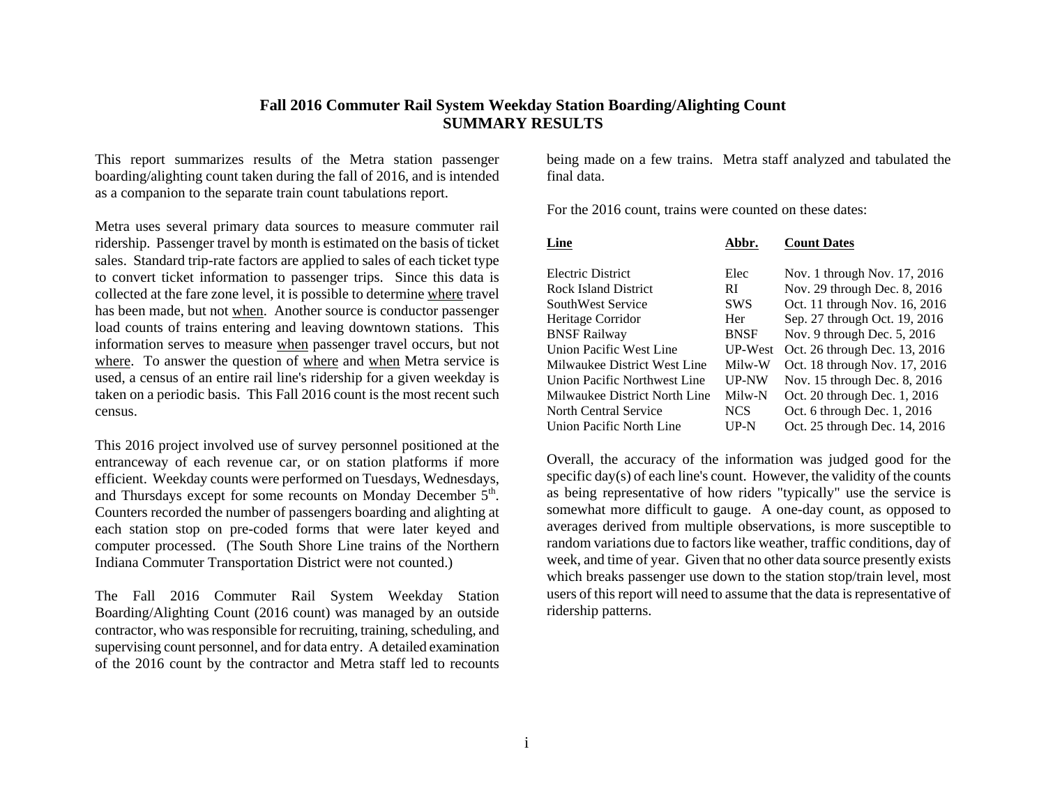## Fall 2016 Commuter Rail System Weekday Station Boarding/Alighting Count
## SUMMARY RESULTS

This report summarizes results of the Metra station passenger boarding/alighting count taken during the fall of 2016, and is intended as a companion to the separate train count tabulations report.

Metra uses several primary data sources to measure commuter rail ridership. Passenger travel by month is estimated on the basis of ticket sales. Standard trip-rate factors are applied to sales of each ticket type to convert ticket information to passenger trips. Since this data is collected at the fare zone level, it is possible to determine where travel has been made, but not when. Another source is conductor passenger load counts of trains entering and leaving downtown stations. This information serves to measure when passenger travel occurs, but not where. To answer the question of where and when Metra service is used, a census of an entire rail line's ridership for a given weekday is taken on a periodic basis. This Fall 2016 count is the most recent such census.

This 2016 project involved use of survey personnel positioned at the entranceway of each revenue car, or on station platforms if more efficient. Weekday counts were performed on Tuesdays, Wednesdays, and Thursdays except for some recounts on Monday December 5th. Counters recorded the number of passengers boarding and alighting at each station stop on pre-coded forms that were later keyed and computer processed. (The South Shore Line trains of the Northern Indiana Commuter Transportation District were not counted.)

The Fall 2016 Commuter Rail System Weekday Station Boarding/Alighting Count (2016 count) was managed by an outside contractor, who was responsible for recruiting, training, scheduling, and supervising count personnel, and for data entry. A detailed examination of the 2016 count by the contractor and Metra staff led to recounts being made on a few trains. Metra staff analyzed and tabulated the final data.

For the 2016 count, trains were counted on these dates:

| Line | Abbr. | Count Dates |
|---|---|---|
| Electric District | Elec | Nov. 1 through Nov. 17, 2016 |
| Rock Island District | RI | Nov. 29 through Dec. 8, 2016 |
| SouthWest Service | SWS | Oct. 11 through Nov. 16, 2016 |
| Heritage Corridor | Her | Sep. 27 through Oct. 19, 2016 |
| BNSF Railway | BNSF | Nov. 9 through Dec. 5, 2016 |
| Union Pacific West Line | UP-West | Oct. 26 through Dec. 13, 2016 |
| Milwaukee District West Line | Milw-W | Oct. 18 through Nov. 17, 2016 |
| Union Pacific Northwest Line | UP-NW | Nov. 15 through Dec. 8, 2016 |
| Milwaukee District North Line | Milw-N | Oct. 20 through Dec. 1, 2016 |
| North Central Service | NCS | Oct. 6 through Dec. 1, 2016 |
| Union Pacific North Line | UP-N | Oct. 25 through Dec. 14, 2016 |

Overall, the accuracy of the information was judged good for the specific day(s) of each line's count. However, the validity of the counts as being representative of how riders "typically" use the service is somewhat more difficult to gauge. A one-day count, as opposed to averages derived from multiple observations, is more susceptible to random variations due to factors like weather, traffic conditions, day of week, and time of year. Given that no other data source presently exists which breaks passenger use down to the station stop/train level, most users of this report will need to assume that the data is representative of ridership patterns.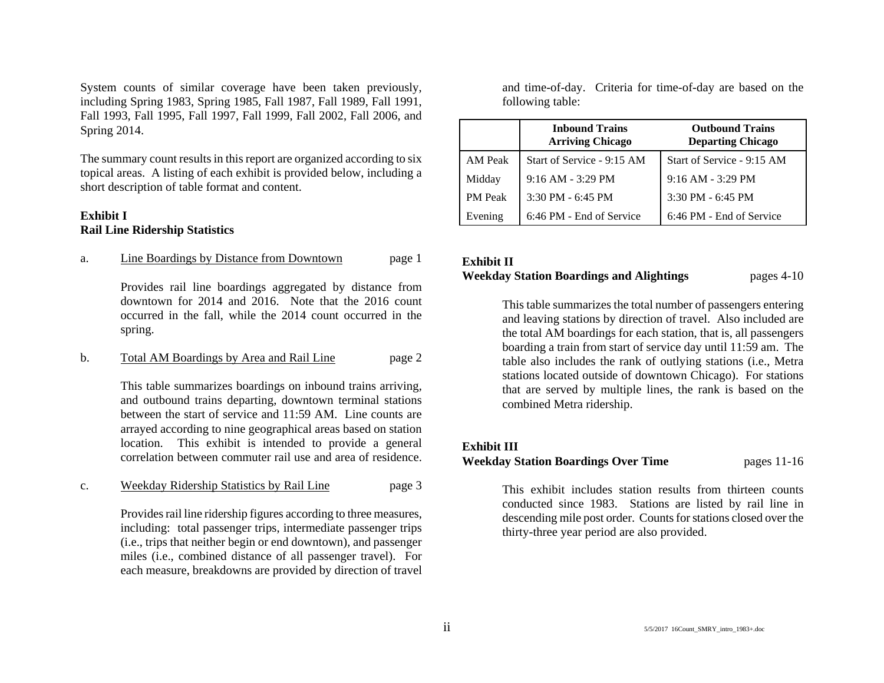System counts of similar coverage have been taken previously, including Spring 1983, Spring 1985, Fall 1987, Fall 1989, Fall 1991, Fall 1993, Fall 1995, Fall 1997, Fall 1999, Fall 2002, Fall 2006, and Spring 2014.

The summary count results in this report are organized according to six topical areas. A listing of each exhibit is provided below, including a short description of table format and content.

**Exhibit I**
**Rail Line Ridership Statistics**

a. Line Boardings by Distance from Downtown — page 1

Provides rail line boardings aggregated by distance from downtown for 2014 and 2016. Note that the 2016 count occurred in the fall, while the 2014 count occurred in the spring.

b. Total AM Boardings by Area and Rail Line — page 2

This table summarizes boardings on inbound trains arriving, and outbound trains departing, downtown terminal stations between the start of service and 11:59 AM. Line counts are arrayed according to nine geographical areas based on station location. This exhibit is intended to provide a general correlation between commuter rail use and area of residence.

c. Weekday Ridership Statistics by Rail Line — page 3

Provides rail line ridership figures according to three measures, including: total passenger trips, intermediate passenger trips (i.e., trips that neither begin or end downtown), and passenger miles (i.e., combined distance of all passenger travel). For each measure, breakdowns are provided by direction of travel and time-of-day. Criteria for time-of-day are based on the following table:

| | Inbound Trains Arriving Chicago | Outbound Trains Departing Chicago |
|---|---|---|
| AM Peak | Start of Service - 9:15 AM | Start of Service - 9:15 AM |
| Midday | 9:16 AM - 3:29 PM | 9:16 AM - 3:29 PM |
| PM Peak | 3:30 PM - 6:45 PM | 3:30 PM - 6:45 PM |
| Evening | 6:46 PM - End of Service | 6:46 PM - End of Service |

**Exhibit II**
**Weekday Station Boardings and Alightings** — pages 4-10

This table summarizes the total number of passengers entering and leaving stations by direction of travel. Also included are the total AM boardings for each station, that is, all passengers boarding a train from start of service day until 11:59 am. The table also includes the rank of outlying stations (i.e., Metra stations located outside of downtown Chicago). For stations that are served by multiple lines, the rank is based on the combined Metra ridership.

**Exhibit III**
**Weekday Station Boardings Over Time** — pages 11-16

This exhibit includes station results from thirteen counts conducted since 1983. Stations are listed by rail line in descending mile post order. Counts for stations closed over the thirty-three year period are also provided.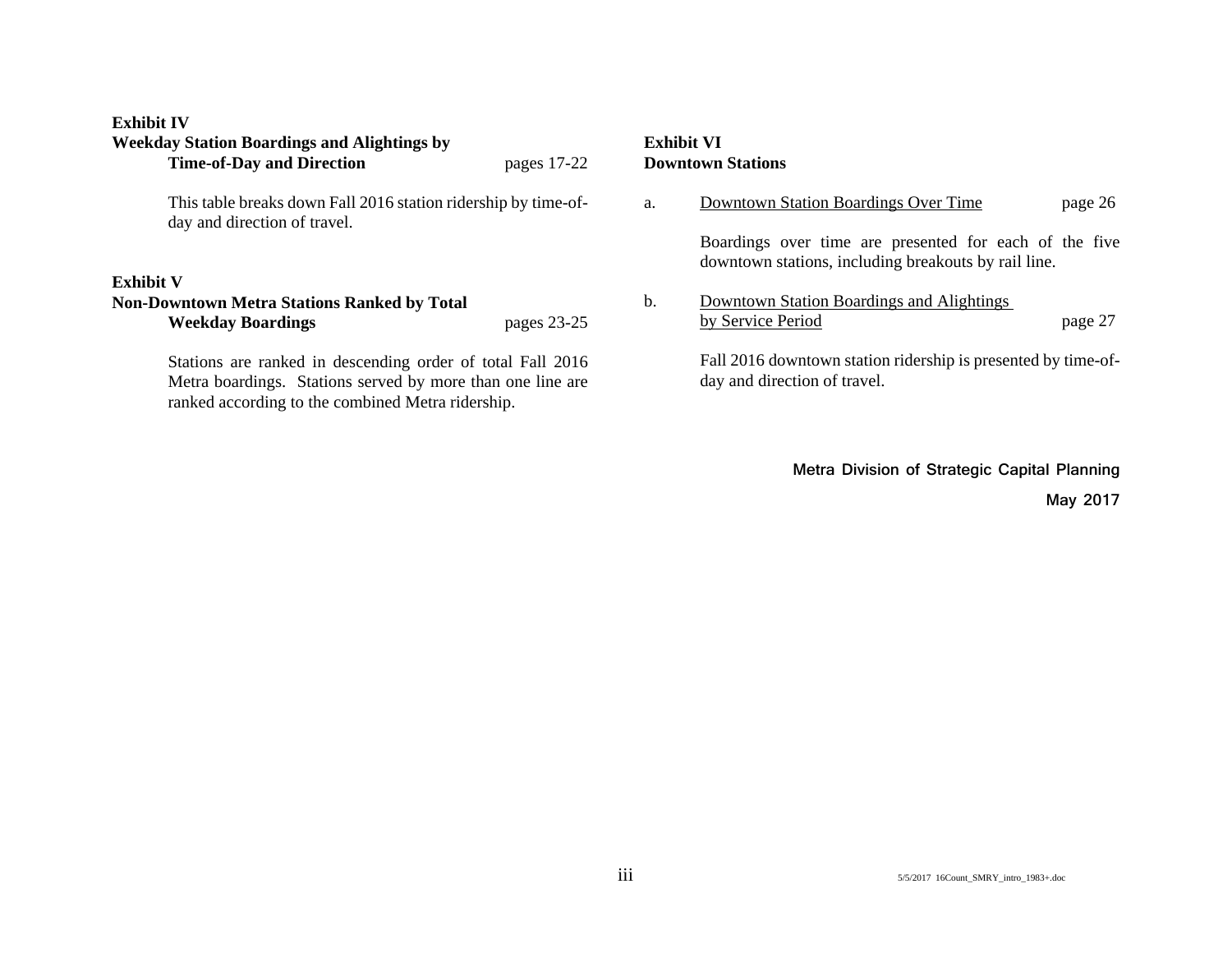**Exhibit IV**
**Weekday Station Boardings and Alightings by Time-of-Day and Direction** pages 17-22

This table breaks down Fall 2016 station ridership by time-of-day and direction of travel.

**Exhibit V**
**Non-Downtown Metra Stations Ranked by Total Weekday Boardings** pages 23-25

Stations are ranked in descending order of total Fall 2016 Metra boardings. Stations served by more than one line are ranked according to the combined Metra ridership.

**Exhibit VI**
**Downtown Stations**

a. Downtown Station Boardings Over Time page 26

Boardings over time are presented for each of the five downtown stations, including breakouts by rail line.

b. Downtown Station Boardings and Alightings by Service Period page 27

Fall 2016 downtown station ridership is presented by time-of-day and direction of travel.

**Metra Division of Strategic Capital Planning**

**May 2017**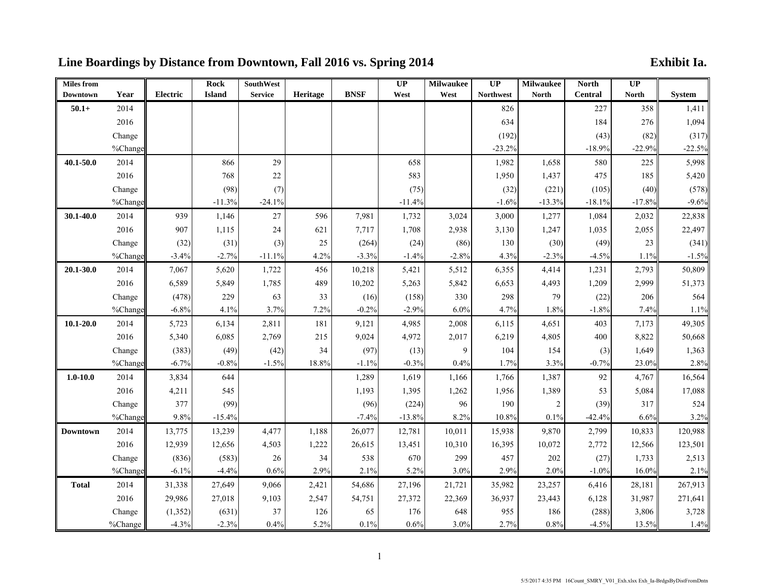# Line Boardings by Distance from Downtown, Fall 2016 vs. Spring 2014

**Exhibit Ia.**

| Miles from Downtown | Year | Electric | Rock Island | SouthWest Service | Heritage | BNSF | UP West | Milwaukee West | UP Northwest | Milwaukee North | North Central | UP North | System |
|---|---|---|---|---|---|---|---|---|---|---|---|---|---|
| **50.1+** | 2014 | | | | | | | | 826 | | 227 | 358 | 1,411 |
| | 2016 | | | | | | | | 634 | | 184 | 276 | 1,094 |
| | Change | | | | | | | | (192) | | (43) | (82) | (317) |
| | %Change | | | | | | | | -23.2% | | -18.9% | -22.9% | -22.5% |
| **40.1-50.0** | 2014 | | 866 | 29 | | | 658 | | 1,982 | 1,658 | 580 | 225 | 5,998 |
| | 2016 | | 768 | 22 | | | 583 | | 1,950 | 1,437 | 475 | 185 | 5,420 |
| | Change | | (98) | (7) | | | (75) | | (32) | (221) | (105) | (40) | (578) |
| | %Change | | -11.3% | -24.1% | | | -11.4% | | -1.6% | -13.3% | -18.1% | -17.8% | -9.6% |
| **30.1-40.0** | 2014 | 939 | 1,146 | 27 | 596 | 7,981 | 1,732 | 3,024 | 3,000 | 1,277 | 1,084 | 2,032 | 22,838 |
| | 2016 | 907 | 1,115 | 24 | 621 | 7,717 | 1,708 | 2,938 | 3,130 | 1,247 | 1,035 | 2,055 | 22,497 |
| | Change | (32) | (31) | (3) | 25 | (264) | (24) | (86) | 130 | (30) | (49) | 23 | (341) |
| | %Change | -3.4% | -2.7% | -11.1% | 4.2% | -3.3% | -1.4% | -2.8% | 4.3% | -2.3% | -4.5% | 1.1% | -1.5% |
| **20.1-30.0** | 2014 | 7,067 | 5,620 | 1,722 | 456 | 10,218 | 5,421 | 5,512 | 6,355 | 4,414 | 1,231 | 2,793 | 50,809 |
| | 2016 | 6,589 | 5,849 | 1,785 | 489 | 10,202 | 5,263 | 5,842 | 6,653 | 4,493 | 1,209 | 2,999 | 51,373 |
| | Change | (478) | 229 | 63 | 33 | (16) | (158) | 330 | 298 | 79 | (22) | 206 | 564 |
| | %Change | -6.8% | 4.1% | 3.7% | 7.2% | -0.2% | -2.9% | 6.0% | 4.7% | 1.8% | -1.8% | 7.4% | 1.1% |
| **10.1-20.0** | 2014 | 5,723 | 6,134 | 2,811 | 181 | 9,121 | 4,985 | 2,008 | 6,115 | 4,651 | 403 | 7,173 | 49,305 |
| | 2016 | 5,340 | 6,085 | 2,769 | 215 | 9,024 | 4,972 | 2,017 | 6,219 | 4,805 | 400 | 8,822 | 50,668 |
| | Change | (383) | (49) | (42) | 34 | (97) | (13) | 9 | 104 | 154 | (3) | 1,649 | 1,363 |
| | %Change | -6.7% | -0.8% | -1.5% | 18.8% | -1.1% | -0.3% | 0.4% | 1.7% | 3.3% | -0.7% | 23.0% | 2.8% |
| **1.0-10.0** | 2014 | 3,834 | 644 | | | 1,289 | 1,619 | 1,166 | 1,766 | 1,387 | 92 | 4,767 | 16,564 |
| | 2016 | 4,211 | 545 | | | 1,193 | 1,395 | 1,262 | 1,956 | 1,389 | 53 | 5,084 | 17,088 |
| | Change | 377 | (99) | | | (96) | (224) | 96 | 190 | 2 | (39) | 317 | 524 |
| | %Change | 9.8% | -15.4% | | | -7.4% | -13.8% | 8.2% | 10.8% | 0.1% | -42.4% | 6.6% | 3.2% |
| **Downtown** | 2014 | 13,775 | 13,239 | 4,477 | 1,188 | 26,077 | 12,781 | 10,011 | 15,938 | 9,870 | 2,799 | 10,833 | 120,988 |
| | 2016 | 12,939 | 12,656 | 4,503 | 1,222 | 26,615 | 13,451 | 10,310 | 16,395 | 10,072 | 2,772 | 12,566 | 123,501 |
| | Change | (836) | (583) | 26 | 34 | 538 | 670 | 299 | 457 | 202 | (27) | 1,733 | 2,513 |
| | %Change | -6.1% | -4.4% | 0.6% | 2.9% | 2.1% | 5.2% | 3.0% | 2.9% | 2.0% | -1.0% | 16.0% | 2.1% |
| **Total** | 2014 | 31,338 | 27,649 | 9,066 | 2,421 | 54,686 | 27,196 | 21,721 | 35,982 | 23,257 | 6,416 | 28,181 | 267,913 |
| | 2016 | 29,986 | 27,018 | 9,103 | 2,547 | 54,751 | 27,372 | 22,369 | 36,937 | 23,443 | 6,128 | 31,987 | 271,641 |
| | Change | (1,352) | (631) | 37 | 126 | 65 | 176 | 648 | 955 | 186 | (288) | 3,806 | 3,728 |
| | %Change | -4.3% | -2.3% | 0.4% | 5.2% | 0.1% | 0.6% | 3.0% | 2.7% | 0.8% | -4.5% | 13.5% | 1.4% |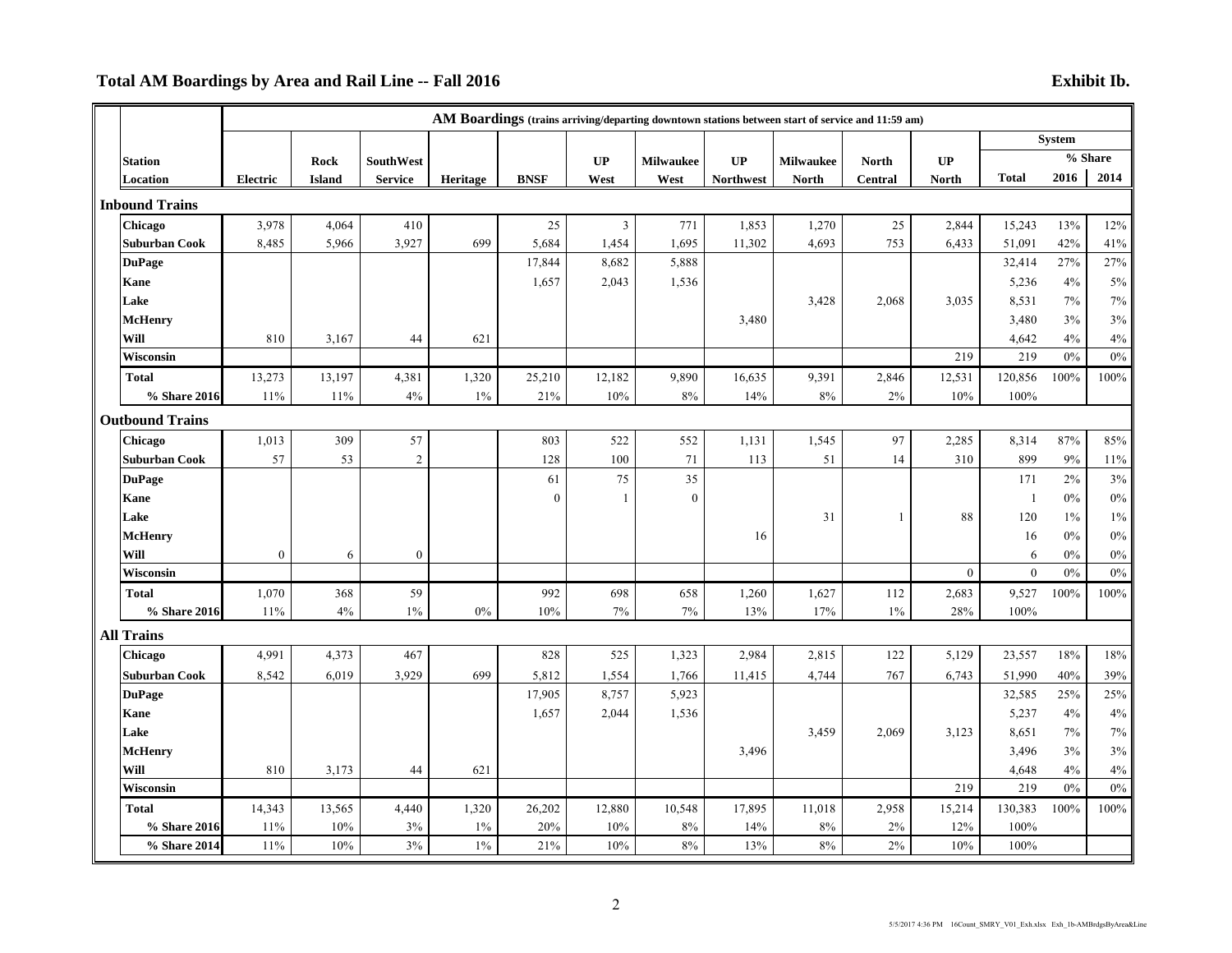## Total AM Boardings by Area and Rail Line -- Fall 2016

**Exhibit Ib.**

| Station Location | Electric | Rock Island | SouthWest Service | Heritage | BNSF | UP West | Milwaukee West | UP Northwest | Milwaukee North | North Central | UP North | System Total | % Share 2016 | % Share 2014 |
|---|---|---|---|---|---|---|---|---|---|---|---|---|---|---|
| **AM Boardings** (trains arriving/departing downtown stations between start of service and 11:59 am) | | | | | | | | | | | | | | |
| **Inbound Trains** | | | | | | | | | | | | | | |
| Chicago | 3,978 | 4,064 | 410 | | 25 | 3 | 771 | 1,853 | 1,270 | 25 | 2,844 | 15,243 | 13% | 12% |
| Suburban Cook | 8,485 | 5,966 | 3,927 | 699 | 5,684 | 1,454 | 1,695 | 11,302 | 4,693 | 753 | 6,433 | 51,091 | 42% | 41% |
| DuPage | | | | | 17,844 | 8,682 | 5,888 | | | | | 32,414 | 27% | 27% |
| Kane | | | | | 1,657 | 2,043 | 1,536 | | | | | 5,236 | 4% | 5% |
| Lake | | | | | | | | | 3,428 | 2,068 | 3,035 | 8,531 | 7% | 7% |
| McHenry | | | | | | | | 3,480 | | | | 3,480 | 3% | 3% |
| Will | 810 | 3,167 | 44 | 621 | | | | | | | | 4,642 | 4% | 4% |
| Wisconsin | | | | | | | | | | | 219 | 219 | 0% | 0% |
| Total | 13,273 | 13,197 | 4,381 | 1,320 | 25,210 | 12,182 | 9,890 | 16,635 | 9,391 | 2,846 | 12,531 | 120,856 | 100% | 100% |
| % Share 2016 | 11% | 11% | 4% | 1% | 21% | 10% | 8% | 14% | 8% | 2% | 10% | 100% | | |
| **Outbound Trains** | | | | | | | | | | | | | | |
| Chicago | 1,013 | 309 | 57 | | 803 | 522 | 552 | 1,131 | 1,545 | 97 | 2,285 | 8,314 | 87% | 85% |
| Suburban Cook | 57 | 53 | 2 | | 128 | 100 | 71 | 113 | 51 | 14 | 310 | 899 | 9% | 11% |
| DuPage | | | | | 61 | 75 | 35 | | | | | 171 | 2% | 3% |
| Kane | | | | | 0 | 1 | 0 | | | | | 1 | 0% | 0% |
| Lake | | | | | | | | | 31 | 1 | 88 | 120 | 1% | 1% |
| McHenry | | | | | | | | 16 | | | | 16 | 0% | 0% |
| Will | 0 | 6 | 0 | | | | | | | | | 6 | 0% | 0% |
| Wisconsin | | | | | | | | | | | 0 | 0 | 0% | 0% |
| Total | 1,070 | 368 | 59 | | 992 | 698 | 658 | 1,260 | 1,627 | 112 | 2,683 | 9,527 | 100% | 100% |
| % Share 2016 | 11% | 4% | 1% | 0% | 10% | 7% | 7% | 13% | 17% | 1% | 28% | 100% | | |
| **All Trains** | | | | | | | | | | | | | | |
| Chicago | 4,991 | 4,373 | 467 | | 828 | 525 | 1,323 | 2,984 | 2,815 | 122 | 5,129 | 23,557 | 18% | 18% |
| Suburban Cook | 8,542 | 6,019 | 3,929 | 699 | 5,812 | 1,554 | 1,766 | 11,415 | 4,744 | 767 | 6,743 | 51,990 | 40% | 39% |
| DuPage | | | | | 17,905 | 8,757 | 5,923 | | | | | 32,585 | 25% | 25% |
| Kane | | | | | 1,657 | 2,044 | 1,536 | | | | | 5,237 | 4% | 4% |
| Lake | | | | | | | | | 3,459 | 2,069 | 3,123 | 8,651 | 7% | 7% |
| McHenry | | | | | | | | 3,496 | | | | 3,496 | 3% | 3% |
| Will | 810 | 3,173 | 44 | 621 | | | | | | | | 4,648 | 4% | 4% |
| Wisconsin | | | | | | | | | | | 219 | 219 | 0% | 0% |
| Total | 14,343 | 13,565 | 4,440 | 1,320 | 26,202 | 12,880 | 10,548 | 17,895 | 11,018 | 2,958 | 15,214 | 130,383 | 100% | 100% |
| % Share 2016 | 11% | 10% | 3% | 1% | 20% | 10% | 8% | 14% | 8% | 2% | 12% | 100% | | |
| % Share 2014 | 11% | 10% | 3% | 1% | 21% | 10% | 8% | 13% | 8% | 2% | 10% | 100% | | |

5/5/2017 4:36 PM 16Count_SMRY_V01_Exh.xlsx Exh_1b-AMBrdgsByArea&Line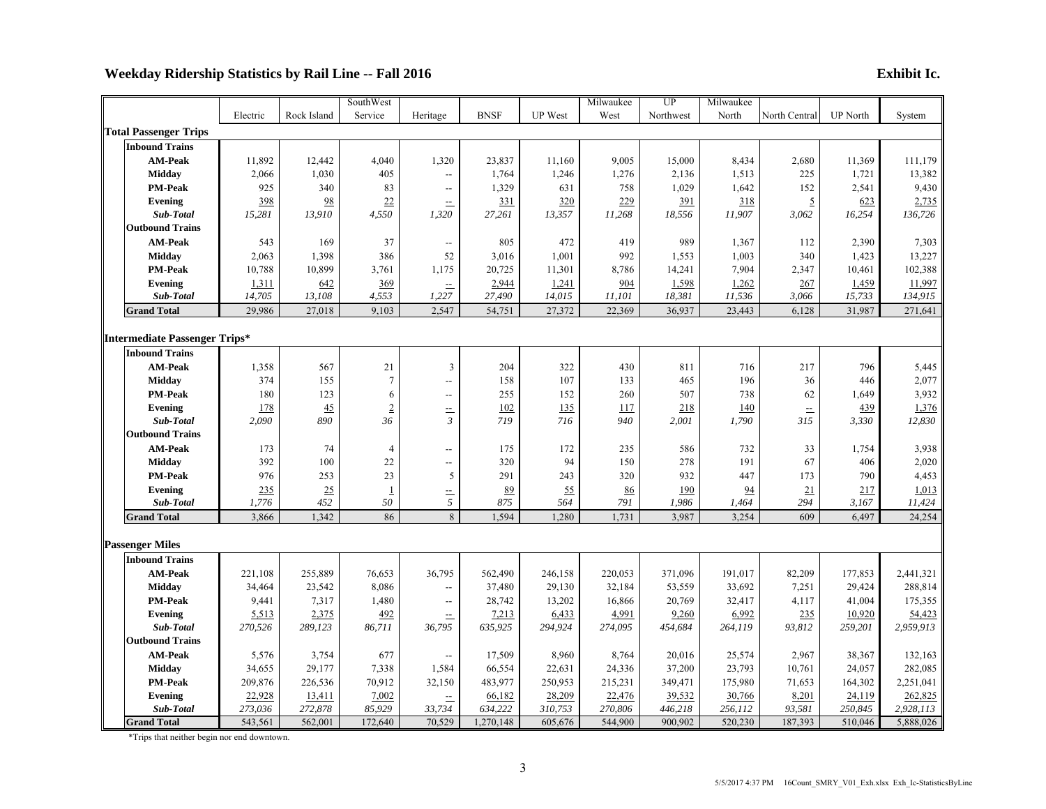## Weekday Ridership Statistics by Rail Line -- Fall 2016

**Exhibit Ic.**

| | Electric | Rock Island | SouthWest Service | Heritage | BNSF | UP West | Milwaukee West | UP Northwest | Milwaukee North | North Central | UP North | System |
|---|---|---|---|---|---|---|---|---|---|---|---|---|
| **Total Passenger Trips** | | | | | | | | | | | | |
| **Inbound Trains** | | | | | | | | | | | | |
| **AM-Peak** | 11,892 | 12,442 | 4,040 | 1,320 | 23,837 | 11,160 | 9,005 | 15,000 | 8,434 | 2,680 | 11,369 | 111,179 |
| **Midday** | 2,066 | 1,030 | 405 | -- | 1,764 | 1,246 | 1,276 | 2,136 | 1,513 | 225 | 1,721 | 13,382 |
| **PM-Peak** | 925 | 340 | 83 | -- | 1,329 | 631 | 758 | 1,029 | 1,642 | 152 | 2,541 | 9,430 |
| **Evening** | 398 | 98 | 22 | -- | 331 | 320 | 229 | 391 | 318 | 5 | 623 | 2,735 |
| ***Sub-Total*** | *15,281* | *13,910* | *4,550* | *1,320* | *27,261* | *13,357* | *11,268* | *18,556* | *11,907* | *3,062* | *16,254* | *136,726* |
| **Outbound Trains** | | | | | | | | | | | | |
| **AM-Peak** | 543 | 169 | 37 | -- | 805 | 472 | 419 | 989 | 1,367 | 112 | 2,390 | 7,303 |
| **Midday** | 2,063 | 1,398 | 386 | 52 | 3,016 | 1,001 | 992 | 1,553 | 1,003 | 340 | 1,423 | 13,227 |
| **PM-Peak** | 10,788 | 10,899 | 3,761 | 1,175 | 20,725 | 11,301 | 8,786 | 14,241 | 7,904 | 2,347 | 10,461 | 102,388 |
| **Evening** | 1,311 | 642 | 369 | -- | 2,944 | 1,241 | 904 | 1,598 | 1,262 | 267 | 1,459 | 11,997 |
| ***Sub-Total*** | *14,705* | *13,108* | *4,553* | *1,227* | *27,490* | *14,015* | *11,101* | *18,381* | *11,536* | *3,066* | *15,733* | *134,915* |
| **Grand Total** | 29,986 | 27,018 | 9,103 | 2,547 | 54,751 | 27,372 | 22,369 | 36,937 | 23,443 | 6,128 | 31,987 | 271,641 |
| **Intermediate Passenger Trips*** | | | | | | | | | | | | |
| **Inbound Trains** | | | | | | | | | | | | |
| **AM-Peak** | 1,358 | 567 | 21 | 3 | 204 | 322 | 430 | 811 | 716 | 217 | 796 | 5,445 |
| **Midday** | 374 | 155 | 7 | -- | 158 | 107 | 133 | 465 | 196 | 36 | 446 | 2,077 |
| **PM-Peak** | 180 | 123 | 6 | -- | 255 | 152 | 260 | 507 | 738 | 62 | 1,649 | 3,932 |
| **Evening** | 178 | 45 | 2 | -- | 102 | 135 | 117 | 218 | 140 | -- | 439 | 1,376 |
| ***Sub-Total*** | *2,090* | *890* | *36* | *3* | *719* | *716* | *940* | *2,001* | *1,790* | *315* | *3,330* | *12,830* |
| **Outbound Trains** | | | | | | | | | | | | |
| **AM-Peak** | 173 | 74 | 4 | -- | 175 | 172 | 235 | 586 | 732 | 33 | 1,754 | 3,938 |
| **Midday** | 392 | 100 | 22 | -- | 320 | 94 | 150 | 278 | 191 | 67 | 406 | 2,020 |
| **PM-Peak** | 976 | 253 | 23 | 5 | 291 | 243 | 320 | 932 | 447 | 173 | 790 | 4,453 |
| **Evening** | 235 | 25 | 1 | -- | 89 | 55 | 86 | 190 | 94 | 21 | 217 | 1,013 |
| ***Sub-Total*** | *1,776* | *452* | *50* | *5* | *875* | *564* | *791* | *1,986* | *1,464* | *294* | *3,167* | *11,424* |
| **Grand Total** | 3,866 | 1,342 | 86 | 8 | 1,594 | 1,280 | 1,731 | 3,987 | 3,254 | 609 | 6,497 | 24,254 |
| **Passenger Miles** | | | | | | | | | | | | |
| **Inbound Trains** | | | | | | | | | | | | |
| **AM-Peak** | 221,108 | 255,889 | 76,653 | 36,795 | 562,490 | 246,158 | 220,053 | 371,096 | 191,017 | 82,209 | 177,853 | 2,441,321 |
| **Midday** | 34,464 | 23,542 | 8,086 | -- | 37,480 | 29,130 | 32,184 | 53,559 | 33,692 | 7,251 | 29,424 | 288,814 |
| **PM-Peak** | 9,441 | 7,317 | 1,480 | -- | 28,742 | 13,202 | 16,866 | 20,769 | 32,417 | 4,117 | 41,004 | 175,355 |
| **Evening** | 5,513 | 2,375 | 492 | -- | 7,213 | 6,433 | 4,991 | 9,260 | 6,992 | 235 | 10,920 | 54,423 |
| ***Sub-Total*** | *270,526* | *289,123* | *86,711* | *36,795* | *635,925* | *294,924* | *274,095* | *454,684* | *264,119* | *93,812* | *259,201* | *2,959,913* |
| **Outbound Trains** | | | | | | | | | | | | |
| **AM-Peak** | 5,576 | 3,754 | 677 | -- | 17,509 | 8,960 | 8,764 | 20,016 | 25,574 | 2,967 | 38,367 | 132,163 |
| **Midday** | 34,655 | 29,177 | 7,338 | 1,584 | 66,554 | 22,631 | 24,336 | 37,200 | 23,793 | 10,761 | 24,057 | 282,085 |
| **PM-Peak** | 209,876 | 226,536 | 70,912 | 32,150 | 483,977 | 250,953 | 215,231 | 349,471 | 175,980 | 71,653 | 164,302 | 2,251,041 |
| **Evening** | 22,928 | 13,411 | 7,002 | -- | 66,182 | 28,209 | 22,476 | 39,532 | 30,766 | 8,201 | 24,119 | 262,825 |
| ***Sub-Total*** | *273,036* | *272,878* | *85,929* | *33,734* | *634,222* | *310,753* | *270,806* | *446,218* | *256,112* | *93,581* | *250,845* | *2,928,113* |
| **Grand Total** | 543,561 | 562,001 | 172,640 | 70,529 | 1,270,148 | 605,676 | 544,900 | 900,902 | 520,230 | 187,393 | 510,046 | 5,888,026 |

*Trips that neither begin nor end downtown.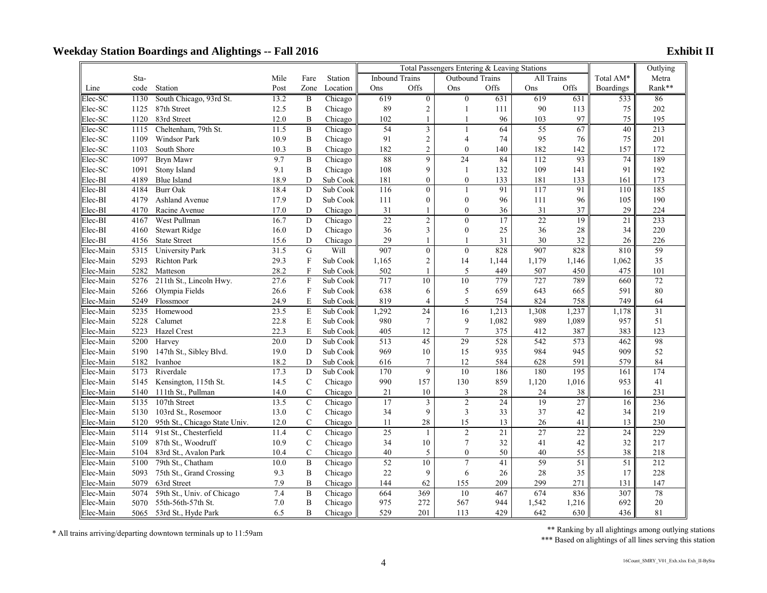## Weekday Station Boardings and Alightings -- Fall 2016

**Exhibit II**

| | | | | | | Total Passengers Entering & Leaving Stations | | | | | | | Outlying |
|---|---|---|---|---|---|---|---|---|---|---|---|---|---|
| | Sta- | | Mile | Fare | Station | Inbound Trains | | Outbound Trains | | All Trains | | Total AM* | Metra |
| Line | code | Station | Post | Zone | Location | Ons | Offs | Ons | Offs | Ons | Offs | Boardings | Rank** |
| Elec-SC | 1130 | South Chicago, 93rd St. | 13.2 | B | Chicago | 619 | 0 | 0 | 631 | 619 | 631 | 533 | 86 |
| Elec-SC | 1125 | 87th Street | 12.5 | B | Chicago | 89 | 2 | 1 | 111 | 90 | 113 | 75 | 202 |
| Elec-SC | 1120 | 83rd Street | 12.0 | B | Chicago | 102 | 1 | 1 | 96 | 103 | 97 | 75 | 195 |
| Elec-SC | 1115 | Cheltenham, 79th St. | 11.5 | B | Chicago | 54 | 3 | 1 | 64 | 55 | 67 | 40 | 213 |
| Elec-SC | 1109 | Windsor Park | 10.9 | B | Chicago | 91 | 2 | 4 | 74 | 95 | 76 | 75 | 201 |
| Elec-SC | 1103 | South Shore | 10.3 | B | Chicago | 182 | 2 | 0 | 140 | 182 | 142 | 157 | 172 |
| Elec-SC | 1097 | Bryn Mawr | 9.7 | B | Chicago | 88 | 9 | 24 | 84 | 112 | 93 | 74 | 189 |
| Elec-SC | 1091 | Stony Island | 9.1 | B | Chicago | 108 | 9 | 1 | 132 | 109 | 141 | 91 | 192 |
| Elec-BI | 4189 | Blue Island | 18.9 | D | Sub Cook | 181 | 0 | 0 | 133 | 181 | 133 | 161 | 173 |
| Elec-BI | 4184 | Burr Oak | 18.4 | D | Sub Cook | 116 | 0 | 1 | 91 | 117 | 91 | 110 | 185 |
| Elec-BI | 4179 | Ashland Avenue | 17.9 | D | Sub Cook | 111 | 0 | 0 | 96 | 111 | 96 | 105 | 190 |
| Elec-BI | 4170 | Racine Avenue | 17.0 | D | Chicago | 31 | 1 | 0 | 36 | 31 | 37 | 29 | 224 |
| Elec-BI | 4167 | West Pullman | 16.7 | D | Chicago | 22 | 2 | 0 | 17 | 22 | 19 | 21 | 233 |
| Elec-BI | 4160 | Stewart Ridge | 16.0 | D | Chicago | 36 | 3 | 0 | 25 | 36 | 28 | 34 | 220 |
| Elec-BI | 4156 | State Street | 15.6 | D | Chicago | 29 | 1 | 1 | 31 | 30 | 32 | 26 | 226 |
| Elec-Main | 5315 | University Park | 31.5 | G | Will | 907 | 0 | 0 | 828 | 907 | 828 | 810 | 59 |
| Elec-Main | 5293 | Richton Park | 29.3 | F | Sub Cook | 1,165 | 2 | 14 | 1,144 | 1,179 | 1,146 | 1,062 | 35 |
| Elec-Main | 5282 | Matteson | 28.2 | F | Sub Cook | 502 | 1 | 5 | 449 | 507 | 450 | 475 | 101 |
| Elec-Main | 5276 | 211th St., Lincoln Hwy. | 27.6 | F | Sub Cook | 717 | 10 | 10 | 779 | 727 | 789 | 660 | 72 |
| Elec-Main | 5266 | Olympia Fields | 26.6 | F | Sub Cook | 638 | 6 | 5 | 659 | 643 | 665 | 591 | 80 |
| Elec-Main | 5249 | Flossmoor | 24.9 | E | Sub Cook | 819 | 4 | 5 | 754 | 824 | 758 | 749 | 64 |
| Elec-Main | 5235 | Homewood | 23.5 | E | Sub Cook | 1,292 | 24 | 16 | 1,213 | 1,308 | 1,237 | 1,178 | 31 |
| Elec-Main | 5228 | Calumet | 22.8 | E | Sub Cook | 980 | 7 | 9 | 1,082 | 989 | 1,089 | 957 | 51 |
| Elec-Main | 5223 | Hazel Crest | 22.3 | E | Sub Cook | 405 | 12 | 7 | 375 | 412 | 387 | 383 | 123 |
| Elec-Main | 5200 | Harvey | 20.0 | D | Sub Cook | 513 | 45 | 29 | 528 | 542 | 573 | 462 | 98 |
| Elec-Main | 5190 | 147th St., Sibley Blvd. | 19.0 | D | Sub Cook | 969 | 10 | 15 | 935 | 984 | 945 | 909 | 52 |
| Elec-Main | 5182 | Ivanhoe | 18.2 | D | Sub Cook | 616 | 7 | 12 | 584 | 628 | 591 | 579 | 84 |
| Elec-Main | 5173 | Riverdale | 17.3 | D | Sub Cook | 170 | 9 | 10 | 186 | 180 | 195 | 161 | 174 |
| Elec-Main | 5145 | Kensington, 115th St. | 14.5 | C | Chicago | 990 | 157 | 130 | 859 | 1,120 | 1,016 | 953 | 41 |
| Elec-Main | 5140 | 111th St., Pullman | 14.0 | C | Chicago | 21 | 10 | 3 | 28 | 24 | 38 | 16 | 231 |
| Elec-Main | 5135 | 107th Street | 13.5 | C | Chicago | 17 | 3 | 2 | 24 | 19 | 27 | 16 | 236 |
| Elec-Main | 5130 | 103rd St., Rosemoor | 13.0 | C | Chicago | 34 | 9 | 3 | 33 | 37 | 42 | 34 | 219 |
| Elec-Main | 5120 | 95th St., Chicago State Univ. | 12.0 | C | Chicago | 11 | 28 | 15 | 13 | 26 | 41 | 13 | 230 |
| Elec-Main | 5114 | 91st St., Chesterfield | 11.4 | C | Chicago | 25 | 1 | 2 | 21 | 27 | 22 | 24 | 229 |
| Elec-Main | 5109 | 87th St., Woodruff | 10.9 | C | Chicago | 34 | 10 | 7 | 32 | 41 | 42 | 32 | 217 |
| Elec-Main | 5104 | 83rd St., Avalon Park | 10.4 | C | Chicago | 40 | 5 | 0 | 50 | 40 | 55 | 38 | 218 |
| Elec-Main | 5100 | 79th St., Chatham | 10.0 | B | Chicago | 52 | 10 | 7 | 41 | 59 | 51 | 51 | 212 |
| Elec-Main | 5093 | 75th St., Grand Crossing | 9.3 | B | Chicago | 22 | 9 | 6 | 26 | 28 | 35 | 17 | 228 |
| Elec-Main | 5079 | 63rd Street | 7.9 | B | Chicago | 144 | 62 | 155 | 209 | 299 | 271 | 131 | 147 |
| Elec-Main | 5074 | 59th St., Univ. of Chicago | 7.4 | B | Chicago | 664 | 369 | 10 | 467 | 674 | 836 | 307 | 78 |
| Elec-Main | 5070 | 55th-56th-57th St. | 7.0 | B | Chicago | 975 | 272 | 567 | 944 | 1,542 | 1,216 | 692 | 20 |
| Elec-Main | 5065 | 53rd St., Hyde Park | 6.5 | B | Chicago | 529 | 201 | 113 | 429 | 642 | 630 | 436 | 81 |

\* All trains arriving/departing downtown terminals up to 11:59am

** Ranking by all alightings among outlying stations

*** Based on alightings of all lines serving this station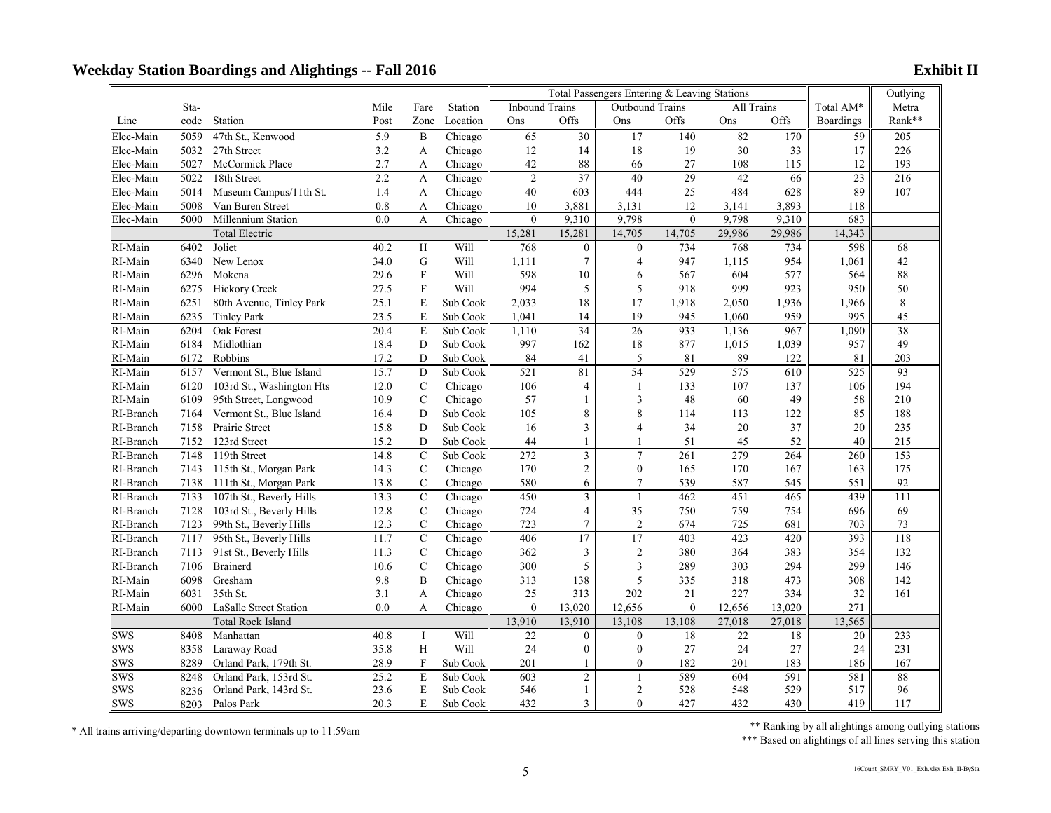## Weekday Station Boardings and Alightings -- Fall 2016

**Exhibit II**

| | | | | | | Total Passengers Entering & Leaving Stations | | | | | | | Outlying |
|---|---|---|---|---|---|---|---|---|---|---|---|---|---|
| | Sta- | | Mile | Fare | Station | Inbound Trains | | Outbound Trains | | All Trains | | Total AM* | Metra |
| Line | code | Station | Post | Zone | Location | Ons | Offs | Ons | Offs | Ons | Offs | Boardings | Rank** |
| Elec-Main | 5059 | 47th St., Kenwood | 5.9 | B | Chicago | 65 | 30 | 17 | 140 | 82 | 170 | 59 | 205 |
| Elec-Main | 5032 | 27th Street | 3.2 | A | Chicago | 12 | 14 | 18 | 19 | 30 | 33 | 17 | 226 |
| Elec-Main | 5027 | McCormick Place | 2.7 | A | Chicago | 42 | 88 | 66 | 27 | 108 | 115 | 12 | 193 |
| Elec-Main | 5022 | 18th Street | 2.2 | A | Chicago | 2 | 37 | 40 | 29 | 42 | 66 | 23 | 216 |
| Elec-Main | 5014 | Museum Campus/11th St. | 1.4 | A | Chicago | 40 | 603 | 444 | 25 | 484 | 628 | 89 | 107 |
| Elec-Main | 5008 | Van Buren Street | 0.8 | A | Chicago | 10 | 3,881 | 3,131 | 12 | 3,141 | 3,893 | 118 | |
| Elec-Main | 5000 | Millennium Station | 0.0 | A | Chicago | 0 | 9,310 | 9,798 | 0 | 9,798 | 9,310 | 683 | |
| | | Total Electric | | | | 15,281 | 15,281 | 14,705 | 14,705 | 29,986 | 29,986 | 14,343 | |
| RI-Main | 6402 | Joliet | 40.2 | H | Will | 768 | 0 | 0 | 734 | 768 | 734 | 598 | 68 |
| RI-Main | 6340 | New Lenox | 34.0 | G | Will | 1,111 | 7 | 4 | 947 | 1,115 | 954 | 1,061 | 42 |
| RI-Main | 6296 | Mokena | 29.6 | F | Will | 598 | 10 | 6 | 567 | 604 | 577 | 564 | 88 |
| RI-Main | 6275 | Hickory Creek | 27.5 | F | Will | 994 | 5 | 5 | 918 | 999 | 923 | 950 | 50 |
| RI-Main | 6251 | 80th Avenue, Tinley Park | 25.1 | E | Sub Cook | 2,033 | 18 | 17 | 1,918 | 2,050 | 1,936 | 1,966 | 8 |
| RI-Main | 6235 | Tinley Park | 23.5 | E | Sub Cook | 1,041 | 14 | 19 | 945 | 1,060 | 959 | 995 | 45 |
| RI-Main | 6204 | Oak Forest | 20.4 | E | Sub Cook | 1,110 | 34 | 26 | 933 | 1,136 | 967 | 1,090 | 38 |
| RI-Main | 6184 | Midlothian | 18.4 | D | Sub Cook | 997 | 162 | 18 | 877 | 1,015 | 1,039 | 957 | 49 |
| RI-Main | 6172 | Robbins | 17.2 | D | Sub Cook | 84 | 41 | 5 | 81 | 89 | 122 | 81 | 203 |
| RI-Main | 6157 | Vermont St., Blue Island | 15.7 | D | Sub Cook | 521 | 81 | 54 | 529 | 575 | 610 | 525 | 93 |
| RI-Main | 6120 | 103rd St., Washington Hts | 12.0 | C | Chicago | 106 | 4 | 1 | 133 | 107 | 137 | 106 | 194 |
| RI-Main | 6109 | 95th Street, Longwood | 10.9 | C | Chicago | 57 | 1 | 3 | 48 | 60 | 49 | 58 | 210 |
| RI-Branch | 7164 | Vermont St., Blue Island | 16.4 | D | Sub Cook | 105 | 8 | 8 | 114 | 113 | 122 | 85 | 188 |
| RI-Branch | 7158 | Prairie Street | 15.8 | D | Sub Cook | 16 | 3 | 4 | 34 | 20 | 37 | 20 | 235 |
| RI-Branch | 7152 | 123rd Street | 15.2 | D | Sub Cook | 44 | 1 | 1 | 51 | 45 | 52 | 40 | 215 |
| RI-Branch | 7148 | 119th Street | 14.8 | C | Sub Cook | 272 | 3 | 7 | 261 | 279 | 264 | 260 | 153 |
| RI-Branch | 7143 | 115th St., Morgan Park | 14.3 | C | Chicago | 170 | 2 | 0 | 165 | 170 | 167 | 163 | 175 |
| RI-Branch | 7138 | 111th St., Morgan Park | 13.8 | C | Chicago | 580 | 6 | 7 | 539 | 587 | 545 | 551 | 92 |
| RI-Branch | 7133 | 107th St., Beverly Hills | 13.3 | C | Chicago | 450 | 3 | 1 | 462 | 451 | 465 | 439 | 111 |
| RI-Branch | 7128 | 103rd St., Beverly Hills | 12.8 | C | Chicago | 724 | 4 | 35 | 750 | 759 | 754 | 696 | 69 |
| RI-Branch | 7123 | 99th St., Beverly Hills | 12.3 | C | Chicago | 723 | 7 | 2 | 674 | 725 | 681 | 703 | 73 |
| RI-Branch | 7117 | 95th St., Beverly Hills | 11.7 | C | Chicago | 406 | 17 | 17 | 403 | 423 | 420 | 393 | 118 |
| RI-Branch | 7113 | 91st St., Beverly Hills | 11.3 | C | Chicago | 362 | 3 | 2 | 380 | 364 | 383 | 354 | 132 |
| RI-Branch | 7106 | Brainerd | 10.6 | C | Chicago | 300 | 5 | 3 | 289 | 303 | 294 | 299 | 146 |
| RI-Main | 6098 | Gresham | 9.8 | B | Chicago | 313 | 138 | 5 | 335 | 318 | 473 | 308 | 142 |
| RI-Main | 6031 | 35th St. | 3.1 | A | Chicago | 25 | 313 | 202 | 21 | 227 | 334 | 32 | 161 |
| RI-Main | 6000 | LaSalle Street Station | 0.0 | A | Chicago | 0 | 13,020 | 12,656 | 0 | 12,656 | 13,020 | 271 | |
| | | Total Rock Island | | | | 13,910 | 13,910 | 13,108 | 13,108 | 27,018 | 27,018 | 13,565 | |
| SWS | 8408 | Manhattan | 40.8 | I | Will | 22 | 0 | 0 | 18 | 22 | 18 | 20 | 233 |
| SWS | 8358 | Laraway Road | 35.8 | H | Will | 24 | 0 | 0 | 27 | 24 | 27 | 24 | 231 |
| SWS | 8289 | Orland Park, 179th St. | 28.9 | F | Sub Cook | 201 | 1 | 0 | 182 | 201 | 183 | 186 | 167 |
| SWS | 8248 | Orland Park, 153rd St. | 25.2 | E | Sub Cook | 603 | 2 | 1 | 589 | 604 | 591 | 581 | 88 |
| SWS | 8236 | Orland Park, 143rd St. | 23.6 | E | Sub Cook | 546 | 1 | 2 | 528 | 548 | 529 | 517 | 96 |
| SWS | 8203 | Palos Park | 20.3 | E | Sub Cook | 432 | 3 | 0 | 427 | 432 | 430 | 419 | 117 |

* All trains arriving/departing downtown terminals up to 11:59am

** Ranking by all alightings among outlying stations

*** Based on alightings of all lines serving this station

16Count_SMRY_V01_Exh.xlsx Exh_II-BySta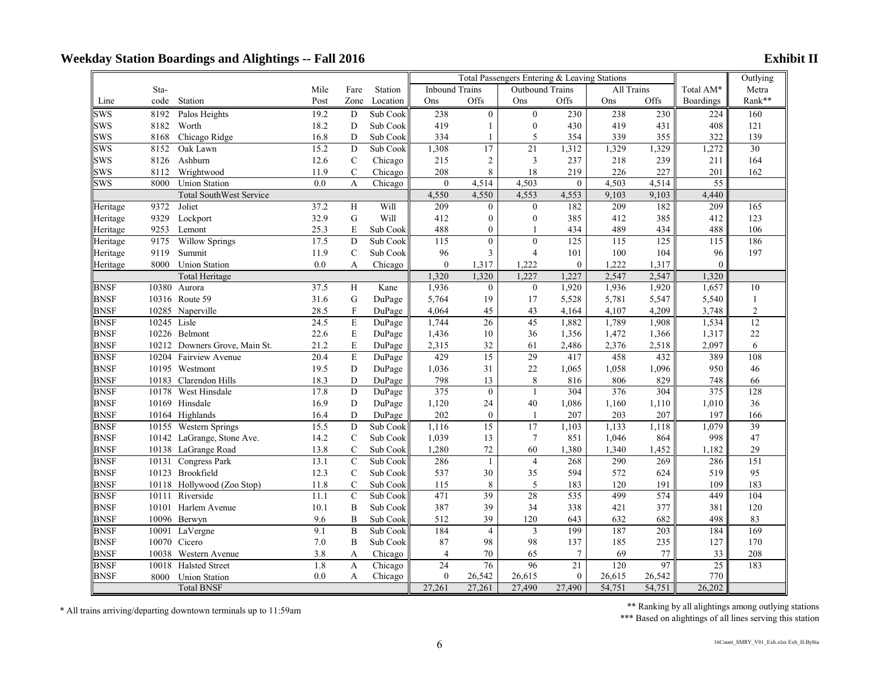## Weekday Station Boardings and Alightings -- Fall 2016

**Exhibit II**

| Line | Sta-code | Station | Mile Post | Fare Zone | Station Location | Inbound Trains Ons | Inbound Trains Offs | Outbound Trains Ons | Outbound Trains Offs | All Trains Ons | All Trains Offs | Total AM* Boardings | Outlying Metra Rank** |
|---|---|---|---|---|---|---|---|---|---|---|---|---|---|
| | | | | | | Total Passengers Entering & Leaving Stations | | | | | | | |
| SWS | 8192 | Palos Heights | 19.2 | D | Sub Cook | 238 | 0 | 0 | 230 | 238 | 230 | 224 | 160 |
| SWS | 8182 | Worth | 18.2 | D | Sub Cook | 419 | 1 | 0 | 430 | 419 | 431 | 408 | 121 |
| SWS | 8168 | Chicago Ridge | 16.8 | D | Sub Cook | 334 | 1 | 5 | 354 | 339 | 355 | 322 | 139 |
| SWS | 8152 | Oak Lawn | 15.2 | D | Sub Cook | 1,308 | 17 | 21 | 1,312 | 1,329 | 1,329 | 1,272 | 30 |
| SWS | 8126 | Ashburn | 12.6 | C | Chicago | 215 | 2 | 3 | 237 | 218 | 239 | 211 | 164 |
| SWS | 8112 | Wrightwood | 11.9 | C | Chicago | 208 | 8 | 18 | 219 | 226 | 227 | 201 | 162 |
| SWS | 8000 | Union Station | 0.0 | A | Chicago | 0 | 4,514 | 4,503 | 0 | 4,503 | 4,514 | 55 | |
| | | Total SouthWest Service | | | | 4,550 | 4,550 | 4,553 | 4,553 | 9,103 | 9,103 | 4,440 | |
| Heritage | 9372 | Joliet | 37.2 | H | Will | 209 | 0 | 0 | 182 | 209 | 182 | 209 | 165 |
| Heritage | 9329 | Lockport | 32.9 | G | Will | 412 | 0 | 0 | 385 | 412 | 385 | 412 | 123 |
| Heritage | 9253 | Lemont | 25.3 | E | Sub Cook | 488 | 0 | 1 | 434 | 489 | 434 | 488 | 106 |
| Heritage | 9175 | Willow Springs | 17.5 | D | Sub Cook | 115 | 0 | 0 | 125 | 115 | 125 | 115 | 186 |
| Heritage | 9119 | Summit | 11.9 | C | Sub Cook | 96 | 3 | 4 | 101 | 100 | 104 | 96 | 197 |
| Heritage | 8000 | Union Station | 0.0 | A | Chicago | 0 | 1,317 | 1,222 | 0 | 1,222 | 1,317 | 0 | |
| | | Total Heritage | | | | 1,320 | 1,320 | 1,227 | 1,227 | 2,547 | 2,547 | 1,320 | |
| BNSF | 10380 | Aurora | 37.5 | H | Kane | 1,936 | 0 | 0 | 1,920 | 1,936 | 1,920 | 1,657 | 10 |
| BNSF | 10316 | Route 59 | 31.6 | G | DuPage | 5,764 | 19 | 17 | 5,528 | 5,781 | 5,547 | 5,540 | 1 |
| BNSF | 10285 | Naperville | 28.5 | F | DuPage | 4,064 | 45 | 43 | 4,164 | 4,107 | 4,209 | 3,748 | 2 |
| BNSF | 10245 | Lisle | 24.5 | E | DuPage | 1,744 | 26 | 45 | 1,882 | 1,789 | 1,908 | 1,534 | 12 |
| BNSF | 10226 | Belmont | 22.6 | E | DuPage | 1,436 | 10 | 36 | 1,356 | 1,472 | 1,366 | 1,317 | 22 |
| BNSF | 10212 | Downers Grove, Main St. | 21.2 | E | DuPage | 2,315 | 32 | 61 | 2,486 | 2,376 | 2,518 | 2,097 | 6 |
| BNSF | 10204 | Fairview Avenue | 20.4 | E | DuPage | 429 | 15 | 29 | 417 | 458 | 432 | 389 | 108 |
| BNSF | 10195 | Westmont | 19.5 | D | DuPage | 1,036 | 31 | 22 | 1,065 | 1,058 | 1,096 | 950 | 46 |
| BNSF | 10183 | Clarendon Hills | 18.3 | D | DuPage | 798 | 13 | 8 | 816 | 806 | 829 | 748 | 66 |
| BNSF | 10178 | West Hinsdale | 17.8 | D | DuPage | 375 | 0 | 1 | 304 | 376 | 304 | 375 | 128 |
| BNSF | 10169 | Hinsdale | 16.9 | D | DuPage | 1,120 | 24 | 40 | 1,086 | 1,160 | 1,110 | 1,010 | 36 |
| BNSF | 10164 | Highlands | 16.4 | D | DuPage | 202 | 0 | 1 | 207 | 203 | 207 | 197 | 166 |
| BNSF | 10155 | Western Springs | 15.5 | D | Sub Cook | 1,116 | 15 | 17 | 1,103 | 1,133 | 1,118 | 1,079 | 39 |
| BNSF | 10142 | LaGrange, Stone Ave. | 14.2 | C | Sub Cook | 1,039 | 13 | 7 | 851 | 1,046 | 864 | 998 | 47 |
| BNSF | 10138 | LaGrange Road | 13.8 | C | Sub Cook | 1,280 | 72 | 60 | 1,380 | 1,340 | 1,452 | 1,182 | 29 |
| BNSF | 10131 | Congress Park | 13.1 | C | Sub Cook | 286 | 1 | 4 | 268 | 290 | 269 | 286 | 151 |
| BNSF | 10123 | Brookfield | 12.3 | C | Sub Cook | 537 | 30 | 35 | 594 | 572 | 624 | 519 | 95 |
| BNSF | 10118 | Hollywood (Zoo Stop) | 11.8 | C | Sub Cook | 115 | 8 | 5 | 183 | 120 | 191 | 109 | 183 |
| BNSF | 10111 | Riverside | 11.1 | C | Sub Cook | 471 | 39 | 28 | 535 | 499 | 574 | 449 | 104 |
| BNSF | 10101 | Harlem Avenue | 10.1 | B | Sub Cook | 387 | 39 | 34 | 338 | 421 | 377 | 381 | 120 |
| BNSF | 10096 | Berwyn | 9.6 | B | Sub Cook | 512 | 39 | 120 | 643 | 632 | 682 | 498 | 83 |
| BNSF | 10091 | LaVergne | 9.1 | B | Sub Cook | 184 | 4 | 3 | 199 | 187 | 203 | 184 | 169 |
| BNSF | 10070 | Cicero | 7.0 | B | Sub Cook | 87 | 98 | 98 | 137 | 185 | 235 | 127 | 170 |
| BNSF | 10038 | Western Avenue | 3.8 | A | Chicago | 4 | 70 | 65 | 7 | 69 | 77 | 33 | 208 |
| BNSF | 10018 | Halsted Street | 1.8 | A | Chicago | 24 | 76 | 96 | 21 | 120 | 97 | 25 | 183 |
| BNSF | 8000 | Union Station | 0.0 | A | Chicago | 0 | 26,542 | 26,615 | 0 | 26,615 | 26,542 | 770 | |
| | | Total BNSF | | | | 27,261 | 27,261 | 27,490 | 27,490 | 54,751 | 54,751 | 26,202 | |

\* All trains arriving/departing downtown terminals up to 11:59am

** Ranking by all alightings among outlying stations

*** Based on alightings of all lines serving this station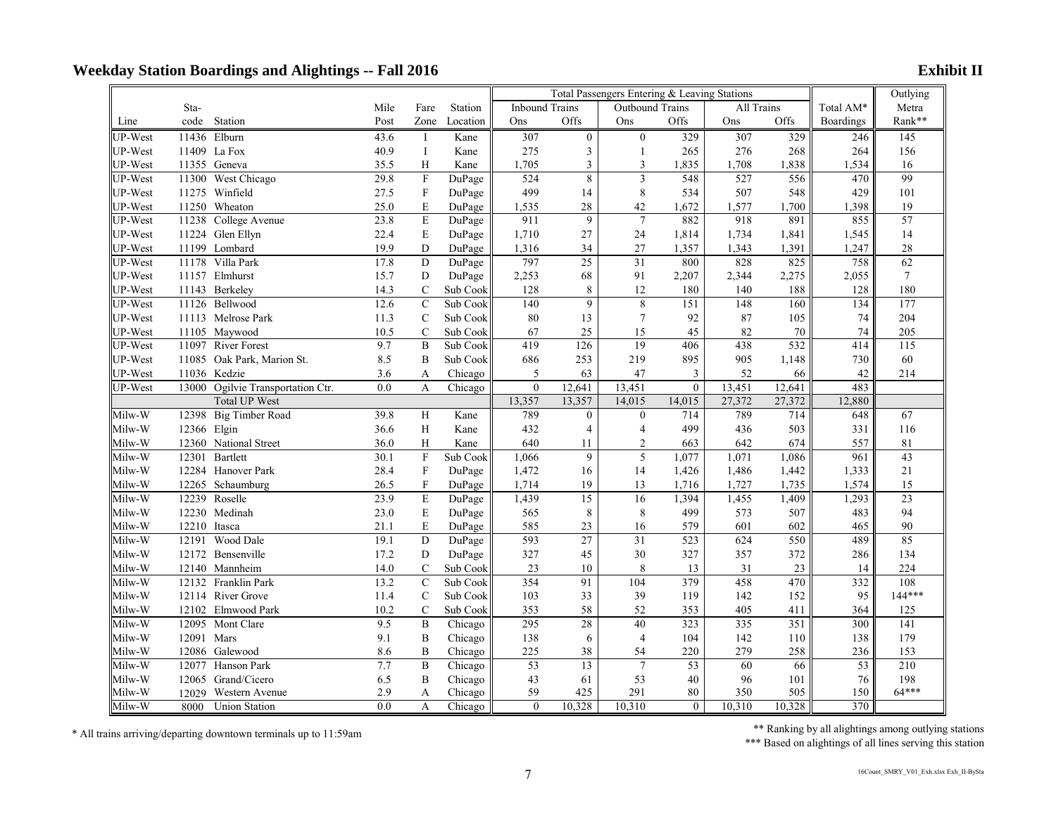## Weekday Station Boardings and Alightings -- Fall 2016

**Exhibit II**

| | | | | | | Total Passengers Entering & Leaving Stations | | | | | | | Outlying |
|---|---|---|---|---|---|---|---|---|---|---|---|---|---|
| | Sta- | | Mile | Fare | Station | Inbound Trains | | Outbound Trains | | All Trains | | Total AM* | Metra |
| Line | code | Station | Post | Zone | Location | Ons | Offs | Ons | Offs | Ons | Offs | Boardings | Rank** |
| UP-West | 11436 | Elburn | 43.6 | I | Kane | 307 | 0 | 0 | 329 | 307 | 329 | 246 | 145 |
| UP-West | 11409 | La Fox | 40.9 | I | Kane | 275 | 3 | 1 | 265 | 276 | 268 | 264 | 156 |
| UP-West | 11355 | Geneva | 35.5 | H | Kane | 1,705 | 3 | 3 | 1,835 | 1,708 | 1,838 | 1,534 | 16 |
| UP-West | 11300 | West Chicago | 29.8 | F | DuPage | 524 | 8 | 3 | 548 | 527 | 556 | 470 | 99 |
| UP-West | 11275 | Winfield | 27.5 | F | DuPage | 499 | 14 | 8 | 534 | 507 | 548 | 429 | 101 |
| UP-West | 11250 | Wheaton | 25.0 | E | DuPage | 1,535 | 28 | 42 | 1,672 | 1,577 | 1,700 | 1,398 | 19 |
| UP-West | 11238 | College Avenue | 23.8 | E | DuPage | 911 | 9 | 7 | 882 | 918 | 891 | 855 | 57 |
| UP-West | 11224 | Glen Ellyn | 22.4 | E | DuPage | 1,710 | 27 | 24 | 1,814 | 1,734 | 1,841 | 1,545 | 14 |
| UP-West | 11199 | Lombard | 19.9 | D | DuPage | 1,316 | 34 | 27 | 1,357 | 1,343 | 1,391 | 1,247 | 28 |
| UP-West | 11178 | Villa Park | 17.8 | D | DuPage | 797 | 25 | 31 | 800 | 828 | 825 | 758 | 62 |
| UP-West | 11157 | Elmhurst | 15.7 | D | DuPage | 2,253 | 68 | 91 | 2,207 | 2,344 | 2,275 | 2,055 | 7 |
| UP-West | 11143 | Berkeley | 14.3 | C | Sub Cook | 128 | 8 | 12 | 180 | 140 | 188 | 128 | 180 |
| UP-West | 11126 | Bellwood | 12.6 | C | Sub Cook | 140 | 9 | 8 | 151 | 148 | 160 | 134 | 177 |
| UP-West | 11113 | Melrose Park | 11.3 | C | Sub Cook | 80 | 13 | 7 | 92 | 87 | 105 | 74 | 204 |
| UP-West | 11105 | Maywood | 10.5 | C | Sub Cook | 67 | 25 | 15 | 45 | 82 | 70 | 74 | 205 |
| UP-West | 11097 | River Forest | 9.7 | B | Sub Cook | 419 | 126 | 19 | 406 | 438 | 532 | 414 | 115 |
| UP-West | 11085 | Oak Park, Marion St. | 8.5 | B | Sub Cook | 686 | 253 | 219 | 895 | 905 | 1,148 | 730 | 60 |
| UP-West | 11036 | Kedzie | 3.6 | A | Chicago | 5 | 63 | 47 | 3 | 52 | 66 | 42 | 214 |
| UP-West | 13000 | Ogilvie Transportation Ctr. | 0.0 | A | Chicago | 0 | 12,641 | 13,451 | 0 | 13,451 | 12,641 | 483 | |
| | | Total UP West | | | | 13,357 | 13,357 | 14,015 | 14,015 | 27,372 | 27,372 | 12,880 | |
| Milw-W | 12398 | Big Timber Road | 39.8 | H | Kane | 789 | 0 | 0 | 714 | 789 | 714 | 648 | 67 |
| Milw-W | 12366 | Elgin | 36.6 | H | Kane | 432 | 4 | 4 | 499 | 436 | 503 | 331 | 116 |
| Milw-W | 12360 | National Street | 36.0 | H | Kane | 640 | 11 | 2 | 663 | 642 | 674 | 557 | 81 |
| Milw-W | 12301 | Bartlett | 30.1 | F | Sub Cook | 1,066 | 9 | 5 | 1,077 | 1,071 | 1,086 | 961 | 43 |
| Milw-W | 12284 | Hanover Park | 28.4 | F | DuPage | 1,472 | 16 | 14 | 1,426 | 1,486 | 1,442 | 1,333 | 21 |
| Milw-W | 12265 | Schaumburg | 26.5 | F | DuPage | 1,714 | 19 | 13 | 1,716 | 1,727 | 1,735 | 1,574 | 15 |
| Milw-W | 12239 | Roselle | 23.9 | E | DuPage | 1,439 | 15 | 16 | 1,394 | 1,455 | 1,409 | 1,293 | 23 |
| Milw-W | 12230 | Medinah | 23.0 | E | DuPage | 565 | 8 | 8 | 499 | 573 | 507 | 483 | 94 |
| Milw-W | 12210 | Itasca | 21.1 | E | DuPage | 585 | 23 | 16 | 579 | 601 | 602 | 465 | 90 |
| Milw-W | 12191 | Wood Dale | 19.1 | D | DuPage | 593 | 27 | 31 | 523 | 624 | 550 | 489 | 85 |
| Milw-W | 12172 | Bensenville | 17.2 | D | DuPage | 327 | 45 | 30 | 327 | 357 | 372 | 286 | 134 |
| Milw-W | 12140 | Mannheim | 14.0 | C | Sub Cook | 23 | 10 | 8 | 13 | 31 | 23 | 14 | 224 |
| Milw-W | 12132 | Franklin Park | 13.2 | C | Sub Cook | 354 | 91 | 104 | 379 | 458 | 470 | 332 | 108 |
| Milw-W | 12114 | River Grove | 11.4 | C | Sub Cook | 103 | 33 | 39 | 119 | 142 | 152 | 95 | 144*** |
| Milw-W | 12102 | Elmwood Park | 10.2 | C | Sub Cook | 353 | 58 | 52 | 353 | 405 | 411 | 364 | 125 |
| Milw-W | 12095 | Mont Clare | 9.5 | B | Chicago | 295 | 28 | 40 | 323 | 335 | 351 | 300 | 141 |
| Milw-W | 12091 | Mars | 9.1 | B | Chicago | 138 | 6 | 4 | 104 | 142 | 110 | 138 | 179 |
| Milw-W | 12086 | Galewood | 8.6 | B | Chicago | 225 | 38 | 54 | 220 | 279 | 258 | 236 | 153 |
| Milw-W | 12077 | Hanson Park | 7.7 | B | Chicago | 53 | 13 | 7 | 53 | 60 | 66 | 53 | 210 |
| Milw-W | 12065 | Grand/Cicero | 6.5 | B | Chicago | 43 | 61 | 53 | 40 | 96 | 101 | 76 | 198 |
| Milw-W | 12029 | Western Avenue | 2.9 | A | Chicago | 59 | 425 | 291 | 80 | 350 | 505 | 150 | 64*** |
| Milw-W | 8000 | Union Station | 0.0 | A | Chicago | 0 | 10,328 | 10,310 | 0 | 10,310 | 10,328 | 370 | |

\* All trains arriving/departing downtown terminals up to 11:59am

\*\* Ranking by all alightings among outlying stations

\*\*\* Based on alightings of all lines serving this station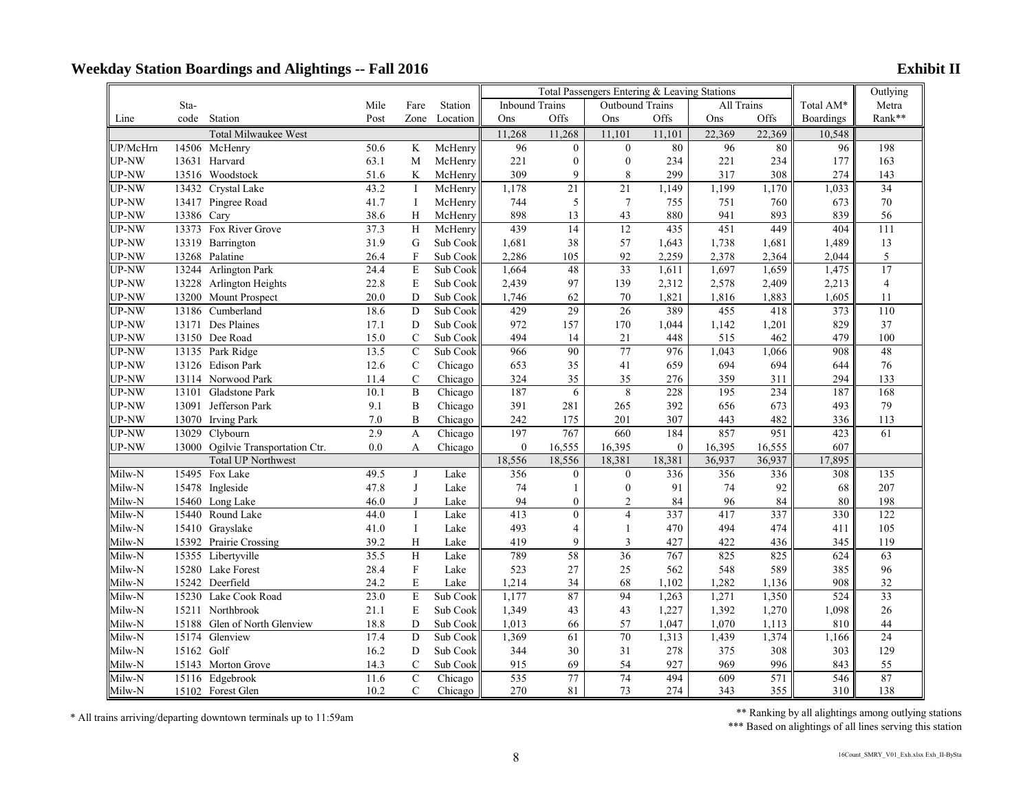## Weekday Station Boardings and Alightings -- Fall 2016

**Exhibit II**

| | | | | | | Total Passengers Entering & Leaving Stations | | | | | | | Outlying |
|---|---|---|---|---|---|---|---|---|---|---|---|---|---|
| | Sta- | | Mile | Fare | Station | Inbound Trains | | Outbound Trains | | All Trains | | Total AM* | Metra |
| Line | code | Station | Post | Zone | Location | Ons | Offs | Ons | Offs | Ons | Offs | Boardings | Rank** |
| | | Total Milwaukee West | | | | 11,268 | 11,268 | 11,101 | 11,101 | 22,369 | 22,369 | 10,548 | |
| UP/McHrn | 14506 | McHenry | 50.6 | K | McHenry | 96 | 0 | 0 | 80 | 96 | 80 | 96 | 198 |
| UP-NW | 13631 | Harvard | 63.1 | M | McHenry | 221 | 0 | 0 | 234 | 221 | 234 | 177 | 163 |
| UP-NW | 13516 | Woodstock | 51.6 | K | McHenry | 309 | 9 | 8 | 299 | 317 | 308 | 274 | 143 |
| UP-NW | 13432 | Crystal Lake | 43.2 | I | McHenry | 1,178 | 21 | 21 | 1,149 | 1,199 | 1,170 | 1,033 | 34 |
| UP-NW | 13417 | Pingree Road | 41.7 | I | McHenry | 744 | 5 | 7 | 755 | 751 | 760 | 673 | 70 |
| UP-NW | 13386 | Cary | 38.6 | H | McHenry | 898 | 13 | 43 | 880 | 941 | 893 | 839 | 56 |
| UP-NW | 13373 | Fox River Grove | 37.3 | H | McHenry | 439 | 14 | 12 | 435 | 451 | 449 | 404 | 111 |
| UP-NW | 13319 | Barrington | 31.9 | G | Sub Cook | 1,681 | 38 | 57 | 1,643 | 1,738 | 1,681 | 1,489 | 13 |
| UP-NW | 13268 | Palatine | 26.4 | F | Sub Cook | 2,286 | 105 | 92 | 2,259 | 2,378 | 2,364 | 2,044 | 5 |
| UP-NW | 13244 | Arlington Park | 24.4 | E | Sub Cook | 1,664 | 48 | 33 | 1,611 | 1,697 | 1,659 | 1,475 | 17 |
| UP-NW | 13228 | Arlington Heights | 22.8 | E | Sub Cook | 2,439 | 97 | 139 | 2,312 | 2,578 | 2,409 | 2,213 | 4 |
| UP-NW | 13200 | Mount Prospect | 20.0 | D | Sub Cook | 1,746 | 62 | 70 | 1,821 | 1,816 | 1,883 | 1,605 | 11 |
| UP-NW | 13186 | Cumberland | 18.6 | D | Sub Cook | 429 | 29 | 26 | 389 | 455 | 418 | 373 | 110 |
| UP-NW | 13171 | Des Plaines | 17.1 | D | Sub Cook | 972 | 157 | 170 | 1,044 | 1,142 | 1,201 | 829 | 37 |
| UP-NW | 13150 | Dee Road | 15.0 | C | Sub Cook | 494 | 14 | 21 | 448 | 515 | 462 | 479 | 100 |
| UP-NW | 13135 | Park Ridge | 13.5 | C | Sub Cook | 966 | 90 | 77 | 976 | 1,043 | 1,066 | 908 | 48 |
| UP-NW | 13126 | Edison Park | 12.6 | C | Chicago | 653 | 35 | 41 | 659 | 694 | 694 | 644 | 76 |
| UP-NW | 13114 | Norwood Park | 11.4 | C | Chicago | 324 | 35 | 35 | 276 | 359 | 311 | 294 | 133 |
| UP-NW | 13101 | Gladstone Park | 10.1 | B | Chicago | 187 | 6 | 8 | 228 | 195 | 234 | 187 | 168 |
| UP-NW | 13091 | Jefferson Park | 9.1 | B | Chicago | 391 | 281 | 265 | 392 | 656 | 673 | 493 | 79 |
| UP-NW | 13070 | Irving Park | 7.0 | B | Chicago | 242 | 175 | 201 | 307 | 443 | 482 | 336 | 113 |
| UP-NW | 13029 | Clybourn | 2.9 | A | Chicago | 197 | 767 | 660 | 184 | 857 | 951 | 423 | 61 |
| UP-NW | 13000 | Ogilvie Transportation Ctr. | 0.0 | A | Chicago | 0 | 16,555 | 16,395 | 0 | 16,395 | 16,555 | 607 | |
| | | Total UP Northwest | | | | 18,556 | 18,556 | 18,381 | 18,381 | 36,937 | 36,937 | 17,895 | |
| Milw-N | 15495 | Fox Lake | 49.5 | J | Lake | 356 | 0 | 0 | 336 | 356 | 336 | 308 | 135 |
| Milw-N | 15478 | Ingleside | 47.8 | J | Lake | 74 | 1 | 0 | 91 | 74 | 92 | 68 | 207 |
| Milw-N | 15460 | Long Lake | 46.0 | J | Lake | 94 | 0 | 2 | 84 | 96 | 84 | 80 | 198 |
| Milw-N | 15440 | Round Lake | 44.0 | I | Lake | 413 | 0 | 4 | 337 | 417 | 337 | 330 | 122 |
| Milw-N | 15410 | Grayslake | 41.0 | I | Lake | 493 | 4 | 1 | 470 | 494 | 474 | 411 | 105 |
| Milw-N | 15392 | Prairie Crossing | 39.2 | H | Lake | 419 | 9 | 3 | 427 | 422 | 436 | 345 | 119 |
| Milw-N | 15355 | Libertyville | 35.5 | H | Lake | 789 | 58 | 36 | 767 | 825 | 825 | 624 | 63 |
| Milw-N | 15280 | Lake Forest | 28.4 | F | Lake | 523 | 27 | 25 | 562 | 548 | 589 | 385 | 96 |
| Milw-N | 15242 | Deerfield | 24.2 | E | Lake | 1,214 | 34 | 68 | 1,102 | 1,282 | 1,136 | 908 | 32 |
| Milw-N | 15230 | Lake Cook Road | 23.0 | E | Sub Cook | 1,177 | 87 | 94 | 1,263 | 1,271 | 1,350 | 524 | 33 |
| Milw-N | 15211 | Northbrook | 21.1 | E | Sub Cook | 1,349 | 43 | 43 | 1,227 | 1,392 | 1,270 | 1,098 | 26 |
| Milw-N | 15188 | Glen of North Glenview | 18.8 | D | Sub Cook | 1,013 | 66 | 57 | 1,047 | 1,070 | 1,113 | 810 | 44 |
| Milw-N | 15174 | Glenview | 17.4 | D | Sub Cook | 1,369 | 61 | 70 | 1,313 | 1,439 | 1,374 | 1,166 | 24 |
| Milw-N | 15162 | Golf | 16.2 | D | Sub Cook | 344 | 30 | 31 | 278 | 375 | 308 | 303 | 129 |
| Milw-N | 15143 | Morton Grove | 14.3 | C | Sub Cook | 915 | 69 | 54 | 927 | 969 | 996 | 843 | 55 |
| Milw-N | 15116 | Edgebrook | 11.6 | C | Chicago | 535 | 77 | 74 | 494 | 609 | 571 | 546 | 87 |
| Milw-N | 15102 | Forest Glen | 10.2 | C | Chicago | 270 | 81 | 73 | 274 | 343 | 355 | 310 | 138 |

\* All trains arriving/departing downtown terminals up to 11:59am

** Ranking by all alightings among outlying stations

*** Based on alightings of all lines serving this station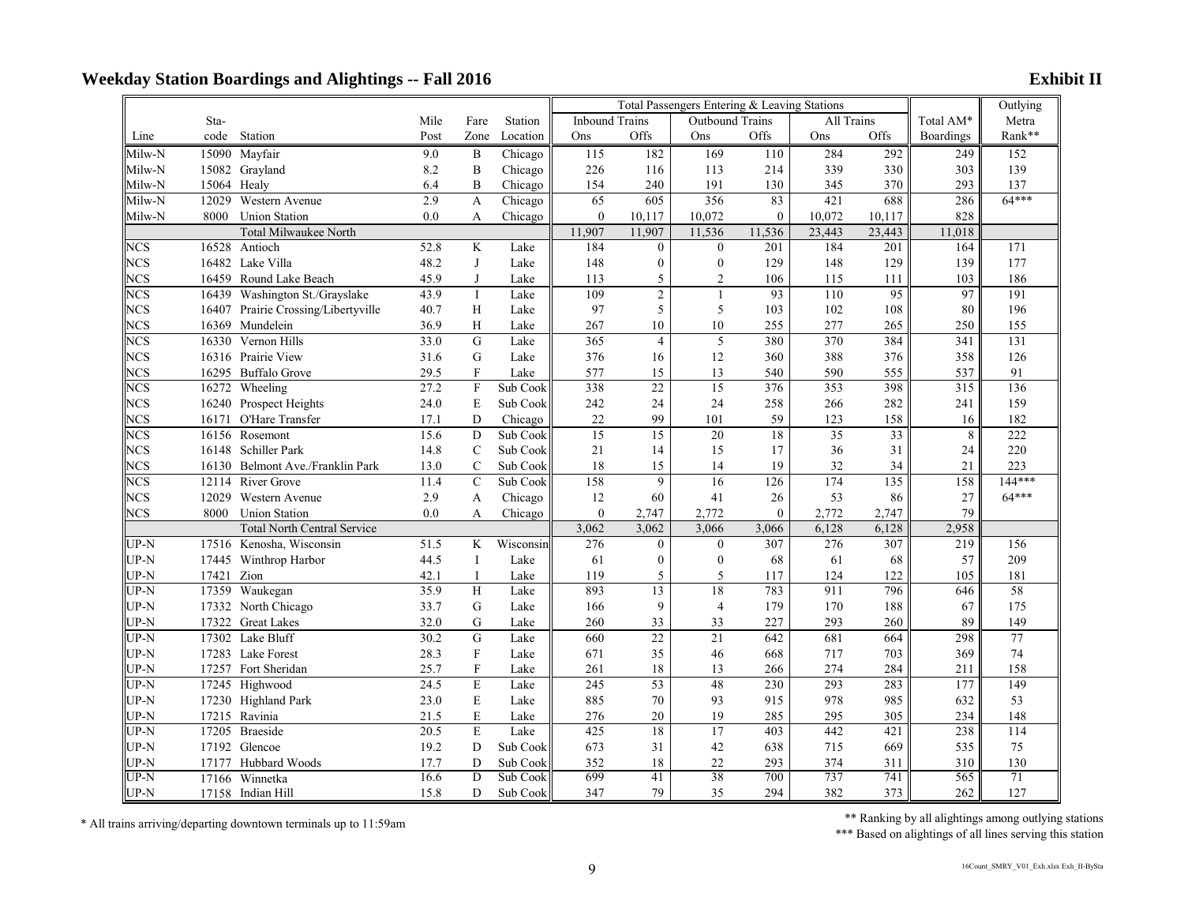## Weekday Station Boardings and Alightings -- Fall 2016

**Exhibit II**

| | | | | | | Total Passengers Entering & Leaving Stations | | | | | | | Outlying |
|---|---|---|---|---|---|---|---|---|---|---|---|---|---|
| | Sta- | | Mile | Fare | Station | Inbound Trains | | Outbound Trains | | All Trains | | Total AM* | Metra |
| Line | code | Station | Post | Zone | Location | Ons | Offs | Ons | Offs | Ons | Offs | Boardings | Rank** |
| Milw-N | 15090 | Mayfair | 9.0 | B | Chicago | 115 | 182 | 169 | 110 | 284 | 292 | 249 | 152 |
| Milw-N | 15082 | Grayland | 8.2 | B | Chicago | 226 | 116 | 113 | 214 | 339 | 330 | 303 | 139 |
| Milw-N | 15064 | Healy | 6.4 | B | Chicago | 154 | 240 | 191 | 130 | 345 | 370 | 293 | 137 |
| Milw-N | 12029 | Western Avenue | 2.9 | A | Chicago | 65 | 605 | 356 | 83 | 421 | 688 | 286 | 64*** |
| Milw-N | 8000 | Union Station | 0.0 | A | Chicago | 0 | 10,117 | 10,072 | 0 | 10,072 | 10,117 | 828 | |
| | | Total Milwaukee North | | | | 11,907 | 11,907 | 11,536 | 11,536 | 23,443 | 23,443 | 11,018 | |
| NCS | 16528 | Antioch | 52.8 | K | Lake | 184 | 0 | 0 | 201 | 184 | 201 | 164 | 171 |
| NCS | 16482 | Lake Villa | 48.2 | J | Lake | 148 | 0 | 0 | 129 | 148 | 129 | 139 | 177 |
| NCS | 16459 | Round Lake Beach | 45.9 | J | Lake | 113 | 5 | 2 | 106 | 115 | 111 | 103 | 186 |
| NCS | 16439 | Washington St./Grayslake | 43.9 | I | Lake | 109 | 2 | 1 | 93 | 110 | 95 | 97 | 191 |
| NCS | 16407 | Prairie Crossing/Libertyville | 40.7 | H | Lake | 97 | 5 | 5 | 103 | 102 | 108 | 80 | 196 |
| NCS | 16369 | Mundelein | 36.9 | H | Lake | 267 | 10 | 10 | 255 | 277 | 265 | 250 | 155 |
| NCS | 16330 | Vernon Hills | 33.0 | G | Lake | 365 | 4 | 5 | 380 | 370 | 384 | 341 | 131 |
| NCS | 16316 | Prairie View | 31.6 | G | Lake | 376 | 16 | 12 | 360 | 388 | 376 | 358 | 126 |
| NCS | 16295 | Buffalo Grove | 29.5 | F | Lake | 577 | 15 | 13 | 540 | 590 | 555 | 537 | 91 |
| NCS | 16272 | Wheeling | 27.2 | F | Sub Cook | 338 | 22 | 15 | 376 | 353 | 398 | 315 | 136 |
| NCS | 16240 | Prospect Heights | 24.0 | E | Sub Cook | 242 | 24 | 24 | 258 | 266 | 282 | 241 | 159 |
| NCS | 16171 | O'Hare Transfer | 17.1 | D | Chicago | 22 | 99 | 101 | 59 | 123 | 158 | 16 | 182 |
| NCS | 16156 | Rosemont | 15.6 | D | Sub Cook | 15 | 15 | 20 | 18 | 35 | 33 | 8 | 222 |
| NCS | 16148 | Schiller Park | 14.8 | C | Sub Cook | 21 | 14 | 15 | 17 | 36 | 31 | 24 | 220 |
| NCS | 16130 | Belmont Ave./Franklin Park | 13.0 | C | Sub Cook | 18 | 15 | 14 | 19 | 32 | 34 | 21 | 223 |
| NCS | 12114 | River Grove | 11.4 | C | Sub Cook | 158 | 9 | 16 | 126 | 174 | 135 | 158 | 144*** |
| NCS | 12029 | Western Avenue | 2.9 | A | Chicago | 12 | 60 | 41 | 26 | 53 | 86 | 27 | 64*** |
| NCS | 8000 | Union Station | 0.0 | A | Chicago | 0 | 2,747 | 2,772 | 0 | 2,772 | 2,747 | 79 | |
| | | Total North Central Service | | | | 3,062 | 3,062 | 3,066 | 3,066 | 6,128 | 6,128 | 2,958 | |
| UP-N | 17516 | Kenosha, Wisconsin | 51.5 | K | Wisconsin | 276 | 0 | 0 | 307 | 276 | 307 | 219 | 156 |
| UP-N | 17445 | Winthrop Harbor | 44.5 | I | Lake | 61 | 0 | 0 | 68 | 61 | 68 | 57 | 209 |
| UP-N | 17421 | Zion | 42.1 | I | Lake | 119 | 5 | 5 | 117 | 124 | 122 | 105 | 181 |
| UP-N | 17359 | Waukegan | 35.9 | H | Lake | 893 | 13 | 18 | 783 | 911 | 796 | 646 | 58 |
| UP-N | 17332 | North Chicago | 33.7 | G | Lake | 166 | 9 | 4 | 179 | 170 | 188 | 67 | 175 |
| UP-N | 17322 | Great Lakes | 32.0 | G | Lake | 260 | 33 | 33 | 227 | 293 | 260 | 89 | 149 |
| UP-N | 17302 | Lake Bluff | 30.2 | G | Lake | 660 | 22 | 21 | 642 | 681 | 664 | 298 | 77 |
| UP-N | 17283 | Lake Forest | 28.3 | F | Lake | 671 | 35 | 46 | 668 | 717 | 703 | 369 | 74 |
| UP-N | 17257 | Fort Sheridan | 25.7 | F | Lake | 261 | 18 | 13 | 266 | 274 | 284 | 211 | 158 |
| UP-N | 17245 | Highwood | 24.5 | E | Lake | 245 | 53 | 48 | 230 | 293 | 283 | 177 | 149 |
| UP-N | 17230 | Highland Park | 23.0 | E | Lake | 885 | 70 | 93 | 915 | 978 | 985 | 632 | 53 |
| UP-N | 17215 | Ravinia | 21.5 | E | Lake | 276 | 20 | 19 | 285 | 295 | 305 | 234 | 148 |
| UP-N | 17205 | Braeside | 20.5 | E | Lake | 425 | 18 | 17 | 403 | 442 | 421 | 238 | 114 |
| UP-N | 17192 | Glencoe | 19.2 | D | Sub Cook | 673 | 31 | 42 | 638 | 715 | 669 | 535 | 75 |
| UP-N | 17177 | Hubbard Woods | 17.7 | D | Sub Cook | 352 | 18 | 22 | 293 | 374 | 311 | 310 | 130 |
| UP-N | 17166 | Winnetka | 16.6 | D | Sub Cook | 699 | 41 | 38 | 700 | 737 | 741 | 565 | 71 |
| UP-N | 17158 | Indian Hill | 15.8 | D | Sub Cook | 347 | 79 | 35 | 294 | 382 | 373 | 262 | 127 |

\* All trains arriving/departing downtown terminals up to 11:59am

** Ranking by all alightings among outlying stations

*** Based on alightings of all lines serving this station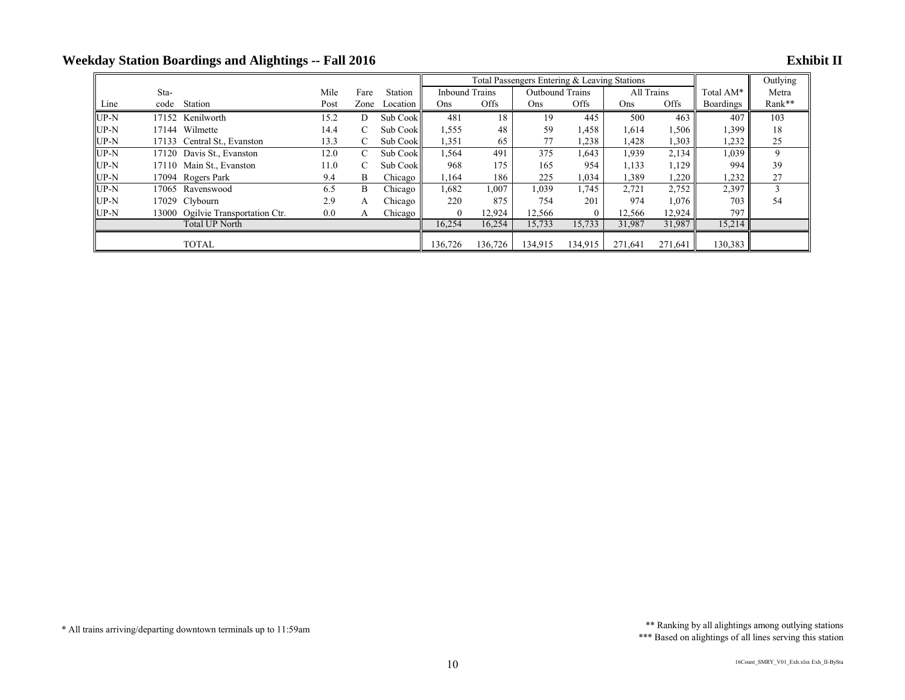## Weekday Station Boardings and Alightings -- Fall 2016

**Exhibit II**

| Line | Sta-code | Station | Mile Post | Fare Zone | Station Location | Inbound Trains Ons | Inbound Trains Offs | Outbound Trains Ons | Outbound Trains Offs | All Trains Ons | All Trains Offs | Total AM* Boardings | Outlying Metra Rank** |
|---|---|---|---|---|---|---|---|---|---|---|---|---|---|
| | | | | | | Total Passengers Entering & Leaving Stations | | | | | | | |
| UP-N | 17152 | Kenilworth | 15.2 | D | Sub Cook | 481 | 18 | 19 | 445 | 500 | 463 | 407 | 103 |
| UP-N | 17144 | Wilmette | 14.4 | C | Sub Cook | 1,555 | 48 | 59 | 1,458 | 1,614 | 1,506 | 1,399 | 18 |
| UP-N | 17133 | Central St., Evanston | 13.3 | C | Sub Cook | 1,351 | 65 | 77 | 1,238 | 1,428 | 1,303 | 1,232 | 25 |
| UP-N | 17120 | Davis St., Evanston | 12.0 | C | Sub Cook | 1,564 | 491 | 375 | 1,643 | 1,939 | 2,134 | 1,039 | 9 |
| UP-N | 17110 | Main St., Evanston | 11.0 | C | Sub Cook | 968 | 175 | 165 | 954 | 1,133 | 1,129 | 994 | 39 |
| UP-N | 17094 | Rogers Park | 9.4 | B | Chicago | 1,164 | 186 | 225 | 1,034 | 1,389 | 1,220 | 1,232 | 27 |
| UP-N | 17065 | Ravenswood | 6.5 | B | Chicago | 1,682 | 1,007 | 1,039 | 1,745 | 2,721 | 2,752 | 2,397 | 3 |
| UP-N | 17029 | Clybourn | 2.9 | A | Chicago | 220 | 875 | 754 | 201 | 974 | 1,076 | 703 | 54 |
| UP-N | 13000 | Ogilvie Transportation Ctr. | 0.0 | A | Chicago | 0 | 12,924 | 12,566 | 0 | 12,566 | 12,924 | 797 | |
| | | Total UP North | | | | 16,254 | 16,254 | 15,733 | 15,733 | 31,987 | 31,987 | 15,214 | |
| | | TOTAL | | | | 136,726 | 136,726 | 134,915 | 134,915 | 271,641 | 271,641 | 130,383 | |

\* All trains arriving/departing downtown terminals up to 11:59am

\** Ranking by all alightings among outlying stations

\*** Based on alightings of all lines serving this station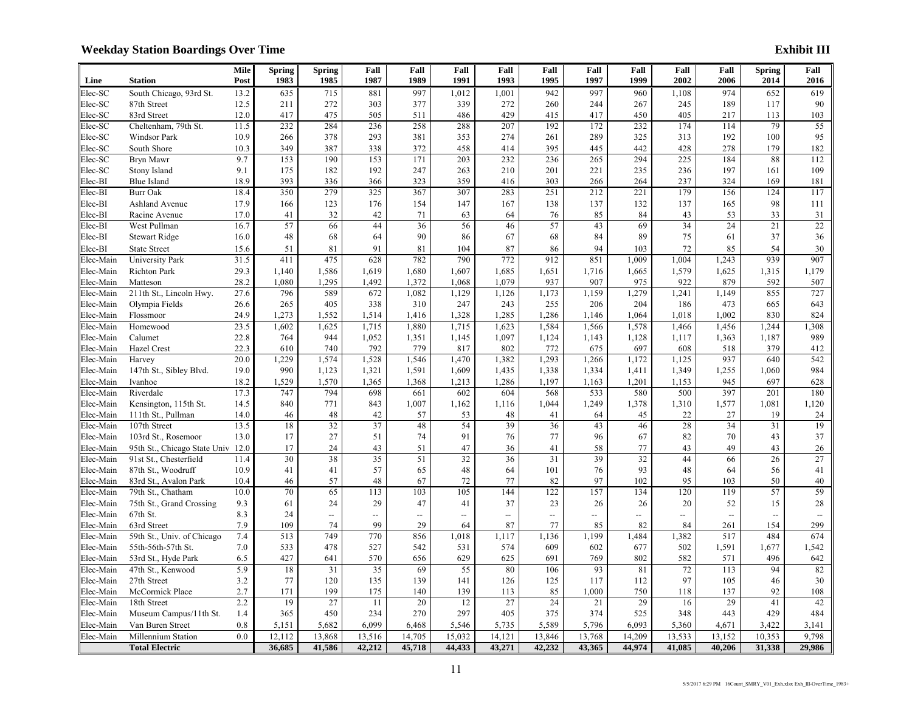## Weekday Station Boardings Over Time

**Exhibit III**

| Line | Station | Mile Post | Spring 1983 | Spring 1985 | Fall 1987 | Fall 1989 | Fall 1991 | Fall 1993 | Fall 1995 | Fall 1997 | Fall 1999 | Fall 2002 | Fall 2006 | Spring 2014 | Fall 2016 |
|---|---|---|---|---|---|---|---|---|---|---|---|---|---|---|---|
| Elec-SC | South Chicago, 93rd St. | 13.2 | 635 | 715 | 881 | 997 | 1,012 | 1,001 | 942 | 997 | 960 | 1,108 | 974 | 652 | 619 |
| Elec-SC | 87th Street | 12.5 | 211 | 272 | 303 | 377 | 339 | 272 | 260 | 244 | 267 | 245 | 189 | 117 | 90 |
| Elec-SC | 83rd Street | 12.0 | 417 | 475 | 505 | 511 | 486 | 429 | 415 | 417 | 450 | 405 | 217 | 113 | 103 |
| Elec-SC | Cheltenham, 79th St. | 11.5 | 232 | 284 | 236 | 258 | 288 | 207 | 192 | 172 | 232 | 174 | 114 | 79 | 55 |
| Elec-SC | Windsor Park | 10.9 | 266 | 378 | 293 | 381 | 353 | 274 | 261 | 289 | 325 | 313 | 192 | 100 | 95 |
| Elec-SC | South Shore | 10.3 | 349 | 387 | 338 | 372 | 458 | 414 | 395 | 445 | 442 | 428 | 278 | 179 | 182 |
| Elec-SC | Bryn Mawr | 9.7 | 153 | 190 | 153 | 171 | 203 | 232 | 236 | 265 | 294 | 225 | 184 | 88 | 112 |
| Elec-SC | Stony Island | 9.1 | 175 | 182 | 192 | 247 | 263 | 210 | 201 | 221 | 235 | 236 | 197 | 161 | 109 |
| Elec-BI | Blue Island | 18.9 | 393 | 336 | 366 | 323 | 359 | 416 | 303 | 266 | 264 | 237 | 324 | 169 | 181 |
| Elec-BI | Burr Oak | 18.4 | 350 | 279 | 325 | 367 | 307 | 283 | 251 | 212 | 221 | 179 | 156 | 124 | 117 |
| Elec-BI | Ashland Avenue | 17.9 | 166 | 123 | 176 | 154 | 147 | 167 | 138 | 137 | 132 | 137 | 165 | 98 | 111 |
| Elec-BI | Racine Avenue | 17.0 | 41 | 32 | 42 | 71 | 63 | 64 | 76 | 85 | 84 | 43 | 53 | 33 | 31 |
| Elec-BI | West Pullman | 16.7 | 57 | 66 | 44 | 36 | 56 | 46 | 57 | 43 | 69 | 34 | 24 | 21 | 22 |
| Elec-BI | Stewart Ridge | 16.0 | 48 | 68 | 64 | 90 | 86 | 67 | 68 | 84 | 89 | 75 | 61 | 37 | 36 |
| Elec-BI | State Street | 15.6 | 51 | 81 | 91 | 81 | 104 | 87 | 86 | 94 | 103 | 72 | 85 | 54 | 30 |
| Elec-Main | University Park | 31.5 | 411 | 475 | 628 | 782 | 790 | 772 | 912 | 851 | 1,009 | 1,004 | 1,243 | 939 | 907 |
| Elec-Main | Richton Park | 29.3 | 1,140 | 1,586 | 1,619 | 1,680 | 1,607 | 1,685 | 1,651 | 1,716 | 1,665 | 1,579 | 1,625 | 1,315 | 1,179 |
| Elec-Main | Matteson | 28.2 | 1,080 | 1,295 | 1,492 | 1,372 | 1,068 | 1,079 | 937 | 907 | 975 | 922 | 879 | 592 | 507 |
| Elec-Main | 211th St., Lincoln Hwy. | 27.6 | 796 | 589 | 672 | 1,082 | 1,129 | 1,126 | 1,173 | 1,159 | 1,279 | 1,241 | 1,149 | 855 | 727 |
| Elec-Main | Olympia Fields | 26.6 | 265 | 405 | 338 | 310 | 247 | 243 | 255 | 206 | 204 | 186 | 473 | 665 | 643 |
| Elec-Main | Flossmoor | 24.9 | 1,273 | 1,552 | 1,514 | 1,416 | 1,328 | 1,285 | 1,286 | 1,146 | 1,064 | 1,018 | 1,002 | 830 | 824 |
| Elec-Main | Homewood | 23.5 | 1,602 | 1,625 | 1,715 | 1,880 | 1,715 | 1,623 | 1,584 | 1,566 | 1,578 | 1,466 | 1,456 | 1,244 | 1,308 |
| Elec-Main | Calumet | 22.8 | 764 | 944 | 1,052 | 1,351 | 1,145 | 1,097 | 1,124 | 1,143 | 1,128 | 1,117 | 1,363 | 1,187 | 989 |
| Elec-Main | Hazel Crest | 22.3 | 610 | 740 | 792 | 779 | 817 | 802 | 772 | 675 | 697 | 608 | 518 | 379 | 412 |
| Elec-Main | Harvey | 20.0 | 1,229 | 1,574 | 1,528 | 1,546 | 1,470 | 1,382 | 1,293 | 1,266 | 1,172 | 1,125 | 937 | 640 | 542 |
| Elec-Main | 147th St., Sibley Blvd. | 19.0 | 990 | 1,123 | 1,321 | 1,591 | 1,609 | 1,435 | 1,338 | 1,334 | 1,411 | 1,349 | 1,255 | 1,060 | 984 |
| Elec-Main | Ivanhoe | 18.2 | 1,529 | 1,570 | 1,365 | 1,368 | 1,213 | 1,286 | 1,197 | 1,163 | 1,201 | 1,153 | 945 | 697 | 628 |
| Elec-Main | Riverdale | 17.3 | 747 | 794 | 698 | 661 | 602 | 604 | 568 | 533 | 580 | 500 | 397 | 201 | 180 |
| Elec-Main | Kensington, 115th St. | 14.5 | 840 | 771 | 843 | 1,007 | 1,162 | 1,116 | 1,044 | 1,249 | 1,378 | 1,310 | 1,577 | 1,081 | 1,120 |
| Elec-Main | 111th St., Pullman | 14.0 | 46 | 48 | 42 | 57 | 53 | 48 | 41 | 64 | 45 | 22 | 27 | 19 | 24 |
| Elec-Main | 107th Street | 13.5 | 18 | 32 | 37 | 48 | 54 | 39 | 36 | 43 | 46 | 28 | 34 | 31 | 19 |
| Elec-Main | 103rd St., Rosemoor | 13.0 | 17 | 27 | 51 | 74 | 91 | 76 | 77 | 96 | 67 | 82 | 70 | 43 | 37 |
| Elec-Main | 95th St., Chicago State Univ | 12.0 | 17 | 24 | 43 | 51 | 47 | 36 | 41 | 58 | 77 | 43 | 49 | 43 | 26 |
| Elec-Main | 91st St., Chesterfield | 11.4 | 30 | 38 | 35 | 51 | 32 | 36 | 31 | 39 | 32 | 44 | 66 | 26 | 27 |
| Elec-Main | 87th St., Woodruff | 10.9 | 41 | 41 | 57 | 65 | 48 | 64 | 101 | 76 | 93 | 48 | 64 | 56 | 41 |
| Elec-Main | 83rd St., Avalon Park | 10.4 | 46 | 57 | 48 | 67 | 72 | 77 | 82 | 97 | 102 | 95 | 103 | 50 | 40 |
| Elec-Main | 79th St., Chatham | 10.0 | 70 | 65 | 113 | 103 | 105 | 144 | 122 | 157 | 134 | 120 | 119 | 57 | 59 |
| Elec-Main | 75th St., Grand Crossing | 9.3 | 61 | 24 | 29 | 47 | 41 | 37 | 23 | 26 | 26 | 20 | 52 | 15 | 28 |
| Elec-Main | 67th St. | 8.3 | 24 | -- | -- | -- | -- | -- | -- | -- | -- | -- | -- | -- | -- |
| Elec-Main | 63rd Street | 7.9 | 109 | 74 | 99 | 29 | 64 | 87 | 77 | 85 | 82 | 84 | 261 | 154 | 299 |
| Elec-Main | 59th St., Univ. of Chicago | 7.4 | 513 | 749 | 770 | 856 | 1,018 | 1,117 | 1,136 | 1,199 | 1,484 | 1,382 | 517 | 484 | 674 |
| Elec-Main | 55th-56th-57th St. | 7.0 | 533 | 478 | 527 | 542 | 531 | 574 | 609 | 602 | 677 | 502 | 1,591 | 1,677 | 1,542 |
| Elec-Main | 53rd St., Hyde Park | 6.5 | 427 | 641 | 570 | 656 | 629 | 625 | 691 | 769 | 802 | 582 | 571 | 496 | 642 |
| Elec-Main | 47th St., Kenwood | 5.9 | 18 | 31 | 35 | 69 | 55 | 80 | 106 | 93 | 81 | 72 | 113 | 94 | 82 |
| Elec-Main | 27th Street | 3.2 | 77 | 120 | 135 | 139 | 141 | 126 | 125 | 117 | 112 | 97 | 105 | 46 | 30 |
| Elec-Main | McCormick Place | 2.7 | 171 | 199 | 175 | 140 | 139 | 113 | 85 | 1,000 | 750 | 118 | 137 | 92 | 108 |
| Elec-Main | 18th Street | 2.2 | 19 | 27 | 11 | 20 | 12 | 27 | 24 | 21 | 29 | 16 | 29 | 41 | 42 |
| Elec-Main | Museum Campus/11th St. | 1.4 | 365 | 450 | 234 | 270 | 297 | 405 | 375 | 374 | 525 | 348 | 443 | 429 | 484 |
| Elec-Main | Van Buren Street | 0.8 | 5,151 | 5,682 | 6,099 | 6,468 | 5,546 | 5,735 | 5,589 | 5,796 | 6,093 | 5,360 | 4,671 | 3,422 | 3,141 |
| Elec-Main | Millennium Station | 0.0 | 12,112 | 13,868 | 13,516 | 14,705 | 15,032 | 14,121 | 13,846 | 13,768 | 14,209 | 13,533 | 13,152 | 10,353 | 9,798 |
| | **Total Electric** | | **36,685** | **41,586** | **42,212** | **45,718** | **44,433** | **43,271** | **42,232** | **43,365** | **44,974** | **41,085** | **40,206** | **31,338** | **29,986** |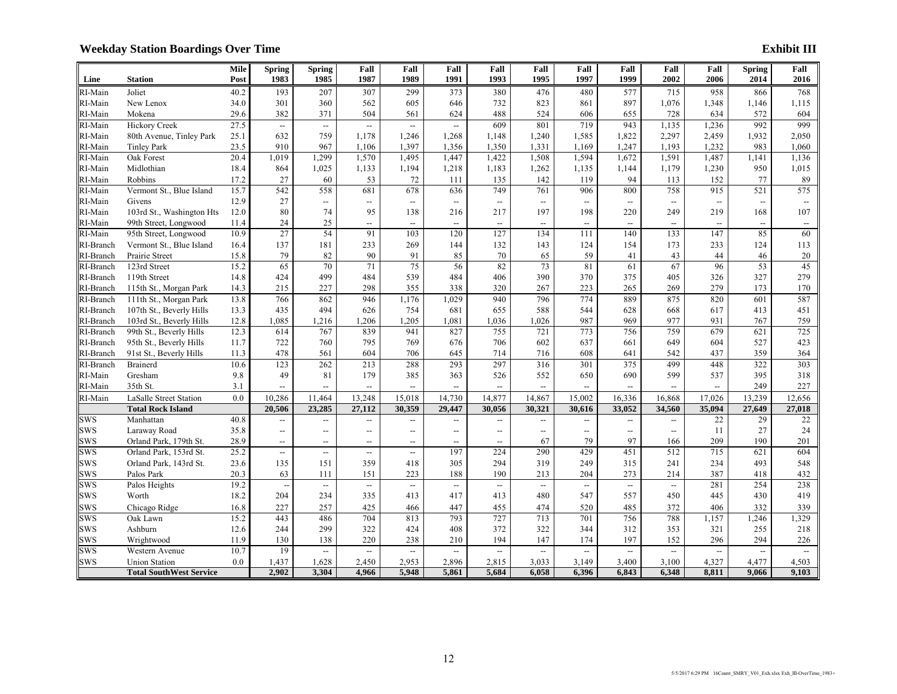## Weekday Station Boardings Over Time

**Exhibit III**

| Line | Station | Mile Post | Spring 1983 | Spring 1985 | Fall 1987 | Fall 1989 | Fall 1991 | Fall 1993 | Fall 1995 | Fall 1997 | Fall 1999 | Fall 2002 | Fall 2006 | Spring 2014 | Fall 2016 |
|---|---|---|---|---|---|---|---|---|---|---|---|---|---|---|---|
| RI-Main | Joliet | 40.2 | 193 | 207 | 307 | 299 | 373 | 380 | 476 | 480 | 577 | 715 | 958 | 866 | 768 |
| RI-Main | New Lenox | 34.0 | 301 | 360 | 562 | 605 | 646 | 732 | 823 | 861 | 897 | 1,076 | 1,348 | 1,146 | 1,115 |
| RI-Main | Mokena | 29.6 | 382 | 371 | 504 | 561 | 624 | 488 | 524 | 606 | 655 | 728 | 634 | 572 | 604 |
| RI-Main | Hickory Creek | 27.5 | -- | -- | -- | -- | -- | 609 | 801 | 719 | 943 | 1,135 | 1,236 | 992 | 999 |
| RI-Main | 80th Avenue, Tinley Park | 25.1 | 632 | 759 | 1,178 | 1,246 | 1,268 | 1,148 | 1,240 | 1,585 | 1,822 | 2,297 | 2,459 | 1,932 | 2,050 |
| RI-Main | Tinley Park | 23.5 | 910 | 967 | 1,106 | 1,397 | 1,356 | 1,350 | 1,331 | 1,169 | 1,247 | 1,193 | 1,232 | 983 | 1,060 |
| RI-Main | Oak Forest | 20.4 | 1,019 | 1,299 | 1,570 | 1,495 | 1,447 | 1,422 | 1,508 | 1,594 | 1,672 | 1,591 | 1,487 | 1,141 | 1,136 |
| RI-Main | Midlothian | 18.4 | 864 | 1,025 | 1,133 | 1,194 | 1,218 | 1,183 | 1,262 | 1,135 | 1,144 | 1,179 | 1,230 | 950 | 1,015 |
| RI-Main | Robbins | 17.2 | 27 | 60 | 53 | 72 | 111 | 135 | 142 | 119 | 94 | 113 | 152 | 77 | 89 |
| RI-Main | Vermont St., Blue Island | 15.7 | 542 | 558 | 681 | 678 | 636 | 749 | 761 | 906 | 800 | 758 | 915 | 521 | 575 |
| RI-Main | Givens | 12.9 | 27 | -- | -- | -- | -- | -- | -- | -- | -- | -- | -- | -- | -- |
| RI-Main | 103rd St., Washington Hts | 12.0 | 80 | 74 | 95 | 138 | 216 | 217 | 197 | 198 | 220 | 249 | 219 | 168 | 107 |
| RI-Main | 99th Street, Longwood | 11.4 | 24 | 25 | -- | -- | -- | -- | -- | -- | -- | -- | -- | -- | -- |
| RI-Main | 95th Street, Longwood | 10.9 | 27 | 54 | 91 | 103 | 120 | 127 | 134 | 111 | 140 | 133 | 147 | 85 | 60 |
| RI-Branch | Vermont St., Blue Island | 16.4 | 137 | 181 | 233 | 269 | 144 | 132 | 143 | 124 | 154 | 173 | 233 | 124 | 113 |
| RI-Branch | Prairie Street | 15.8 | 79 | 82 | 90 | 91 | 85 | 70 | 65 | 59 | 41 | 43 | 44 | 46 | 20 |
| RI-Branch | 123rd Street | 15.2 | 65 | 70 | 71 | 75 | 56 | 82 | 73 | 81 | 61 | 67 | 96 | 53 | 45 |
| RI-Branch | 119th Street | 14.8 | 424 | 499 | 484 | 539 | 484 | 406 | 390 | 370 | 375 | 405 | 326 | 327 | 279 |
| RI-Branch | 115th St., Morgan Park | 14.3 | 215 | 227 | 298 | 355 | 338 | 320 | 267 | 223 | 265 | 269 | 279 | 173 | 170 |
| RI-Branch | 111th St., Morgan Park | 13.8 | 766 | 862 | 946 | 1,176 | 1,029 | 940 | 796 | 774 | 889 | 875 | 820 | 601 | 587 |
| RI-Branch | 107th St., Beverly Hills | 13.3 | 435 | 494 | 626 | 754 | 681 | 655 | 588 | 544 | 628 | 668 | 617 | 413 | 451 |
| RI-Branch | 103rd St., Beverly Hills | 12.8 | 1,085 | 1,216 | 1,206 | 1,205 | 1,081 | 1,036 | 1,026 | 987 | 969 | 977 | 931 | 767 | 759 |
| RI-Branch | 99th St., Beverly Hills | 12.3 | 614 | 767 | 839 | 941 | 827 | 755 | 721 | 773 | 756 | 759 | 679 | 621 | 725 |
| RI-Branch | 95th St., Beverly Hills | 11.7 | 722 | 760 | 795 | 769 | 676 | 706 | 602 | 637 | 661 | 649 | 604 | 527 | 423 |
| RI-Branch | 91st St., Beverly Hills | 11.3 | 478 | 561 | 604 | 706 | 645 | 714 | 716 | 608 | 641 | 542 | 437 | 359 | 364 |
| RI-Branch | Brainerd | 10.6 | 123 | 262 | 213 | 288 | 293 | 297 | 316 | 301 | 375 | 499 | 448 | 322 | 303 |
| RI-Main | Gresham | 9.8 | 49 | 81 | 179 | 385 | 363 | 526 | 552 | 650 | 690 | 599 | 537 | 395 | 318 |
| RI-Main | 35th St. | 3.1 | -- | -- | -- | -- | -- | -- | -- | -- | -- | -- | -- | 249 | 227 |
| RI-Main | LaSalle Street Station | 0.0 | 10,286 | 11,464 | 13,248 | 15,018 | 14,730 | 14,877 | 14,867 | 15,002 | 16,336 | 16,868 | 17,026 | 13,239 | 12,656 |
| | **Total Rock Island** | | **20,506** | **23,285** | **27,112** | **30,359** | **29,447** | **30,056** | **30,321** | **30,616** | **33,052** | **34,560** | **35,094** | **27,649** | **27,018** |
| SWS | Manhattan | 40.8 | -- | -- | -- | -- | -- | -- | -- | -- | -- | -- | 22 | 29 | 22 |
| SWS | Laraway Road | 35.8 | -- | -- | -- | -- | -- | -- | -- | -- | -- | -- | 11 | 27 | 24 |
| SWS | Orland Park, 179th St. | 28.9 | -- | -- | -- | -- | -- | -- | 67 | 79 | 97 | 166 | 209 | 190 | 201 |
| SWS | Orland Park, 153rd St. | 25.2 | -- | -- | -- | -- | 197 | 224 | 290 | 429 | 451 | 512 | 715 | 621 | 604 |
| SWS | Orland Park, 143rd St. | 23.6 | 135 | 151 | 359 | 418 | 305 | 294 | 319 | 249 | 315 | 241 | 234 | 493 | 548 |
| SWS | Palos Park | 20.3 | 63 | 111 | 151 | 223 | 188 | 190 | 213 | 204 | 273 | 214 | 387 | 418 | 432 |
| SWS | Palos Heights | 19.2 | -- | -- | -- | -- | -- | -- | -- | -- | -- | -- | 281 | 254 | 238 |
| SWS | Worth | 18.2 | 204 | 234 | 335 | 413 | 417 | 413 | 480 | 547 | 557 | 450 | 445 | 430 | 419 |
| SWS | Chicago Ridge | 16.8 | 227 | 257 | 425 | 466 | 447 | 455 | 474 | 520 | 485 | 372 | 406 | 332 | 339 |
| SWS | Oak Lawn | 15.2 | 443 | 486 | 704 | 813 | 793 | 727 | 713 | 701 | 756 | 788 | 1,157 | 1,246 | 1,329 |
| SWS | Ashburn | 12.6 | 244 | 299 | 322 | 424 | 408 | 372 | 322 | 344 | 312 | 353 | 321 | 255 | 218 |
| SWS | Wrightwood | 11.9 | 130 | 138 | 220 | 238 | 210 | 194 | 147 | 174 | 197 | 152 | 296 | 294 | 226 |
| SWS | Western Avenue | 10.7 | 19 | -- | -- | -- | -- | -- | -- | -- | -- | -- | -- | -- | -- |
| SWS | Union Station | 0.0 | 1,437 | 1,628 | 2,450 | 2,953 | 2,896 | 2,815 | 3,033 | 3,149 | 3,400 | 3,100 | 4,327 | 4,477 | 4,503 |
| | **Total SouthWest Service** | | **2,902** | **3,304** | **4,966** | **5,948** | **5,861** | **5,684** | **6,058** | **6,396** | **6,843** | **6,348** | **8,811** | **9,066** | **9,103** |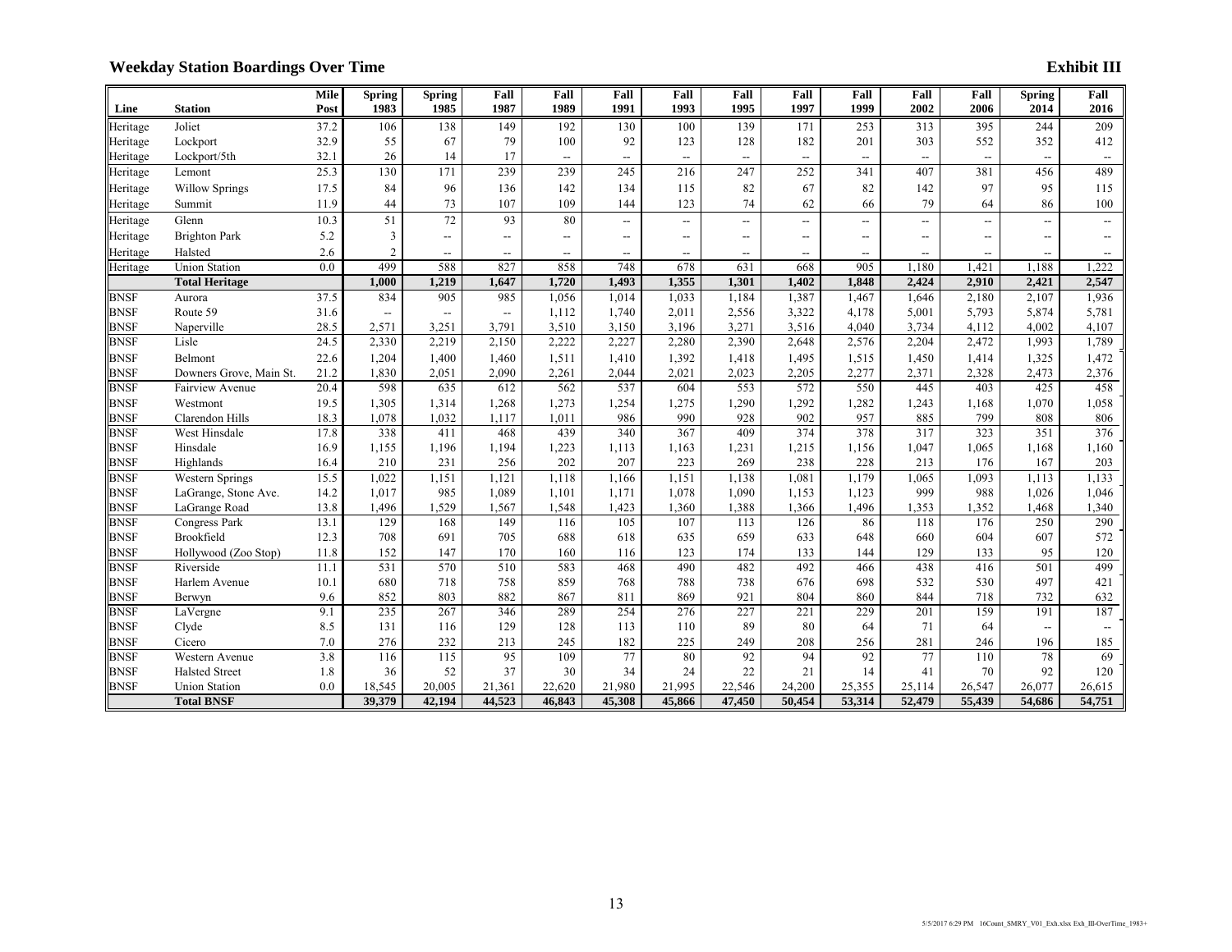## Weekday Station Boardings Over Time

**Exhibit III**

| Line | Station | Mile Post | Spring 1983 | Spring 1985 | Fall 1987 | Fall 1989 | Fall 1991 | Fall 1993 | Fall 1995 | Fall 1997 | Fall 1999 | Fall 2002 | Fall 2006 | Spring 2014 | Fall 2016 |
|---|---|---|---|---|---|---|---|---|---|---|---|---|---|---|---|
| Heritage | Joliet | 37.2 | 106 | 138 | 149 | 192 | 130 | 100 | 139 | 171 | 253 | 313 | 395 | 244 | 209 |
| Heritage | Lockport | 32.9 | 55 | 67 | 79 | 100 | 92 | 123 | 128 | 182 | 201 | 303 | 552 | 352 | 412 |
| Heritage | Lockport/5th | 32.1 | 26 | 14 | 17 | -- | -- | -- | -- | -- | -- | -- | -- | -- | -- |
| Heritage | Lemont | 25.3 | 130 | 171 | 239 | 239 | 245 | 216 | 247 | 252 | 341 | 407 | 381 | 456 | 489 |
| Heritage | Willow Springs | 17.5 | 84 | 96 | 136 | 142 | 134 | 115 | 82 | 67 | 82 | 142 | 97 | 95 | 115 |
| Heritage | Summit | 11.9 | 44 | 73 | 107 | 109 | 144 | 123 | 74 | 62 | 66 | 79 | 64 | 86 | 100 |
| Heritage | Glenn | 10.3 | 51 | 72 | 93 | 80 | -- | -- | -- | -- | -- | -- | -- | -- | -- |
| Heritage | Brighton Park | 5.2 | 3 | -- | -- | -- | -- | -- | -- | -- | -- | -- | -- | -- | -- |
| Heritage | Halsted | 2.6 | 2 | -- | -- | -- | -- | -- | -- | -- | -- | -- | -- | -- | -- |
| Heritage | Union Station | 0.0 | 499 | 588 | 827 | 858 | 748 | 678 | 631 | 668 | 905 | 1,180 | 1,421 | 1,188 | 1,222 |
| | **Total Heritage** | | **1,000** | **1,219** | **1,647** | **1,720** | **1,493** | **1,355** | **1,301** | **1,402** | **1,848** | **2,424** | **2,910** | **2,421** | **2,547** |
| BNSF | Aurora | 37.5 | 834 | 905 | 985 | 1,056 | 1,014 | 1,033 | 1,184 | 1,387 | 1,467 | 1,646 | 2,180 | 2,107 | 1,936 |
| BNSF | Route 59 | 31.6 | -- | -- | -- | 1,112 | 1,740 | 2,011 | 2,556 | 3,322 | 4,178 | 5,001 | 5,793 | 5,874 | 5,781 |
| BNSF | Naperville | 28.5 | 2,571 | 3,251 | 3,791 | 3,510 | 3,150 | 3,196 | 3,271 | 3,516 | 4,040 | 3,734 | 4,112 | 4,002 | 4,107 |
| BNSF | Lisle | 24.5 | 2,330 | 2,219 | 2,150 | 2,222 | 2,227 | 2,280 | 2,390 | 2,648 | 2,576 | 2,204 | 2,472 | 1,993 | 1,789 |
| BNSF | Belmont | 22.6 | 1,204 | 1,400 | 1,460 | 1,511 | 1,410 | 1,392 | 1,418 | 1,495 | 1,515 | 1,450 | 1,414 | 1,325 | 1,472 |
| BNSF | Downers Grove, Main St. | 21.2 | 1,830 | 2,051 | 2,090 | 2,261 | 2,044 | 2,021 | 2,023 | 2,205 | 2,277 | 2,371 | 2,328 | 2,473 | 2,376 |
| BNSF | Fairview Avenue | 20.4 | 598 | 635 | 612 | 562 | 537 | 604 | 553 | 572 | 550 | 445 | 403 | 425 | 458 |
| BNSF | Westmont | 19.5 | 1,305 | 1,314 | 1,268 | 1,273 | 1,254 | 1,275 | 1,290 | 1,292 | 1,282 | 1,243 | 1,168 | 1,070 | 1,058 |
| BNSF | Clarendon Hills | 18.3 | 1,078 | 1,032 | 1,117 | 1,011 | 986 | 990 | 928 | 902 | 957 | 885 | 799 | 808 | 806 |
| BNSF | West Hinsdale | 17.8 | 338 | 411 | 468 | 439 | 340 | 367 | 409 | 374 | 378 | 317 | 323 | 351 | 376 |
| BNSF | Hinsdale | 16.9 | 1,155 | 1,196 | 1,194 | 1,223 | 1,113 | 1,163 | 1,231 | 1,215 | 1,156 | 1,047 | 1,065 | 1,168 | 1,160 |
| BNSF | Highlands | 16.4 | 210 | 231 | 256 | 202 | 207 | 223 | 269 | 238 | 228 | 213 | 176 | 167 | 203 |
| BNSF | Western Springs | 15.5 | 1,022 | 1,151 | 1,121 | 1,118 | 1,166 | 1,151 | 1,138 | 1,081 | 1,179 | 1,065 | 1,093 | 1,113 | 1,133 |
| BNSF | LaGrange, Stone Ave. | 14.2 | 1,017 | 985 | 1,089 | 1,101 | 1,171 | 1,078 | 1,090 | 1,153 | 1,123 | 999 | 988 | 1,026 | 1,046 |
| BNSF | LaGrange Road | 13.8 | 1,496 | 1,529 | 1,567 | 1,548 | 1,423 | 1,360 | 1,388 | 1,366 | 1,496 | 1,353 | 1,352 | 1,468 | 1,340 |
| BNSF | Congress Park | 13.1 | 129 | 168 | 149 | 116 | 105 | 107 | 113 | 126 | 86 | 118 | 176 | 250 | 290 |
| BNSF | Brookfield | 12.3 | 708 | 691 | 705 | 688 | 618 | 635 | 659 | 633 | 648 | 660 | 604 | 607 | 572 |
| BNSF | Hollywood (Zoo Stop) | 11.8 | 152 | 147 | 170 | 160 | 116 | 123 | 174 | 133 | 144 | 129 | 133 | 95 | 120 |
| BNSF | Riverside | 11.1 | 531 | 570 | 510 | 583 | 468 | 490 | 482 | 492 | 466 | 438 | 416 | 501 | 499 |
| BNSF | Harlem Avenue | 10.1 | 680 | 718 | 758 | 859 | 768 | 788 | 738 | 676 | 698 | 532 | 530 | 497 | 421 |
| BNSF | Berwyn | 9.6 | 852 | 803 | 882 | 867 | 811 | 869 | 921 | 804 | 860 | 844 | 718 | 732 | 632 |
| BNSF | LaVergne | 9.1 | 235 | 267 | 346 | 289 | 254 | 276 | 227 | 221 | 229 | 201 | 159 | 191 | 187 |
| BNSF | Clyde | 8.5 | 131 | 116 | 129 | 128 | 113 | 110 | 89 | 80 | 64 | 71 | 64 | -- | -- |
| BNSF | Cicero | 7.0 | 276 | 232 | 213 | 245 | 182 | 225 | 249 | 208 | 256 | 281 | 246 | 196 | 185 |
| BNSF | Western Avenue | 3.8 | 116 | 115 | 95 | 109 | 77 | 80 | 92 | 94 | 92 | 77 | 110 | 78 | 69 |
| BNSF | Halsted Street | 1.8 | 36 | 52 | 37 | 30 | 34 | 24 | 22 | 21 | 14 | 41 | 70 | 92 | 120 |
| BNSF | Union Station | 0.0 | 18,545 | 20,005 | 21,361 | 22,620 | 21,980 | 21,995 | 22,546 | 24,200 | 25,355 | 25,114 | 26,547 | 26,077 | 26,615 |
| | **Total BNSF** | | **39,379** | **42,194** | **44,523** | **46,843** | **45,308** | **45,866** | **47,450** | **50,454** | **53,314** | **52,479** | **55,439** | **54,686** | **54,751** |

5/5/2017 6:29 PM 16Count_SMRY_V01_Exh.xlsx Exh_III-OverTime_1983+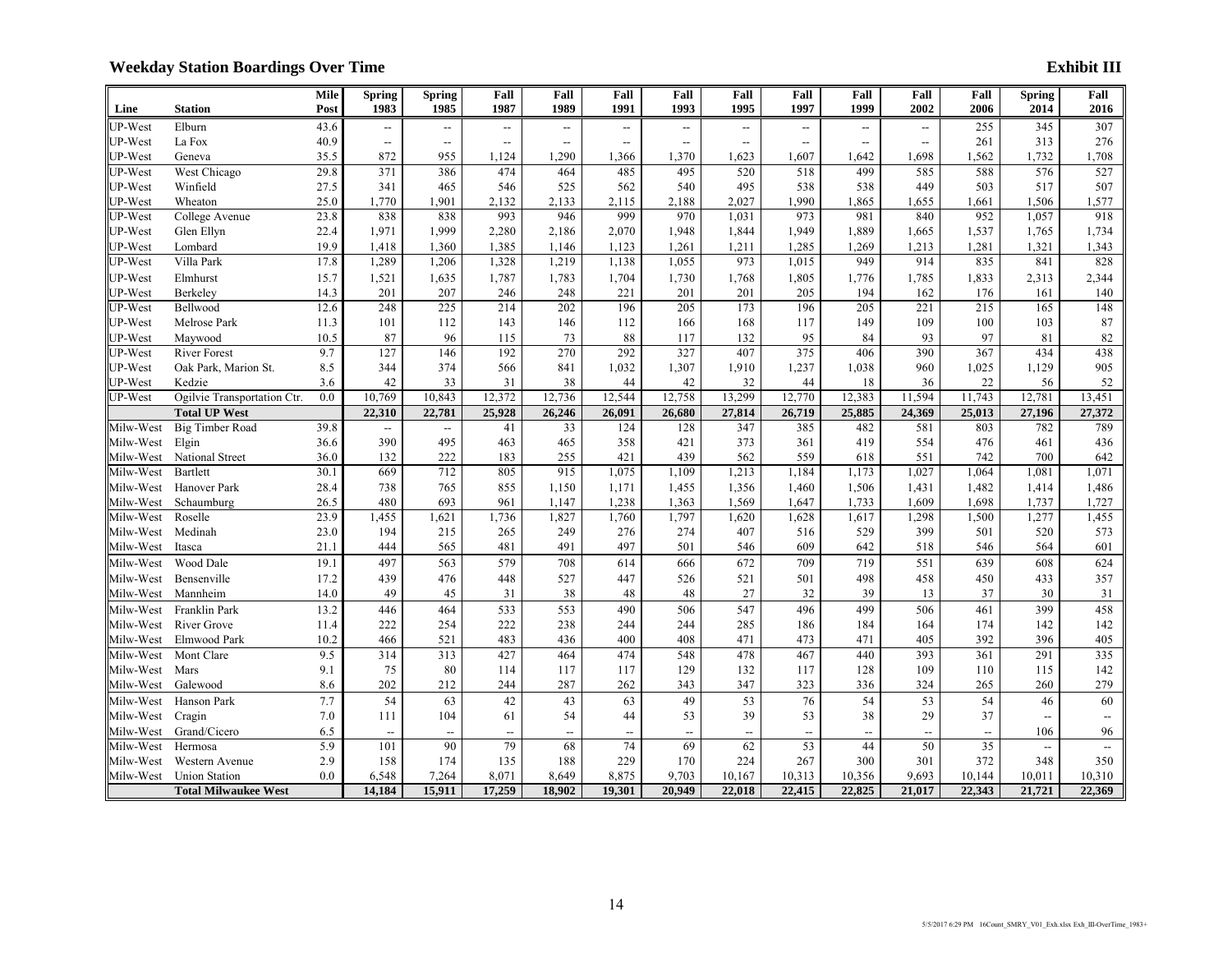## Weekday Station Boardings Over Time

**Exhibit III**

| Line | Station | Mile Post | Spring 1983 | Spring 1985 | Fall 1987 | Fall 1989 | Fall 1991 | Fall 1993 | Fall 1995 | Fall 1997 | Fall 1999 | Fall 2002 | Fall 2006 | Spring 2014 | Fall 2016 |
|---|---|---|---|---|---|---|---|---|---|---|---|---|---|---|---|
| UP-West | Elburn | 43.6 | -- | -- | -- | -- | -- | -- | -- | -- | -- | -- | 255 | 345 | 307 |
| UP-West | La Fox | 40.9 | -- | -- | -- | -- | -- | -- | -- | -- | -- | -- | 261 | 313 | 276 |
| UP-West | Geneva | 35.5 | 872 | 955 | 1,124 | 1,290 | 1,366 | 1,370 | 1,623 | 1,607 | 1,642 | 1,698 | 1,562 | 1,732 | 1,708 |
| UP-West | West Chicago | 29.8 | 371 | 386 | 474 | 464 | 485 | 495 | 520 | 518 | 499 | 585 | 588 | 576 | 527 |
| UP-West | Winfield | 27.5 | 341 | 465 | 546 | 525 | 562 | 540 | 495 | 538 | 538 | 449 | 503 | 517 | 507 |
| UP-West | Wheaton | 25.0 | 1,770 | 1,901 | 2,132 | 2,133 | 2,115 | 2,188 | 2,027 | 1,990 | 1,865 | 1,655 | 1,661 | 1,506 | 1,577 |
| UP-West | College Avenue | 23.8 | 838 | 838 | 993 | 946 | 999 | 970 | 1,031 | 973 | 981 | 840 | 952 | 1,057 | 918 |
| UP-West | Glen Ellyn | 22.4 | 1,971 | 1,999 | 2,280 | 2,186 | 2,070 | 1,948 | 1,844 | 1,949 | 1,889 | 1,665 | 1,537 | 1,765 | 1,734 |
| UP-West | Lombard | 19.9 | 1,418 | 1,360 | 1,385 | 1,146 | 1,123 | 1,261 | 1,211 | 1,285 | 1,269 | 1,213 | 1,281 | 1,321 | 1,343 |
| UP-West | Villa Park | 17.8 | 1,289 | 1,206 | 1,328 | 1,219 | 1,138 | 1,055 | 973 | 1,015 | 949 | 914 | 835 | 841 | 828 |
| UP-West | Elmhurst | 15.7 | 1,521 | 1,635 | 1,787 | 1,783 | 1,704 | 1,730 | 1,768 | 1,805 | 1,776 | 1,785 | 1,833 | 2,313 | 2,344 |
| UP-West | Berkeley | 14.3 | 201 | 207 | 246 | 248 | 221 | 201 | 201 | 205 | 194 | 162 | 176 | 161 | 140 |
| UP-West | Bellwood | 12.6 | 248 | 225 | 214 | 202 | 196 | 205 | 173 | 196 | 205 | 221 | 215 | 165 | 148 |
| UP-West | Melrose Park | 11.3 | 101 | 112 | 143 | 146 | 112 | 166 | 168 | 117 | 149 | 109 | 100 | 103 | 87 |
| UP-West | Maywood | 10.5 | 87 | 96 | 115 | 73 | 88 | 117 | 132 | 95 | 84 | 93 | 97 | 81 | 82 |
| UP-West | River Forest | 9.7 | 127 | 146 | 192 | 270 | 292 | 327 | 407 | 375 | 406 | 390 | 367 | 434 | 438 |
| UP-West | Oak Park, Marion St. | 8.5 | 344 | 374 | 566 | 841 | 1,032 | 1,307 | 1,910 | 1,237 | 1,038 | 960 | 1,025 | 1,129 | 905 |
| UP-West | Kedzie | 3.6 | 42 | 33 | 31 | 38 | 44 | 42 | 32 | 44 | 18 | 36 | 22 | 56 | 52 |
| UP-West | Ogilvie Transportation Ctr. | 0.0 | 10,769 | 10,843 | 12,372 | 12,736 | 12,544 | 12,758 | 13,299 | 12,770 | 12,383 | 11,594 | 11,743 | 12,781 | 13,451 |
| | **Total UP West** | | **22,310** | **22,781** | **25,928** | **26,246** | **26,091** | **26,680** | **27,814** | **26,719** | **25,885** | **24,369** | **25,013** | **27,196** | **27,372** |
| Milw-West | Big Timber Road | 39.8 | -- | -- | 41 | 33 | 124 | 128 | 347 | 385 | 482 | 581 | 803 | 782 | 789 |
| Milw-West | Elgin | 36.6 | 390 | 495 | 463 | 465 | 358 | 421 | 373 | 361 | 419 | 554 | 476 | 461 | 436 |
| Milw-West | National Street | 36.0 | 132 | 222 | 183 | 255 | 421 | 439 | 562 | 559 | 618 | 551 | 742 | 700 | 642 |
| Milw-West | Bartlett | 30.1 | 669 | 712 | 805 | 915 | 1,075 | 1,109 | 1,213 | 1,184 | 1,173 | 1,027 | 1,064 | 1,081 | 1,071 |
| Milw-West | Hanover Park | 28.4 | 738 | 765 | 855 | 1,150 | 1,171 | 1,455 | 1,356 | 1,460 | 1,506 | 1,431 | 1,482 | 1,414 | 1,486 |
| Milw-West | Schaumburg | 26.5 | 480 | 693 | 961 | 1,147 | 1,238 | 1,363 | 1,569 | 1,647 | 1,733 | 1,609 | 1,698 | 1,737 | 1,727 |
| Milw-West | Roselle | 23.9 | 1,455 | 1,621 | 1,736 | 1,827 | 1,760 | 1,797 | 1,620 | 1,628 | 1,617 | 1,298 | 1,500 | 1,277 | 1,455 |
| Milw-West | Medinah | 23.0 | 194 | 215 | 265 | 249 | 276 | 274 | 407 | 516 | 529 | 399 | 501 | 520 | 573 |
| Milw-West | Itasca | 21.1 | 444 | 565 | 481 | 491 | 497 | 501 | 546 | 609 | 642 | 518 | 546 | 564 | 601 |
| Milw-West | Wood Dale | 19.1 | 497 | 563 | 579 | 708 | 614 | 666 | 672 | 709 | 719 | 551 | 639 | 608 | 624 |
| Milw-West | Bensenville | 17.2 | 439 | 476 | 448 | 527 | 447 | 526 | 521 | 501 | 498 | 458 | 450 | 433 | 357 |
| Milw-West | Mannheim | 14.0 | 49 | 45 | 31 | 38 | 48 | 48 | 27 | 32 | 39 | 13 | 37 | 30 | 31 |
| Milw-West | Franklin Park | 13.2 | 446 | 464 | 533 | 553 | 490 | 506 | 547 | 496 | 499 | 506 | 461 | 399 | 458 |
| Milw-West | River Grove | 11.4 | 222 | 254 | 222 | 238 | 244 | 244 | 285 | 186 | 184 | 164 | 174 | 142 | 142 |
| Milw-West | Elmwood Park | 10.2 | 466 | 521 | 483 | 436 | 400 | 408 | 471 | 473 | 471 | 405 | 392 | 396 | 405 |
| Milw-West | Mont Clare | 9.5 | 314 | 313 | 427 | 464 | 474 | 548 | 478 | 467 | 440 | 393 | 361 | 291 | 335 |
| Milw-West | Mars | 9.1 | 75 | 80 | 114 | 117 | 117 | 129 | 132 | 117 | 128 | 109 | 110 | 115 | 142 |
| Milw-West | Galewood | 8.6 | 202 | 212 | 244 | 287 | 262 | 343 | 347 | 323 | 336 | 324 | 265 | 260 | 279 |
| Milw-West | Hanson Park | 7.7 | 54 | 63 | 42 | 43 | 63 | 49 | 53 | 76 | 54 | 53 | 54 | 46 | 60 |
| Milw-West | Cragin | 7.0 | 111 | 104 | 61 | 54 | 44 | 53 | 39 | 53 | 38 | 29 | 37 | -- | -- |
| Milw-West | Grand/Cicero | 6.5 | -- | -- | -- | -- | -- | -- | -- | -- | -- | -- | -- | 106 | 96 |
| Milw-West | Hermosa | 5.9 | 101 | 90 | 79 | 68 | 74 | 69 | 62 | 53 | 44 | 50 | 35 | -- | -- |
| Milw-West | Western Avenue | 2.9 | 158 | 174 | 135 | 188 | 229 | 170 | 224 | 267 | 300 | 301 | 372 | 348 | 350 |
| Milw-West | Union Station | 0.0 | 6,548 | 7,264 | 8,071 | 8,649 | 8,875 | 9,703 | 10,167 | 10,313 | 10,356 | 9,693 | 10,144 | 10,011 | 10,310 |
| | **Total Milwaukee West** | | **14,184** | **15,911** | **17,259** | **18,902** | **19,301** | **20,949** | **22,018** | **22,415** | **22,825** | **21,017** | **22,343** | **21,721** | **22,369** |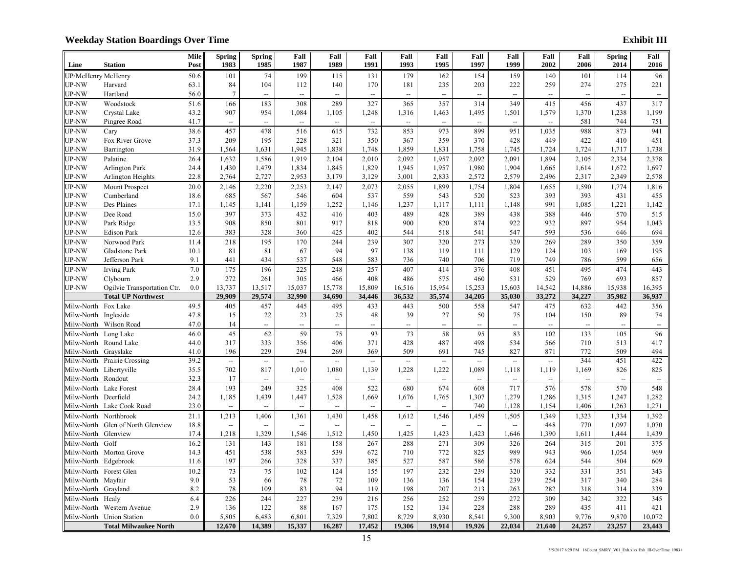## Weekday Station Boardings Over Time

**Exhibit III**

| Line | Station | Mile Post | Spring 1983 | Spring 1985 | Fall 1987 | Fall 1989 | Fall 1991 | Fall 1993 | Fall 1995 | Fall 1997 | Fall 1999 | Fall 2002 | Fall 2006 | Spring 2014 | Fall 2016 |
|---|---|---|---|---|---|---|---|---|---|---|---|---|---|---|---|
| UP/McHenry | McHenry | 50.6 | 101 | 74 | 199 | 115 | 131 | 179 | 162 | 154 | 159 | 140 | 101 | 114 | 96 |
| UP-NW | Harvard | 63.1 | 84 | 104 | 112 | 140 | 170 | 181 | 235 | 203 | 222 | 259 | 274 | 275 | 221 |
| UP-NW | Hartland | 56.0 | 7 | -- | -- | -- | -- | -- | -- | -- | -- | -- | -- | -- | -- |
| UP-NW | Woodstock | 51.6 | 166 | 183 | 308 | 289 | 327 | 365 | 357 | 314 | 349 | 415 | 456 | 437 | 317 |
| UP-NW | Crystal Lake | 43.2 | 907 | 954 | 1,084 | 1,105 | 1,248 | 1,316 | 1,463 | 1,495 | 1,501 | 1,579 | 1,370 | 1,238 | 1,199 |
| UP-NW | Pingree Road | 41.7 | -- | -- | -- | -- | -- | -- | -- | -- | -- | -- | 581 | 744 | 751 |
| UP-NW | Cary | 38.6 | 457 | 478 | 516 | 615 | 732 | 853 | 973 | 899 | 951 | 1,035 | 988 | 873 | 941 |
| UP-NW | Fox River Grove | 37.3 | 209 | 195 | 228 | 321 | 350 | 367 | 359 | 370 | 428 | 449 | 422 | 410 | 451 |
| UP-NW | Barrington | 31.9 | 1,564 | 1,631 | 1,945 | 1,838 | 1,748 | 1,859 | 1,831 | 1,758 | 1,745 | 1,724 | 1,724 | 1,717 | 1,738 |
| UP-NW | Palatine | 26.4 | 1,632 | 1,586 | 1,919 | 2,104 | 2,010 | 2,092 | 1,957 | 2,092 | 2,091 | 1,894 | 2,105 | 2,334 | 2,378 |
| UP-NW | Arlington Park | 24.4 | 1,430 | 1,479 | 1,834 | 1,845 | 1,829 | 1,945 | 1,957 | 1,980 | 1,904 | 1,665 | 1,614 | 1,672 | 1,697 |
| UP-NW | Arlington Heights | 22.8 | 2,764 | 2,727 | 2,953 | 3,179 | 3,129 | 3,001 | 2,833 | 2,572 | 2,579 | 2,496 | 2,317 | 2,349 | 2,578 |
| UP-NW | Mount Prospect | 20.0 | 2,146 | 2,220 | 2,253 | 2,147 | 2,073 | 2,055 | 1,899 | 1,754 | 1,804 | 1,655 | 1,590 | 1,774 | 1,816 |
| UP-NW | Cumberland | 18.6 | 685 | 567 | 546 | 604 | 537 | 559 | 543 | 520 | 523 | 393 | 393 | 431 | 455 |
| UP-NW | Des Plaines | 17.1 | 1,145 | 1,141 | 1,159 | 1,252 | 1,146 | 1,237 | 1,117 | 1,111 | 1,148 | 991 | 1,085 | 1,221 | 1,142 |
| UP-NW | Dee Road | 15.0 | 397 | 373 | 432 | 416 | 403 | 489 | 428 | 389 | 438 | 388 | 446 | 570 | 515 |
| UP-NW | Park Ridge | 13.5 | 908 | 850 | 801 | 917 | 818 | 900 | 820 | 874 | 922 | 932 | 897 | 954 | 1,043 |
| UP-NW | Edison Park | 12.6 | 383 | 328 | 360 | 425 | 402 | 544 | 518 | 541 | 547 | 593 | 536 | 646 | 694 |
| UP-NW | Norwood Park | 11.4 | 218 | 195 | 170 | 244 | 239 | 307 | 320 | 273 | 329 | 269 | 289 | 350 | 359 |
| UP-NW | Gladstone Park | 10.1 | 81 | 81 | 67 | 94 | 97 | 138 | 119 | 111 | 129 | 124 | 103 | 169 | 195 |
| UP-NW | Jefferson Park | 9.1 | 441 | 434 | 537 | 548 | 583 | 736 | 740 | 706 | 719 | 749 | 786 | 599 | 656 |
| UP-NW | Irving Park | 7.0 | 175 | 196 | 225 | 248 | 257 | 407 | 414 | 376 | 408 | 451 | 495 | 474 | 443 |
| UP-NW | Clybourn | 2.9 | 272 | 261 | 305 | 466 | 408 | 486 | 575 | 460 | 531 | 529 | 769 | 693 | 857 |
| UP-NW | Ogilvie Transportation Ctr. | 0.0 | 13,737 | 13,517 | 15,037 | 15,778 | 15,809 | 16,516 | 15,954 | 15,253 | 15,603 | 14,542 | 14,886 | 15,938 | 16,395 |
| | **Total UP Northwest** | | **29,909** | **29,574** | **32,990** | **34,690** | **34,446** | **36,532** | **35,574** | **34,205** | **35,030** | **33,272** | **34,227** | **35,982** | **36,937** |
| Milw-North | Fox Lake | 49.5 | 405 | 457 | 445 | 495 | 433 | 443 | 500 | 558 | 547 | 475 | 632 | 442 | 356 |
| Milw-North | Ingleside | 47.8 | 15 | 22 | 23 | 25 | 48 | 39 | 27 | 50 | 75 | 104 | 150 | 89 | 74 |
| Milw-North | Wilson Road | 47.0 | 14 | -- | -- | -- | -- | -- | -- | -- | -- | -- | -- | -- | -- |
| Milw-North | Long Lake | 46.0 | 45 | 62 | 59 | 75 | 93 | 73 | 58 | 95 | 83 | 102 | 133 | 105 | 96 |
| Milw-North | Round Lake | 44.0 | 317 | 333 | 356 | 406 | 371 | 428 | 487 | 498 | 534 | 566 | 710 | 513 | 417 |
| Milw-North | Grayslake | 41.0 | 196 | 229 | 294 | 269 | 369 | 509 | 691 | 745 | 827 | 871 | 772 | 509 | 494 |
| Milw-North | Prairie Crossing | 39.2 | -- | -- | -- | -- | -- | -- | -- | -- | -- | -- | 344 | 451 | 422 |
| Milw-North | Libertyville | 35.5 | 702 | 817 | 1,010 | 1,080 | 1,139 | 1,228 | 1,222 | 1,089 | 1,118 | 1,119 | 1,169 | 826 | 825 |
| Milw-North | Rondout | 32.3 | 17 | -- | -- | -- | -- | -- | -- | -- | -- | -- | -- | -- | -- |
| Milw-North | Lake Forest | 28.4 | 193 | 249 | 325 | 408 | 522 | 680 | 674 | 608 | 717 | 576 | 578 | 570 | 548 |
| Milw-North | Deerfield | 24.2 | 1,185 | 1,439 | 1,447 | 1,528 | 1,669 | 1,676 | 1,765 | 1,307 | 1,279 | 1,286 | 1,315 | 1,247 | 1,282 |
| Milw-North | Lake Cook Road | 23.0 | -- | -- | -- | -- | -- | -- | -- | 740 | 1,128 | 1,154 | 1,406 | 1,263 | 1,271 |
| Milw-North | Northbrook | 21.1 | 1,213 | 1,406 | 1,361 | 1,430 | 1,458 | 1,612 | 1,546 | 1,459 | 1,505 | 1,349 | 1,323 | 1,334 | 1,392 |
| Milw-North | Glen of North Glenview | 18.8 | -- | -- | -- | -- | -- | -- | -- | -- | -- | 448 | 770 | 1,097 | 1,070 |
| Milw-North | Glenview | 17.4 | 1,218 | 1,329 | 1,546 | 1,512 | 1,450 | 1,425 | 1,423 | 1,423 | 1,646 | 1,390 | 1,611 | 1,444 | 1,439 |
| Milw-North | Golf | 16.2 | 131 | 143 | 181 | 158 | 267 | 288 | 271 | 309 | 326 | 264 | 315 | 201 | 375 |
| Milw-North | Morton Grove | 14.3 | 451 | 538 | 583 | 539 | 672 | 710 | 772 | 825 | 989 | 943 | 966 | 1,054 | 969 |
| Milw-North | Edgebrook | 11.6 | 197 | 266 | 328 | 337 | 385 | 527 | 587 | 586 | 578 | 624 | 544 | 504 | 609 |
| Milw-North | Forest Glen | 10.2 | 73 | 75 | 102 | 124 | 155 | 197 | 232 | 239 | 320 | 332 | 331 | 351 | 343 |
| Milw-North | Mayfair | 9.0 | 53 | 66 | 78 | 72 | 109 | 136 | 136 | 154 | 239 | 254 | 317 | 340 | 284 |
| Milw-North | Grayland | 8.2 | 78 | 109 | 83 | 94 | 119 | 198 | 207 | 213 | 263 | 282 | 318 | 314 | 339 |
| Milw-North | Healy | 6.4 | 226 | 244 | 227 | 239 | 216 | 256 | 252 | 259 | 272 | 309 | 342 | 322 | 345 |
| Milw-North | Western Avenue | 2.9 | 136 | 122 | 88 | 167 | 175 | 152 | 134 | 228 | 288 | 289 | 435 | 411 | 421 |
| Milw-North | Union Station | 0.0 | 5,805 | 6,483 | 6,801 | 7,329 | 7,802 | 8,729 | 8,930 | 8,541 | 9,300 | 8,903 | 9,776 | 9,870 | 10,072 |
| | **Total Milwaukee North** | | **12,670** | **14,389** | **15,337** | **16,287** | **17,452** | **19,306** | **19,914** | **19,926** | **22,034** | **21,640** | **24,257** | **23,257** | **23,443** |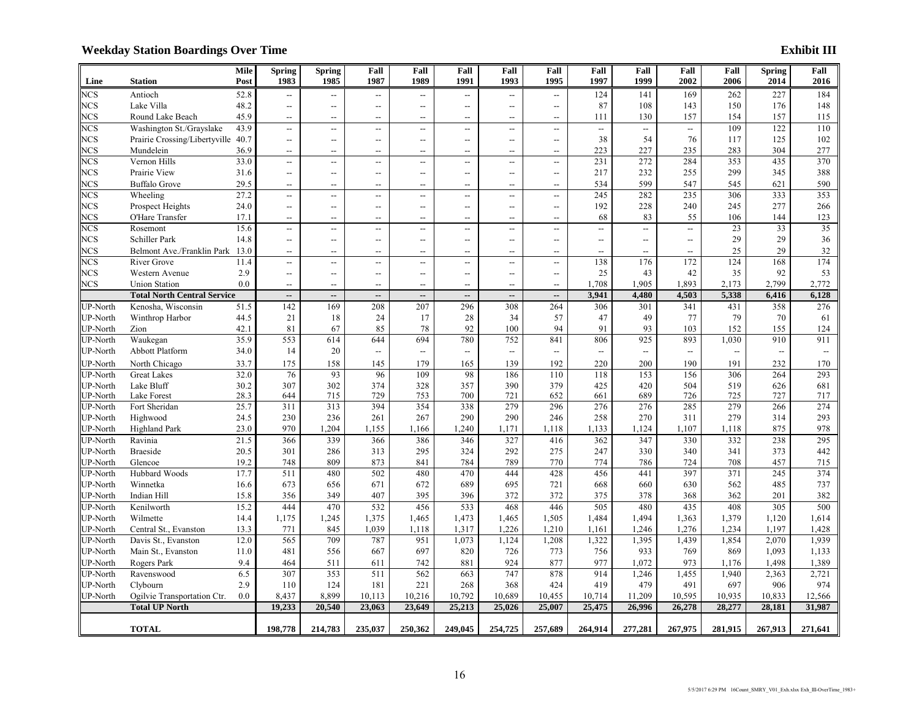## Weekday Station Boardings Over Time

**Exhibit III**

| Line | Station | Mile Post | Spring 1983 | Spring 1985 | Fall 1987 | Fall 1989 | Fall 1991 | Fall 1993 | Fall 1995 | Fall 1997 | Fall 1999 | Fall 2002 | Fall 2006 | Spring 2014 | Fall 2016 |
|---|---|---|---|---|---|---|---|---|---|---|---|---|---|---|---|
| NCS | Antioch | 52.8 | -- | -- | -- | -- | -- | -- | -- | 124 | 141 | 169 | 262 | 227 | 184 |
| NCS | Lake Villa | 48.2 | -- | -- | -- | -- | -- | -- | -- | 87 | 108 | 143 | 150 | 176 | 148 |
| NCS | Round Lake Beach | 45.9 | -- | -- | -- | -- | -- | -- | -- | 111 | 130 | 157 | 154 | 157 | 115 |
| NCS | Washington St./Grayslake | 43.9 | -- | -- | -- | -- | -- | -- | -- | -- | -- | -- | 109 | 122 | 110 |
| NCS | Prairie Crossing/Libertyville | 40.7 | -- | -- | -- | -- | -- | -- | -- | 38 | 54 | 76 | 117 | 125 | 102 |
| NCS | Mundelein | 36.9 | -- | -- | -- | -- | -- | -- | -- | 223 | 227 | 235 | 283 | 304 | 277 |
| NCS | Vernon Hills | 33.0 | -- | -- | -- | -- | -- | -- | -- | 231 | 272 | 284 | 353 | 435 | 370 |
| NCS | Prairie View | 31.6 | -- | -- | -- | -- | -- | -- | -- | 217 | 232 | 255 | 299 | 345 | 388 |
| NCS | Buffalo Grove | 29.5 | -- | -- | -- | -- | -- | -- | -- | 534 | 599 | 547 | 545 | 621 | 590 |
| NCS | Wheeling | 27.2 | -- | -- | -- | -- | -- | -- | -- | 245 | 282 | 235 | 306 | 333 | 353 |
| NCS | Prospect Heights | 24.0 | -- | -- | -- | -- | -- | -- | -- | 192 | 228 | 240 | 245 | 277 | 266 |
| NCS | O'Hare Transfer | 17.1 | -- | -- | -- | -- | -- | -- | -- | 68 | 83 | 55 | 106 | 144 | 123 |
| NCS | Rosemont | 15.6 | -- | -- | -- | -- | -- | -- | -- | -- | -- | -- | 23 | 33 | 35 |
| NCS | Schiller Park | 14.8 | -- | -- | -- | -- | -- | -- | -- | -- | -- | -- | 29 | 29 | 36 |
| NCS | Belmont Ave./Franklin Park | 13.0 | -- | -- | -- | -- | -- | -- | -- | -- | -- | -- | 25 | 29 | 32 |
| NCS | River Grove | 11.4 | -- | -- | -- | -- | -- | -- | -- | 138 | 176 | 172 | 124 | 168 | 174 |
| NCS | Western Avenue | 2.9 | -- | -- | -- | -- | -- | -- | -- | 25 | 43 | 42 | 35 | 92 | 53 |
| NCS | Union Station | 0.0 | -- | -- | -- | -- | -- | -- | -- | 1,708 | 1,905 | 1,893 | 2,173 | 2,799 | 2,772 |
| | **Total North Central Service** | | **--** | **--** | **--** | **--** | **--** | **--** | **--** | **3,941** | **4,480** | **4,503** | **5,338** | **6,416** | **6,128** |
| UP-North | Kenosha, Wisconsin | 51.5 | 142 | 169 | 208 | 207 | 296 | 308 | 264 | 306 | 301 | 341 | 431 | 358 | 276 |
| UP-North | Winthrop Harbor | 44.5 | 21 | 18 | 24 | 17 | 28 | 34 | 57 | 47 | 49 | 77 | 79 | 70 | 61 |
| UP-North | Zion | 42.1 | 81 | 67 | 85 | 78 | 92 | 100 | 94 | 91 | 93 | 103 | 152 | 155 | 124 |
| UP-North | Waukegan | 35.9 | 553 | 614 | 644 | 694 | 780 | 752 | 841 | 806 | 925 | 893 | 1,030 | 910 | 911 |
| UP-North | Abbott Platform | 34.0 | 14 | 20 | -- | -- | -- | -- | -- | -- | -- | -- | -- | -- | -- |
| UP-North | North Chicago | 33.7 | 175 | 158 | 145 | 179 | 165 | 139 | 192 | 220 | 200 | 190 | 191 | 232 | 170 |
| UP-North | Great Lakes | 32.0 | 76 | 93 | 96 | 109 | 98 | 186 | 110 | 118 | 153 | 156 | 306 | 264 | 293 |
| UP-North | Lake Bluff | 30.2 | 307 | 302 | 374 | 328 | 357 | 390 | 379 | 425 | 420 | 504 | 519 | 626 | 681 |
| UP-North | Lake Forest | 28.3 | 644 | 715 | 729 | 753 | 700 | 721 | 652 | 661 | 689 | 726 | 725 | 727 | 717 |
| UP-North | Fort Sheridan | 25.7 | 311 | 313 | 394 | 354 | 338 | 279 | 296 | 276 | 276 | 285 | 279 | 266 | 274 |
| UP-North | Highwood | 24.5 | 230 | 236 | 261 | 267 | 290 | 290 | 246 | 258 | 270 | 311 | 279 | 314 | 293 |
| UP-North | Highland Park | 23.0 | 970 | 1,204 | 1,155 | 1,166 | 1,240 | 1,171 | 1,118 | 1,133 | 1,124 | 1,107 | 1,118 | 875 | 978 |
| UP-North | Ravinia | 21.5 | 366 | 339 | 366 | 386 | 346 | 327 | 416 | 362 | 347 | 330 | 332 | 238 | 295 |
| UP-North | Braeside | 20.5 | 301 | 286 | 313 | 295 | 324 | 292 | 275 | 247 | 330 | 340 | 341 | 373 | 442 |
| UP-North | Glencoe | 19.2 | 748 | 809 | 873 | 841 | 784 | 789 | 770 | 774 | 786 | 724 | 708 | 457 | 715 |
| UP-North | Hubbard Woods | 17.7 | 511 | 480 | 502 | 480 | 470 | 444 | 428 | 456 | 441 | 397 | 371 | 245 | 374 |
| UP-North | Winnetka | 16.6 | 673 | 656 | 671 | 672 | 689 | 695 | 721 | 668 | 660 | 630 | 562 | 485 | 737 |
| UP-North | Indian Hill | 15.8 | 356 | 349 | 407 | 395 | 396 | 372 | 372 | 375 | 378 | 368 | 362 | 201 | 382 |
| UP-North | Kenilworth | 15.2 | 444 | 470 | 532 | 456 | 533 | 468 | 446 | 505 | 480 | 435 | 408 | 305 | 500 |
| UP-North | Wilmette | 14.4 | 1,175 | 1,245 | 1,375 | 1,465 | 1,473 | 1,465 | 1,505 | 1,484 | 1,494 | 1,363 | 1,379 | 1,120 | 1,614 |
| UP-North | Central St., Evanston | 13.3 | 771 | 845 | 1,039 | 1,118 | 1,317 | 1,226 | 1,210 | 1,161 | 1,246 | 1,276 | 1,234 | 1,197 | 1,428 |
| UP-North | Davis St., Evanston | 12.0 | 565 | 709 | 787 | 951 | 1,073 | 1,124 | 1,208 | 1,322 | 1,395 | 1,439 | 1,854 | 2,070 | 1,939 |
| UP-North | Main St., Evanston | 11.0 | 481 | 556 | 667 | 697 | 820 | 726 | 773 | 756 | 933 | 769 | 869 | 1,093 | 1,133 |
| UP-North | Rogers Park | 9.4 | 464 | 511 | 611 | 742 | 881 | 924 | 877 | 977 | 1,072 | 973 | 1,176 | 1,498 | 1,389 |
| UP-North | Ravenswood | 6.5 | 307 | 353 | 511 | 562 | 663 | 747 | 878 | 914 | 1,246 | 1,455 | 1,940 | 2,363 | 2,721 |
| UP-North | Clybourn | 2.9 | 110 | 124 | 181 | 221 | 268 | 368 | 424 | 419 | 479 | 491 | 697 | 906 | 974 |
| UP-North | Ogilvie Transportation Ctr. | 0.0 | 8,437 | 8,899 | 10,113 | 10,216 | 10,792 | 10,689 | 10,455 | 10,714 | 11,209 | 10,595 | 10,935 | 10,833 | 12,566 |
| | **Total UP North** | | **19,233** | **20,540** | **23,063** | **23,649** | **25,213** | **25,026** | **25,007** | **25,475** | **26,996** | **26,278** | **28,277** | **28,181** | **31,987** |
| | **TOTAL** | | **198,778** | **214,783** | **235,037** | **250,362** | **249,045** | **254,725** | **257,689** | **264,914** | **277,281** | **267,975** | **281,915** | **267,913** | **271,641** |

5/5/2017 6:29 PM 16Count_SMRY_V01_Exh.xlsx Exh_III-OverTime_1983+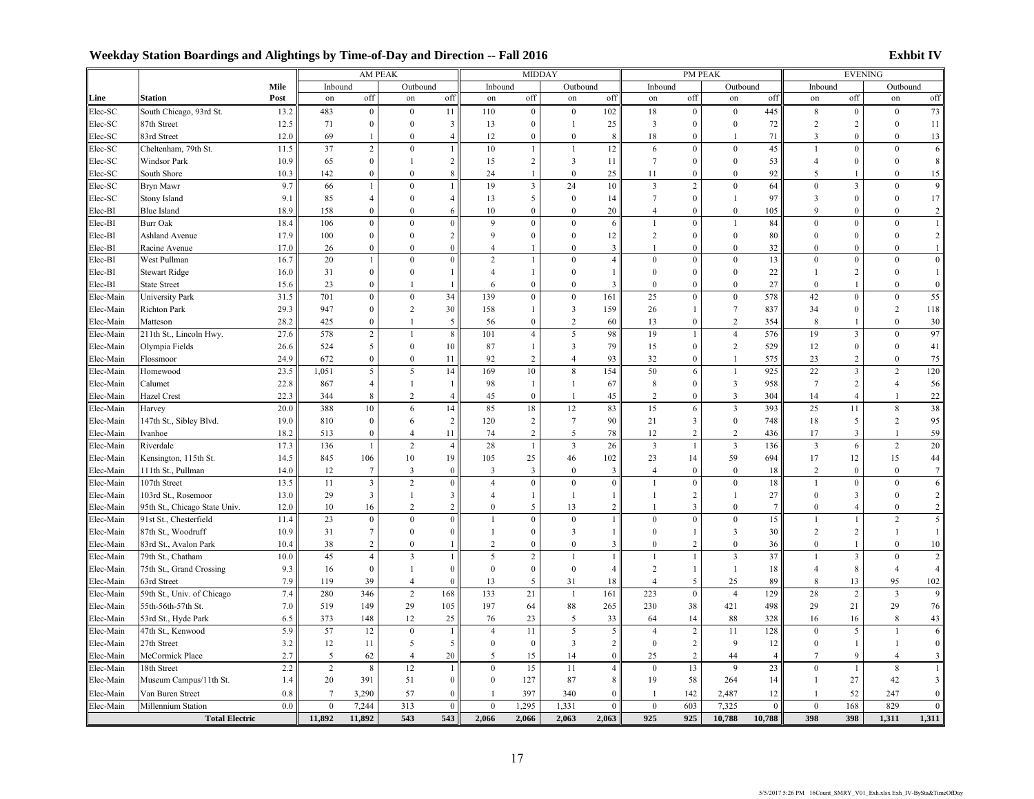## Weekday Station Boardings and Alightings by Time-of-Day and Direction -- Fall 2016

**Exhbit IV**

| | | | AM PEAK | | | | MIDDAY | | | | PM PEAK | | | | EVENING | | | |
|---|---|---|---|---|---|---|---|---|---|---|---|---|---|---|---|---|---|---|
| | | Mile | Inbound | | Outbound | | Inbound | | Outbound | | Inbound | | Outbound | | Inbound | | Outbound | |
| Line | Station | Post | on | off | on | off | on | off | on | off | on | off | on | off | on | off | on | off |
| Elec-SC | South Chicago, 93rd St. | 13.2 | 483 | 0 | 0 | 11 | 110 | 0 | 0 | 102 | 18 | 0 | 0 | 445 | 8 | 0 | 0 | 73 |
| Elec-SC | 87th Street | 12.5 | 71 | 0 | 0 | 3 | 13 | 0 | 1 | 25 | 3 | 0 | 0 | 72 | 2 | 2 | 0 | 11 |
| Elec-SC | 83rd Street | 12.0 | 69 | 1 | 0 | 4 | 12 | 0 | 0 | 8 | 18 | 0 | 1 | 71 | 3 | 0 | 0 | 13 |
| Elec-SC | Cheltenham, 79th St. | 11.5 | 37 | 2 | 0 | 1 | 10 | 1 | 1 | 12 | 6 | 0 | 0 | 45 | 1 | 0 | 0 | 6 |
| Elec-SC | Windsor Park | 10.9 | 65 | 0 | 1 | 2 | 15 | 2 | 3 | 11 | 7 | 0 | 0 | 53 | 4 | 0 | 0 | 8 |
| Elec-SC | South Shore | 10.3 | 142 | 0 | 0 | 8 | 24 | 1 | 0 | 25 | 11 | 0 | 0 | 92 | 5 | 1 | 0 | 15 |
| Elec-SC | Bryn Mawr | 9.7 | 66 | 1 | 0 | 1 | 19 | 3 | 24 | 10 | 3 | 2 | 0 | 64 | 0 | 3 | 0 | 9 |
| Elec-SC | Stony Island | 9.1 | 85 | 4 | 0 | 4 | 13 | 5 | 0 | 14 | 7 | 0 | 1 | 97 | 3 | 0 | 0 | 17 |
| Elec-BI | Blue Island | 18.9 | 158 | 0 | 0 | 6 | 10 | 0 | 0 | 20 | 4 | 0 | 0 | 105 | 9 | 0 | 0 | 2 |
| Elec-BI | Burr Oak | 18.4 | 106 | 0 | 0 | 0 | 9 | 0 | 0 | 6 | 1 | 0 | 1 | 84 | 0 | 0 | 0 | 1 |
| Elec-BI | Ashland Avenue | 17.9 | 100 | 0 | 0 | 2 | 9 | 0 | 0 | 12 | 2 | 0 | 0 | 80 | 0 | 0 | 0 | 2 |
| Elec-BI | Racine Avenue | 17.0 | 26 | 0 | 0 | 0 | 4 | 1 | 0 | 3 | 1 | 0 | 0 | 32 | 0 | 0 | 0 | 1 |
| Elec-BI | West Pullman | 16.7 | 20 | 1 | 0 | 0 | 2 | 1 | 0 | 4 | 0 | 0 | 0 | 13 | 0 | 0 | 0 | 0 |
| Elec-BI | Stewart Ridge | 16.0 | 31 | 0 | 0 | 1 | 4 | 1 | 0 | 1 | 0 | 0 | 0 | 22 | 1 | 2 | 0 | 1 |
| Elec-BI | State Street | 15.6 | 23 | 0 | 1 | 1 | 6 | 0 | 0 | 3 | 0 | 0 | 0 | 27 | 0 | 1 | 0 | 0 |
| Elec-Main | University Park | 31.5 | 701 | 0 | 0 | 34 | 139 | 0 | 0 | 161 | 25 | 0 | 0 | 578 | 42 | 0 | 0 | 55 |
| Elec-Main | Richton Park | 29.3 | 947 | 0 | 2 | 30 | 158 | 1 | 3 | 159 | 26 | 1 | 7 | 837 | 34 | 0 | 2 | 118 |
| Elec-Main | Matteson | 28.2 | 425 | 0 | 1 | 5 | 56 | 0 | 2 | 60 | 13 | 0 | 2 | 354 | 8 | 1 | 0 | 30 |
| Elec-Main | 211th St., Lincoln Hwy. | 27.6 | 578 | 2 | 1 | 8 | 101 | 4 | 5 | 98 | 19 | 1 | 4 | 576 | 19 | 3 | 0 | 97 |
| Elec-Main | Olympia Fields | 26.6 | 524 | 5 | 0 | 10 | 87 | 1 | 3 | 79 | 15 | 0 | 2 | 529 | 12 | 0 | 0 | 41 |
| Elec-Main | Flossmoor | 24.9 | 672 | 0 | 0 | 11 | 92 | 2 | 4 | 93 | 32 | 0 | 1 | 575 | 23 | 2 | 0 | 75 |
| Elec-Main | Homewood | 23.5 | 1,051 | 5 | 5 | 14 | 169 | 10 | 8 | 154 | 50 | 6 | 1 | 925 | 22 | 3 | 2 | 120 |
| Elec-Main | Calumet | 22.8 | 867 | 4 | 1 | 1 | 98 | 1 | 1 | 67 | 8 | 0 | 3 | 958 | 7 | 2 | 4 | 56 |
| Elec-Main | Hazel Crest | 22.3 | 344 | 8 | 2 | 4 | 45 | 0 | 1 | 45 | 2 | 0 | 3 | 304 | 14 | 4 | 1 | 22 |
| Elec-Main | Harvey | 20.0 | 388 | 10 | 6 | 14 | 85 | 18 | 12 | 83 | 15 | 6 | 3 | 393 | 25 | 11 | 8 | 38 |
| Elec-Main | 147th St., Sibley Blvd. | 19.0 | 810 | 0 | 6 | 2 | 120 | 2 | 7 | 90 | 21 | 3 | 0 | 748 | 18 | 5 | 2 | 95 |
| Elec-Main | Ivanhoe | 18.2 | 513 | 0 | 4 | 11 | 74 | 2 | 5 | 78 | 12 | 2 | 2 | 436 | 17 | 3 | 1 | 59 |
| Elec-Main | Riverdale | 17.3 | 136 | 1 | 2 | 4 | 28 | 1 | 3 | 26 | 3 | 1 | 3 | 136 | 3 | 6 | 2 | 20 |
| Elec-Main | Kensington, 115th St. | 14.5 | 845 | 106 | 10 | 19 | 105 | 25 | 46 | 102 | 23 | 14 | 59 | 694 | 17 | 12 | 15 | 44 |
| Elec-Main | 111th St., Pullman | 14.0 | 12 | 7 | 3 | 0 | 3 | 3 | 0 | 3 | 4 | 0 | 0 | 18 | 2 | 0 | 0 | 7 |
| Elec-Main | 107th Street | 13.5 | 11 | 3 | 2 | 0 | 4 | 0 | 0 | 0 | 1 | 0 | 0 | 18 | 1 | 0 | 0 | 6 |
| Elec-Main | 103rd St., Rosemoor | 13.0 | 29 | 3 | 1 | 3 | 4 | 1 | 1 | 1 | 1 | 2 | 1 | 27 | 0 | 3 | 0 | 2 |
| Elec-Main | 95th St., Chicago State Univ. | 12.0 | 10 | 16 | 2 | 2 | 0 | 5 | 13 | 2 | 1 | 3 | 0 | 7 | 0 | 4 | 0 | 2 |
| Elec-Main | 91st St., Chesterfield | 11.4 | 23 | 0 | 0 | 0 | 1 | 0 | 0 | 1 | 0 | 0 | 0 | 15 | 1 | 1 | 2 | 5 |
| Elec-Main | 87th St., Woodruff | 10.9 | 31 | 7 | 0 | 0 | 1 | 0 | 3 | 1 | 0 | 1 | 3 | 30 | 2 | 2 | 1 | 1 |
| Elec-Main | 83rd St., Avalon Park | 10.4 | 38 | 2 | 0 | 1 | 2 | 0 | 0 | 3 | 0 | 2 | 0 | 36 | 0 | 1 | 0 | 10 |
| Elec-Main | 79th St., Chatham | 10.0 | 45 | 4 | 3 | 1 | 5 | 2 | 1 | 1 | 1 | 1 | 3 | 37 | 1 | 3 | 0 | 2 |
| Elec-Main | 75th St., Grand Crossing | 9.3 | 16 | 0 | 1 | 0 | 0 | 0 | 0 | 4 | 2 | 1 | 1 | 18 | 4 | 8 | 4 | 4 |
| Elec-Main | 63rd Street | 7.9 | 119 | 39 | 4 | 0 | 13 | 5 | 31 | 18 | 4 | 5 | 25 | 89 | 8 | 13 | 95 | 102 |
| Elec-Main | 59th St., Univ. of Chicago | 7.4 | 280 | 346 | 2 | 168 | 133 | 21 | 1 | 161 | 223 | 0 | 4 | 129 | 28 | 2 | 3 | 9 |
| Elec-Main | 55th-56th-57th St. | 7.0 | 519 | 149 | 29 | 105 | 197 | 64 | 88 | 265 | 230 | 38 | 421 | 498 | 29 | 21 | 29 | 76 |
| Elec-Main | 53rd St., Hyde Park | 6.5 | 373 | 148 | 12 | 25 | 76 | 23 | 5 | 33 | 64 | 14 | 88 | 328 | 16 | 16 | 8 | 43 |
| Elec-Main | 47th St., Kenwood | 5.9 | 57 | 12 | 0 | 1 | 4 | 11 | 5 | 5 | 4 | 2 | 11 | 128 | 0 | 5 | 1 | 6 |
| Elec-Main | 27th Street | 3.2 | 12 | 11 | 5 | 5 | 0 | 0 | 3 | 2 | 0 | 2 | 9 | 12 | 0 | 1 | 1 | 0 |
| Elec-Main | McCormick Place | 2.7 | 5 | 62 | 4 | 20 | 5 | 15 | 14 | 0 | 25 | 2 | 44 | 4 | 7 | 9 | 4 | 3 |
| Elec-Main | 18th Street | 2.2 | 2 | 8 | 12 | 1 | 0 | 15 | 11 | 4 | 0 | 13 | 9 | 23 | 0 | 1 | 8 | 1 |
| Elec-Main | Museum Campus/11th St. | 1.4 | 20 | 391 | 51 | 0 | 0 | 127 | 87 | 8 | 19 | 58 | 264 | 14 | 1 | 27 | 42 | 3 |
| Elec-Main | Van Buren Street | 0.8 | 7 | 3,290 | 57 | 0 | 1 | 397 | 340 | 0 | 1 | 142 | 2,487 | 12 | 1 | 52 | 247 | 0 |
| Elec-Main | Millennium Station | 0.0 | 0 | 7,244 | 313 | 0 | 0 | 1,295 | 1,331 | 0 | 0 | 603 | 7,325 | 0 | 0 | 168 | 829 | 0 |
| **Total Electric** | | | **11,892** | **11,892** | **543** | **543** | **2,066** | **2,066** | **2,063** | **2,063** | **925** | **925** | **10,788** | **10,788** | **398** | **398** | **1,311** | **1,311** |

5/5/2017 5:26 PM 16Count_SMRY_V01_Exh.xlsx Exh_IV-BySta&TimeOfDay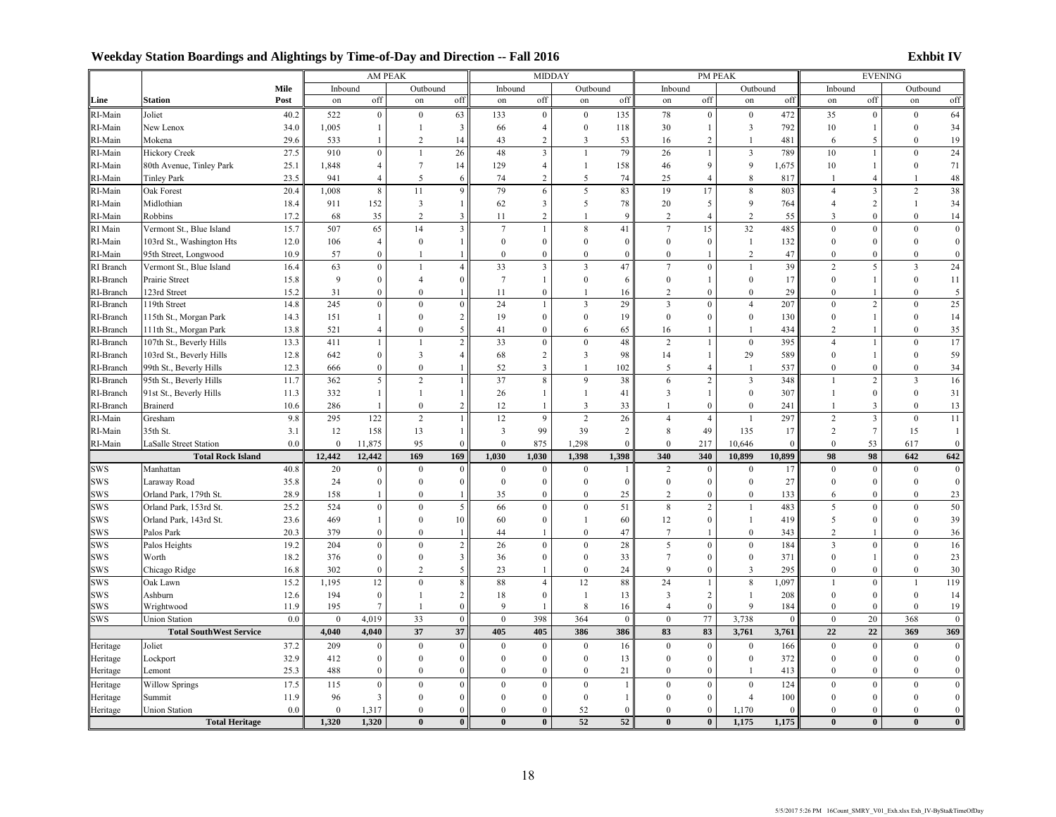## Weekday Station Boardings and Alightings by Time-of-Day and Direction -- Fall 2016

**Exhbit IV**

| | | | AM PEAK | | | | MIDDAY | | | | PM PEAK | | | | EVENING | | | |
|---|---|---|---|---|---|---|---|---|---|---|---|---|---|---|---|---|---|---|
| | | Mile | Inbound | | Outbound | | Inbound | | Outbound | | Inbound | | Outbound | | Inbound | | Outbound | |
| **Line** | **Station** | **Post** | on | off | on | off | on | off | on | off | on | off | on | off | on | off | on | off |
| RI-Main | Joliet | 40.2 | 522 | 0 | 0 | 63 | 133 | 0 | 0 | 135 | 78 | 0 | 0 | 472 | 35 | 0 | 0 | 64 |
| RI-Main | New Lenox | 34.0 | 1,005 | 1 | 1 | 3 | 66 | 4 | 0 | 118 | 30 | 1 | 3 | 792 | 10 | 1 | 0 | 34 |
| RI-Main | Mokena | 29.6 | 533 | 1 | 2 | 14 | 43 | 2 | 3 | 53 | 16 | 2 | 1 | 481 | 6 | 5 | 0 | 19 |
| RI-Main | Hickory Creek | 27.5 | 910 | 0 | 1 | 26 | 48 | 3 | 1 | 79 | 26 | 1 | 3 | 789 | 10 | 1 | 0 | 24 |
| RI-Main | 80th Avenue, Tinley Park | 25.1 | 1,848 | 4 | 7 | 14 | 129 | 4 | 1 | 158 | 46 | 9 | 9 | 1,675 | 10 | 1 | 0 | 71 |
| RI-Main | Tinley Park | 23.5 | 941 | 4 | 5 | 6 | 74 | 2 | 5 | 74 | 25 | 4 | 8 | 817 | 1 | 4 | 1 | 48 |
| RI-Main | Oak Forest | 20.4 | 1,008 | 8 | 11 | 9 | 79 | 6 | 5 | 83 | 19 | 17 | 8 | 803 | 4 | 3 | 2 | 38 |
| RI-Main | Midlothian | 18.4 | 911 | 152 | 3 | 1 | 62 | 3 | 5 | 78 | 20 | 5 | 9 | 764 | 4 | 2 | 1 | 34 |
| RI-Main | Robbins | 17.2 | 68 | 35 | 2 | 3 | 11 | 2 | 1 | 9 | 2 | 4 | 2 | 55 | 3 | 0 | 0 | 14 |
| RI Main | Vermont St., Blue Island | 15.7 | 507 | 65 | 14 | 3 | 7 | 1 | 8 | 41 | 7 | 15 | 32 | 485 | 0 | 0 | 0 | 0 |
| RI-Main | 103rd St., Washington Hts | 12.0 | 106 | 4 | 0 | 1 | 0 | 0 | 0 | 0 | 0 | 0 | 1 | 132 | 0 | 0 | 0 | 0 |
| RI-Main | 95th Street, Longwood | 10.9 | 57 | 0 | 1 | 1 | 0 | 0 | 0 | 0 | 0 | 1 | 2 | 47 | 0 | 0 | 0 | 0 |
| RI Branch | Vermont St., Blue Island | 16.4 | 63 | 0 | 1 | 4 | 33 | 3 | 3 | 47 | 7 | 0 | 1 | 39 | 2 | 5 | 3 | 24 |
| RI-Branch | Prairie Street | 15.8 | 9 | 0 | 4 | 0 | 7 | 1 | 0 | 6 | 0 | 1 | 0 | 17 | 0 | 1 | 0 | 11 |
| RI-Branch | 123rd Street | 15.2 | 31 | 0 | 0 | 1 | 11 | 0 | 1 | 16 | 2 | 0 | 0 | 29 | 0 | 1 | 0 | 5 |
| RI-Branch | 119th Street | 14.8 | 245 | 0 | 0 | 0 | 24 | 1 | 3 | 29 | 3 | 0 | 4 | 207 | 0 | 2 | 0 | 25 |
| RI-Branch | 115th St., Morgan Park | 14.3 | 151 | 1 | 0 | 2 | 19 | 0 | 0 | 19 | 0 | 0 | 0 | 130 | 0 | 1 | 0 | 14 |
| RI-Branch | 111th St., Morgan Park | 13.8 | 521 | 4 | 0 | 5 | 41 | 0 | 6 | 65 | 16 | 1 | 1 | 434 | 2 | 1 | 0 | 35 |
| RI-Branch | 107th St., Beverly Hills | 13.3 | 411 | 1 | 1 | 2 | 33 | 0 | 0 | 48 | 2 | 1 | 0 | 395 | 4 | 1 | 0 | 17 |
| RI-Branch | 103rd St., Beverly Hills | 12.8 | 642 | 0 | 3 | 4 | 68 | 2 | 3 | 98 | 14 | 1 | 29 | 589 | 0 | 1 | 0 | 59 |
| RI-Branch | 99th St., Beverly Hills | 12.3 | 666 | 0 | 0 | 1 | 52 | 3 | 1 | 102 | 5 | 4 | 1 | 537 | 0 | 0 | 0 | 34 |
| RI-Branch | 95th St., Beverly Hills | 11.7 | 362 | 5 | 2 | 1 | 37 | 8 | 9 | 38 | 6 | 2 | 3 | 348 | 1 | 2 | 3 | 16 |
| RI-Branch | 91st St., Beverly Hills | 11.3 | 332 | 1 | 1 | 1 | 26 | 1 | 1 | 41 | 3 | 1 | 0 | 307 | 1 | 0 | 0 | 31 |
| RI-Branch | Brainerd | 10.6 | 286 | 1 | 0 | 2 | 12 | 1 | 3 | 33 | 1 | 0 | 0 | 241 | 1 | 3 | 0 | 13 |
| RI-Main | Gresham | 9.8 | 295 | 122 | 2 | 1 | 12 | 9 | 2 | 26 | 4 | 4 | 1 | 297 | 2 | 3 | 0 | 11 |
| RI-Main | 35th St. | 3.1 | 12 | 158 | 13 | 1 | 3 | 99 | 39 | 2 | 8 | 49 | 135 | 17 | 2 | 7 | 15 | 1 |
| RI-Main | LaSalle Street Station | 0.0 | 0 | 11,875 | 95 | 0 | 0 | 875 | 1,298 | 0 | 0 | 217 | 10,646 | 0 | 0 | 53 | 617 | 0 |
| | **Total Rock Island** | | **12,442** | **12,442** | **169** | **169** | **1,030** | **1,030** | **1,398** | **1,398** | **340** | **340** | **10,899** | **10,899** | **98** | **98** | **642** | **642** |
| SWS | Manhattan | 40.8 | 20 | 0 | 0 | 0 | 0 | 0 | 0 | 1 | 2 | 0 | 0 | 17 | 0 | 0 | 0 | 0 |
| SWS | Laraway Road | 35.8 | 24 | 0 | 0 | 0 | 0 | 0 | 0 | 0 | 0 | 0 | 0 | 27 | 0 | 0 | 0 | 0 |
| SWS | Orland Park, 179th St. | 28.9 | 158 | 1 | 0 | 1 | 35 | 0 | 0 | 25 | 2 | 0 | 0 | 133 | 6 | 0 | 0 | 23 |
| SWS | Orland Park, 153rd St. | 25.2 | 524 | 0 | 0 | 5 | 66 | 0 | 0 | 51 | 8 | 2 | 1 | 483 | 5 | 0 | 0 | 50 |
| SWS | Orland Park, 143rd St. | 23.6 | 469 | 1 | 0 | 10 | 60 | 0 | 1 | 60 | 12 | 0 | 1 | 419 | 5 | 0 | 0 | 39 |
| SWS | Palos Park | 20.3 | 379 | 0 | 0 | 1 | 44 | 1 | 0 | 47 | 7 | 1 | 0 | 343 | 2 | 1 | 0 | 36 |
| SWS | Palos Heights | 19.2 | 204 | 0 | 0 | 2 | 26 | 0 | 0 | 28 | 5 | 0 | 0 | 184 | 3 | 0 | 0 | 16 |
| SWS | Worth | 18.2 | 376 | 0 | 0 | 3 | 36 | 0 | 0 | 33 | 7 | 0 | 0 | 371 | 0 | 1 | 0 | 23 |
| SWS | Chicago Ridge | 16.8 | 302 | 0 | 2 | 5 | 23 | 1 | 0 | 24 | 9 | 0 | 3 | 295 | 0 | 0 | 0 | 30 |
| SWS | Oak Lawn | 15.2 | 1,195 | 12 | 0 | 8 | 88 | 4 | 12 | 88 | 24 | 1 | 8 | 1,097 | 1 | 0 | 1 | 119 |
| SWS | Ashburn | 12.6 | 194 | 0 | 1 | 2 | 18 | 0 | 1 | 13 | 3 | 2 | 1 | 208 | 0 | 0 | 0 | 14 |
| SWS | Wrightwood | 11.9 | 195 | 7 | 1 | 0 | 9 | 1 | 8 | 16 | 4 | 0 | 9 | 184 | 0 | 0 | 0 | 19 |
| SWS | Union Station | 0.0 | 0 | 4,019 | 33 | 0 | 0 | 398 | 364 | 0 | 0 | 77 | 3,738 | 0 | 0 | 20 | 368 | 0 |
| | **Total SouthWest Service** | | **4,040** | **4,040** | **37** | **37** | **405** | **405** | **386** | **386** | **83** | **83** | **3,761** | **3,761** | **22** | **22** | **369** | **369** |
| Heritage | Joliet | 37.2 | 209 | 0 | 0 | 0 | 0 | 0 | 0 | 16 | 0 | 0 | 0 | 166 | 0 | 0 | 0 | 0 |
| Heritage | Lockport | 32.9 | 412 | 0 | 0 | 0 | 0 | 0 | 0 | 13 | 0 | 0 | 0 | 372 | 0 | 0 | 0 | 0 |
| Heritage | Lemont | 25.3 | 488 | 0 | 0 | 0 | 0 | 0 | 0 | 21 | 0 | 0 | 1 | 413 | 0 | 0 | 0 | 0 |
| Heritage | Willow Springs | 17.5 | 115 | 0 | 0 | 0 | 0 | 0 | 0 | 1 | 0 | 0 | 0 | 124 | 0 | 0 | 0 | 0 |
| Heritage | Summit | 11.9 | 96 | 3 | 0 | 0 | 0 | 0 | 0 | 1 | 0 | 0 | 4 | 100 | 0 | 0 | 0 | 0 |
| Heritage | Union Station | 0.0 | 0 | 1,317 | 0 | 0 | 0 | 0 | 52 | 0 | 0 | 0 | 1,170 | 0 | 0 | 0 | 0 | 0 |
| | **Total Heritage** | | **1,320** | **1,320** | **0** | **0** | **0** | **0** | **52** | **52** | **0** | **0** | **1,175** | **1,175** | **0** | **0** | **0** | **0** |

5/5/2017 5:26 PM 16Count_SMRY_V01_Exh.xlsx Exh_IV-BySta&TimeOfDay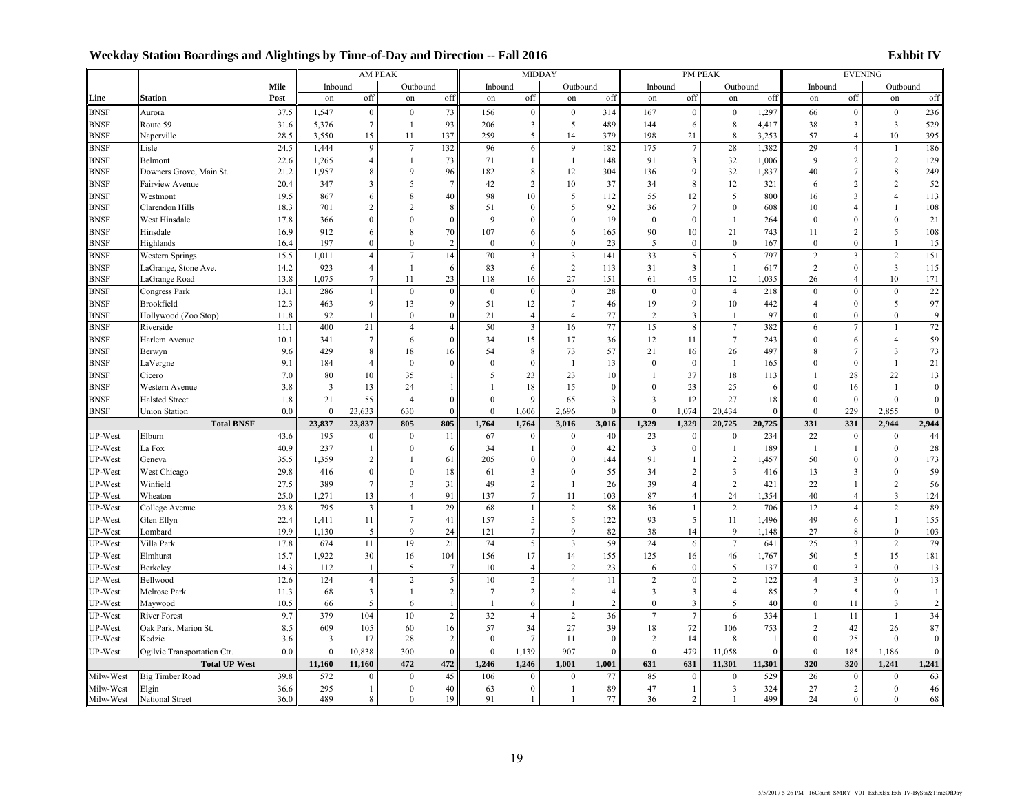## Weekday Station Boardings and Alightings by Time-of-Day and Direction -- Fall 2016

**Exhbit IV**

| | | | AM PEAK | | | | MIDDAY | | | | PM PEAK | | | | EVENING | | | |
|---|---|---|---|---|---|---|---|---|---|---|---|---|---|---|---|---|---|---|
| | | Mile | Inbound | | Outbound | | Inbound | | Outbound | | Inbound | | Outbound | | Inbound | | Outbound | |
| Line | Station | Post | on | off | on | off | on | off | on | off | on | off | on | off | on | off | on | off |
| BNSF | Aurora | 37.5 | 1,547 | 0 | 0 | 73 | 156 | 0 | 0 | 314 | 167 | 0 | 0 | 1,297 | 66 | 0 | 0 | 236 |
| BNSF | Route 59 | 31.6 | 5,376 | 7 | 1 | 93 | 206 | 3 | 5 | 489 | 144 | 6 | 8 | 4,417 | 38 | 3 | 3 | 529 |
| BNSF | Naperville | 28.5 | 3,550 | 15 | 11 | 137 | 259 | 5 | 14 | 379 | 198 | 21 | 8 | 3,253 | 57 | 4 | 10 | 395 |
| BNSF | Lisle | 24.5 | 1,444 | 9 | 7 | 132 | 96 | 6 | 9 | 182 | 175 | 7 | 28 | 1,382 | 29 | 4 | 1 | 186 |
| BNSF | Belmont | 22.6 | 1,265 | 4 | 1 | 73 | 71 | 1 | 1 | 148 | 91 | 3 | 32 | 1,006 | 9 | 2 | 2 | 129 |
| BNSF | Downers Grove, Main St. | 21.2 | 1,957 | 8 | 9 | 96 | 182 | 8 | 12 | 304 | 136 | 9 | 32 | 1,837 | 40 | 7 | 8 | 249 |
| BNSF | Fairview Avenue | 20.4 | 347 | 3 | 5 | 7 | 42 | 2 | 10 | 37 | 34 | 8 | 12 | 321 | 6 | 2 | 2 | 52 |
| BNSF | Westmont | 19.5 | 867 | 6 | 8 | 40 | 98 | 10 | 5 | 112 | 55 | 12 | 5 | 800 | 16 | 3 | 4 | 113 |
| BNSF | Clarendon Hills | 18.3 | 701 | 2 | 2 | 8 | 51 | 0 | 5 | 92 | 36 | 7 | 0 | 608 | 10 | 4 | 1 | 108 |
| BNSF | West Hinsdale | 17.8 | 366 | 0 | 0 | 0 | 9 | 0 | 0 | 19 | 0 | 0 | 1 | 264 | 0 | 0 | 0 | 21 |
| BNSF | Hinsdale | 16.9 | 912 | 6 | 8 | 70 | 107 | 6 | 6 | 165 | 90 | 10 | 21 | 743 | 11 | 2 | 5 | 108 |
| BNSF | Highlands | 16.4 | 197 | 0 | 0 | 2 | 0 | 0 | 0 | 23 | 5 | 0 | 0 | 167 | 0 | 0 | 1 | 15 |
| BNSF | Western Springs | 15.5 | 1,011 | 4 | 7 | 14 | 70 | 3 | 3 | 141 | 33 | 5 | 5 | 797 | 2 | 3 | 2 | 151 |
| BNSF | LaGrange, Stone Ave. | 14.2 | 923 | 4 | 1 | 6 | 83 | 6 | 2 | 113 | 31 | 3 | 1 | 617 | 2 | 0 | 3 | 115 |
| BNSF | LaGrange Road | 13.8 | 1,075 | 7 | 11 | 23 | 118 | 16 | 27 | 151 | 61 | 45 | 12 | 1,035 | 26 | 4 | 10 | 171 |
| BNSF | Congress Park | 13.1 | 286 | 1 | 0 | 0 | 0 | 0 | 0 | 28 | 0 | 0 | 4 | 218 | 0 | 0 | 0 | 22 |
| BNSF | Brookfield | 12.3 | 463 | 9 | 13 | 9 | 51 | 12 | 7 | 46 | 19 | 9 | 10 | 442 | 4 | 0 | 5 | 97 |
| BNSF | Hollywood (Zoo Stop) | 11.8 | 92 | 1 | 0 | 0 | 21 | 4 | 4 | 77 | 2 | 3 | 1 | 97 | 0 | 0 | 0 | 9 |
| BNSF | Riverside | 11.1 | 400 | 21 | 4 | 4 | 50 | 3 | 16 | 77 | 15 | 8 | 7 | 382 | 6 | 7 | 1 | 72 |
| BNSF | Harlem Avenue | 10.1 | 341 | 7 | 6 | 0 | 34 | 15 | 17 | 36 | 12 | 11 | 7 | 243 | 0 | 6 | 4 | 59 |
| BNSF | Berwyn | 9.6 | 429 | 8 | 18 | 16 | 54 | 8 | 73 | 57 | 21 | 16 | 26 | 497 | 8 | 7 | 3 | 73 |
| BNSF | LaVergne | 9.1 | 184 | 4 | 0 | 0 | 0 | 0 | 1 | 13 | 0 | 0 | 1 | 165 | 0 | 0 | 1 | 21 |
| BNSF | Cicero | 7.0 | 80 | 10 | 35 | 1 | 5 | 23 | 23 | 10 | 1 | 37 | 18 | 113 | 1 | 28 | 22 | 13 |
| BNSF | Western Avenue | 3.8 | 3 | 13 | 24 | 1 | 1 | 18 | 15 | 0 | 0 | 23 | 25 | 6 | 0 | 16 | 1 | 0 |
| BNSF | Halsted Street | 1.8 | 21 | 55 | 4 | 0 | 0 | 9 | 65 | 3 | 3 | 12 | 27 | 18 | 0 | 0 | 0 | 0 |
| BNSF | Union Station | 0.0 | 0 | 23,633 | 630 | 0 | 0 | 1,606 | 2,696 | 0 | 0 | 1,074 | 20,434 | 0 | 0 | 229 | 2,855 | 0 |
| | **Total BNSF** | | **23,837** | **23,837** | **805** | **805** | **1,764** | **1,764** | **3,016** | **3,016** | **1,329** | **1,329** | **20,725** | **20,725** | **331** | **331** | **2,944** | **2,944** |
| UP-West | Elburn | 43.6 | 195 | 0 | 0 | 11 | 67 | 0 | 0 | 40 | 23 | 0 | 0 | 234 | 22 | 0 | 0 | 44 |
| UP-West | La Fox | 40.9 | 237 | 1 | 0 | 6 | 34 | 1 | 0 | 42 | 3 | 0 | 1 | 189 | 1 | 1 | 0 | 28 |
| UP-West | Geneva | 35.5 | 1,359 | 2 | 1 | 61 | 205 | 0 | 0 | 144 | 91 | 1 | 2 | 1,457 | 50 | 0 | 0 | 173 |
| UP-West | West Chicago | 29.8 | 416 | 0 | 0 | 18 | 61 | 3 | 0 | 55 | 34 | 2 | 3 | 416 | 13 | 3 | 0 | 59 |
| UP-West | Winfield | 27.5 | 389 | 7 | 3 | 31 | 49 | 2 | 1 | 26 | 39 | 4 | 2 | 421 | 22 | 1 | 2 | 56 |
| UP-West | Wheaton | 25.0 | 1,271 | 13 | 4 | 91 | 137 | 7 | 11 | 103 | 87 | 4 | 24 | 1,354 | 40 | 4 | 3 | 124 |
| UP-West | College Avenue | 23.8 | 795 | 3 | 1 | 29 | 68 | 1 | 2 | 58 | 36 | 1 | 2 | 706 | 12 | 4 | 2 | 89 |
| UP-West | Glen Ellyn | 22.4 | 1,411 | 11 | 7 | 41 | 157 | 5 | 5 | 122 | 93 | 5 | 11 | 1,496 | 49 | 6 | 1 | 155 |
| UP-West | Lombard | 19.9 | 1,130 | 5 | 9 | 24 | 121 | 7 | 9 | 82 | 38 | 14 | 9 | 1,148 | 27 | 8 | 0 | 103 |
| UP-West | Villa Park | 17.8 | 674 | 11 | 19 | 21 | 74 | 5 | 3 | 59 | 24 | 6 | 7 | 641 | 25 | 3 | 2 | 79 |
| UP-West | Elmhurst | 15.7 | 1,922 | 30 | 16 | 104 | 156 | 17 | 14 | 155 | 125 | 16 | 46 | 1,767 | 50 | 5 | 15 | 181 |
| UP-West | Berkeley | 14.3 | 112 | 1 | 5 | 7 | 10 | 4 | 2 | 23 | 6 | 0 | 5 | 137 | 0 | 3 | 0 | 13 |
| UP-West | Bellwood | 12.6 | 124 | 4 | 2 | 5 | 10 | 2 | 4 | 11 | 2 | 0 | 2 | 122 | 4 | 3 | 0 | 13 |
| UP-West | Melrose Park | 11.3 | 68 | 3 | 1 | 2 | 7 | 2 | 2 | 4 | 3 | 3 | 4 | 85 | 2 | 5 | 0 | 1 |
| UP-West | Maywood | 10.5 | 66 | 5 | 6 | 1 | 1 | 6 | 1 | 2 | 0 | 3 | 5 | 40 | 0 | 11 | 3 | 2 |
| UP-West | River Forest | 9.7 | 379 | 104 | 10 | 2 | 32 | 4 | 2 | 36 | 7 | 7 | 6 | 334 | 1 | 11 | 1 | 34 |
| UP-West | Oak Park, Marion St. | 8.5 | 609 | 105 | 60 | 16 | 57 | 34 | 27 | 39 | 18 | 72 | 106 | 753 | 2 | 42 | 26 | 87 |
| UP-West | Kedzie | 3.6 | 3 | 17 | 28 | 2 | 0 | 7 | 11 | 0 | 2 | 14 | 8 | 1 | 0 | 25 | 0 | 0 |
| UP-West | Ogilvie Transportation Ctr. | 0.0 | 0 | 10,838 | 300 | 0 | 0 | 1,139 | 907 | 0 | 0 | 479 | 11,058 | 0 | 0 | 185 | 1,186 | 0 |
| | **Total UP West** | | **11,160** | **11,160** | **472** | **472** | **1,246** | **1,246** | **1,001** | **1,001** | **631** | **631** | **11,301** | **11,301** | **320** | **320** | **1,241** | **1,241** |
| Milw-West | Big Timber Road | 39.8 | 572 | 0 | 0 | 45 | 106 | 0 | 0 | 77 | 85 | 0 | 0 | 529 | 26 | 0 | 0 | 63 |
| Milw-West | Elgin | 36.6 | 295 | 1 | 0 | 40 | 63 | 0 | 1 | 89 | 47 | 1 | 3 | 324 | 27 | 2 | 0 | 46 |
| Milw-West | National Street | 36.0 | 489 | 8 | 0 | 19 | 91 | 1 | 1 | 77 | 36 | 2 | 1 | 499 | 24 | 0 | 0 | 68 |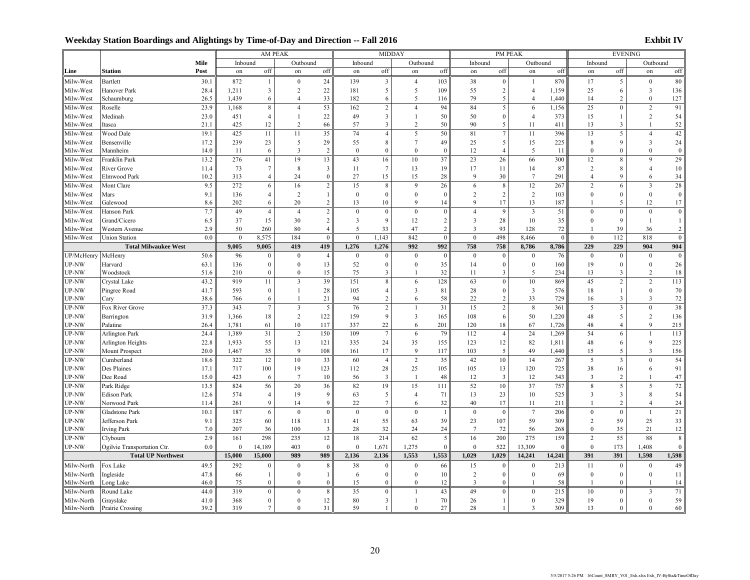## Weekday Station Boardings and Alightings by Time-of-Day and Direction -- Fall 2016

**Exhbit IV**

| | | | AM PEAK | | | | MIDDAY | | | | PM PEAK | | | | EVENING | | | |
|---|---|---|---|---|---|---|---|---|---|---|---|---|---|---|---|---|---|---|
| | | Mile | Inbound | | Outbound | | Inbound | | Outbound | | Inbound | | Outbound | | Inbound | | Outbound | |
| Line | Station | Post | on | off | on | off | on | off | on | off | on | off | on | off | on | off | on | off |
| Milw-West | Bartlett | 30.1 | 872 | 1 | 0 | 24 | 139 | 3 | 4 | 103 | 38 | 0 | 1 | 870 | 17 | 5 | 0 | 80 |
| Milw-West | Hanover Park | 28.4 | 1,211 | 3 | 2 | 22 | 181 | 5 | 5 | 109 | 55 | 2 | 4 | 1,159 | 25 | 6 | 3 | 136 |
| Milw-West | Schaumburg | 26.5 | 1,439 | 6 | 4 | 33 | 182 | 6 | 5 | 116 | 79 | 5 | 4 | 1,440 | 14 | 2 | 0 | 127 |
| Milw-West | Roselle | 23.9 | 1,168 | 8 | 4 | 53 | 162 | 2 | 4 | 94 | 84 | 5 | 6 | 1,156 | 25 | 0 | 2 | 91 |
| Milw-West | Medinah | 23.0 | 451 | 4 | 1 | 22 | 49 | 3 | 1 | 50 | 50 | 0 | 4 | 373 | 15 | 1 | 2 | 54 |
| Milw-West | Itasca | 21.1 | 425 | 12 | 2 | 66 | 57 | 3 | 2 | 50 | 90 | 5 | 11 | 411 | 13 | 3 | 1 | 52 |
| Milw-West | Wood Dale | 19.1 | 425 | 11 | 11 | 35 | 74 | 4 | 5 | 50 | 81 | 7 | 11 | 396 | 13 | 5 | 4 | 42 |
| Milw-West | Bensenville | 17.2 | 239 | 23 | 5 | 29 | 55 | 8 | 7 | 49 | 25 | 5 | 15 | 225 | 8 | 9 | 3 | 24 |
| Milw-West | Mannheim | 14.0 | 11 | 6 | 3 | 2 | 0 | 0 | 0 | 0 | 12 | 4 | 5 | 11 | 0 | 0 | 0 | 0 |
| Milw-West | Franklin Park | 13.2 | 276 | 41 | 19 | 13 | 43 | 16 | 10 | 37 | 23 | 26 | 66 | 300 | 12 | 8 | 9 | 29 |
| Milw-West | River Grove | 11.4 | 73 | 7 | 8 | 3 | 11 | 7 | 13 | 19 | 17 | 11 | 14 | 87 | 2 | 8 | 4 | 10 |
| Milw-West | Elmwood Park | 10.2 | 313 | 4 | 24 | 0 | 27 | 15 | 15 | 28 | 9 | 30 | 7 | 291 | 4 | 9 | 6 | 34 |
| Milw-West | Mont Clare | 9.5 | 272 | 6 | 16 | 2 | 15 | 8 | 9 | 26 | 6 | 8 | 12 | 267 | 2 | 6 | 3 | 28 |
| Milw-West | Mars | 9.1 | 136 | 4 | 2 | 1 | 0 | 0 | 0 | 0 | 2 | 2 | 2 | 103 | 0 | 0 | 0 | 0 |
| Milw-West | Galewood | 8.6 | 202 | 6 | 20 | 2 | 13 | 10 | 9 | 14 | 9 | 17 | 13 | 187 | 1 | 5 | 12 | 17 |
| Milw-West | Hanson Park | 7.7 | 49 | 4 | 4 | 2 | 0 | 0 | 0 | 0 | 4 | 9 | 3 | 51 | 0 | 0 | 0 | 0 |
| Milw-West | Grand/Cicero | 6.5 | 37 | 15 | 30 | 2 | 3 | 9 | 12 | 2 | 3 | 28 | 10 | 35 | 0 | 9 | 1 | 1 |
| Milw-West | Western Avenue | 2.9 | 50 | 260 | 80 | 4 | 5 | 33 | 47 | 2 | 3 | 93 | 128 | 72 | 1 | 39 | 36 | 2 |
| Milw-West | Union Station | 0.0 | 0 | 8,575 | 184 | 0 | 0 | 1,143 | 842 | 0 | 0 | 498 | 8,466 | 0 | 0 | 112 | 818 | 0 |
| | **Total Milwaukee West** | | **9,005** | **9,005** | **419** | **419** | **1,276** | **1,276** | **992** | **992** | **758** | **758** | **8,786** | **8,786** | **229** | **229** | **904** | **904** |
| UP/McHenry | McHenry | 50.6 | 96 | 0 | 0 | 4 | 0 | 0 | 0 | 0 | 0 | 0 | 0 | 76 | 0 | 0 | 0 | 0 |
| UP-NW | Harvard | 63.1 | 136 | 0 | 0 | 13 | 52 | 0 | 0 | 35 | 14 | 0 | 0 | 160 | 19 | 0 | 0 | 26 |
| UP-NW | Woodstock | 51.6 | 210 | 0 | 0 | 15 | 75 | 3 | 1 | 32 | 11 | 3 | 5 | 234 | 13 | 3 | 2 | 18 |
| UP-NW | Crystal Lake | 43.2 | 919 | 11 | 3 | 39 | 151 | 8 | 6 | 128 | 63 | 0 | 10 | 869 | 45 | 2 | 2 | 113 |
| UP-NW | Pingree Road | 41.7 | 593 | 0 | 1 | 28 | 105 | 4 | 3 | 81 | 28 | 0 | 3 | 576 | 18 | 1 | 0 | 70 |
| UP-NW | Cary | 38.6 | 766 | 6 | 1 | 21 | 94 | 2 | 6 | 58 | 22 | 2 | 33 | 729 | 16 | 3 | 3 | 72 |
| UP-NW | Fox River Grove | 37.3 | 343 | 7 | 3 | 5 | 76 | 2 | 1 | 31 | 15 | 2 | 8 | 361 | 5 | 3 | 0 | 38 |
| UP-NW | Barrington | 31.9 | 1,366 | 18 | 2 | 122 | 159 | 9 | 3 | 165 | 108 | 6 | 50 | 1,220 | 48 | 5 | 2 | 136 |
| UP-NW | Palatine | 26.4 | 1,781 | 61 | 10 | 117 | 337 | 22 | 6 | 201 | 120 | 18 | 67 | 1,726 | 48 | 4 | 9 | 215 |
| UP-NW | Arlington Park | 24.4 | 1,389 | 31 | 2 | 150 | 109 | 7 | 6 | 79 | 112 | 4 | 24 | 1,269 | 54 | 6 | 1 | 113 |
| UP-NW | Arlington Heights | 22.8 | 1,933 | 55 | 13 | 121 | 335 | 24 | 35 | 155 | 123 | 12 | 82 | 1,811 | 48 | 6 | 9 | 225 |
| UP-NW | Mount Prospect | 20.0 | 1,467 | 35 | 9 | 108 | 161 | 17 | 9 | 117 | 103 | 5 | 49 | 1,440 | 15 | 5 | 3 | 156 |
| UP-NW | Cumberland | 18.6 | 322 | 12 | 10 | 33 | 60 | 4 | 2 | 35 | 42 | 10 | 14 | 267 | 5 | 3 | 0 | 54 |
| UP-NW | Des Plaines | 17.1 | 717 | 100 | 19 | 123 | 112 | 28 | 25 | 105 | 105 | 13 | 120 | 725 | 38 | 16 | 6 | 91 |
| UP-NW | Dee Road | 15.0 | 423 | 6 | 7 | 10 | 56 | 3 | 1 | 48 | 12 | 3 | 12 | 343 | 3 | 2 | 1 | 47 |
| UP-NW | Park Ridge | 13.5 | 824 | 56 | 20 | 36 | 82 | 19 | 15 | 111 | 52 | 10 | 37 | 757 | 8 | 5 | 5 | 72 |
| UP-NW | Edison Park | 12.6 | 574 | 4 | 19 | 9 | 63 | 5 | 4 | 71 | 13 | 23 | 10 | 525 | 3 | 3 | 8 | 54 |
| UP-NW | Norwood Park | 11.4 | 261 | 9 | 14 | 9 | 22 | 7 | 6 | 32 | 40 | 17 | 11 | 211 | 1 | 2 | 4 | 24 |
| UP-NW | Gladstone Park | 10.1 | 187 | 6 | 0 | 0 | 0 | 0 | 0 | 1 | 0 | 0 | 7 | 206 | 0 | 0 | 1 | 21 |
| UP-NW | Jefferson Park | 9.1 | 325 | 60 | 118 | 11 | 41 | 55 | 63 | 39 | 23 | 107 | 59 | 309 | 2 | 59 | 25 | 33 |
| UP-NW | Irving Park | 7.0 | 207 | 36 | 100 | 3 | 28 | 32 | 24 | 24 | 7 | 72 | 56 | 268 | 0 | 35 | 21 | 12 |
| UP-NW | Clybourn | 2.9 | 161 | 298 | 235 | 12 | 18 | 214 | 62 | 5 | 16 | 200 | 275 | 159 | 2 | 55 | 88 | 8 |
| UP-NW | Ogilvie Transportation Ctr. | 0.0 | 0 | 14,189 | 403 | 0 | 0 | 1,671 | 1,275 | 0 | 0 | 522 | 13,309 | 0 | 0 | 173 | 1,408 | 0 |
| | **Total UP Northwest** | | **15,000** | **15,000** | **989** | **989** | **2,136** | **2,136** | **1,553** | **1,553** | **1,029** | **1,029** | **14,241** | **14,241** | **391** | **391** | **1,598** | **1,598** |
| Milw-North | Fox Lake | 49.5 | 292 | 0 | 0 | 8 | 38 | 0 | 0 | 66 | 15 | 0 | 0 | 213 | 11 | 0 | 0 | 49 |
| Milw-North | Ingleside | 47.8 | 66 | 1 | 0 | 1 | 6 | 0 | 0 | 10 | 2 | 0 | 0 | 69 | 0 | 0 | 0 | 11 |
| Milw-North | Long Lake | 46.0 | 75 | 0 | 0 | 0 | 15 | 0 | 0 | 12 | 3 | 0 | 1 | 58 | 1 | 0 | 1 | 14 |
| Milw-North | Round Lake | 44.0 | 319 | 0 | 0 | 8 | 35 | 0 | 1 | 43 | 49 | 0 | 0 | 215 | 10 | 0 | 3 | 71 |
| Milw-North | Grayslake | 41.0 | 368 | 0 | 0 | 12 | 80 | 3 | 1 | 70 | 26 | 1 | 0 | 329 | 19 | 0 | 0 | 59 |
| Milw-North | Prairie Crossing | 39.2 | 319 | 7 | 0 | 31 | 59 | 1 | 0 | 27 | 28 | 1 | 3 | 309 | 13 | 0 | 0 | 60 |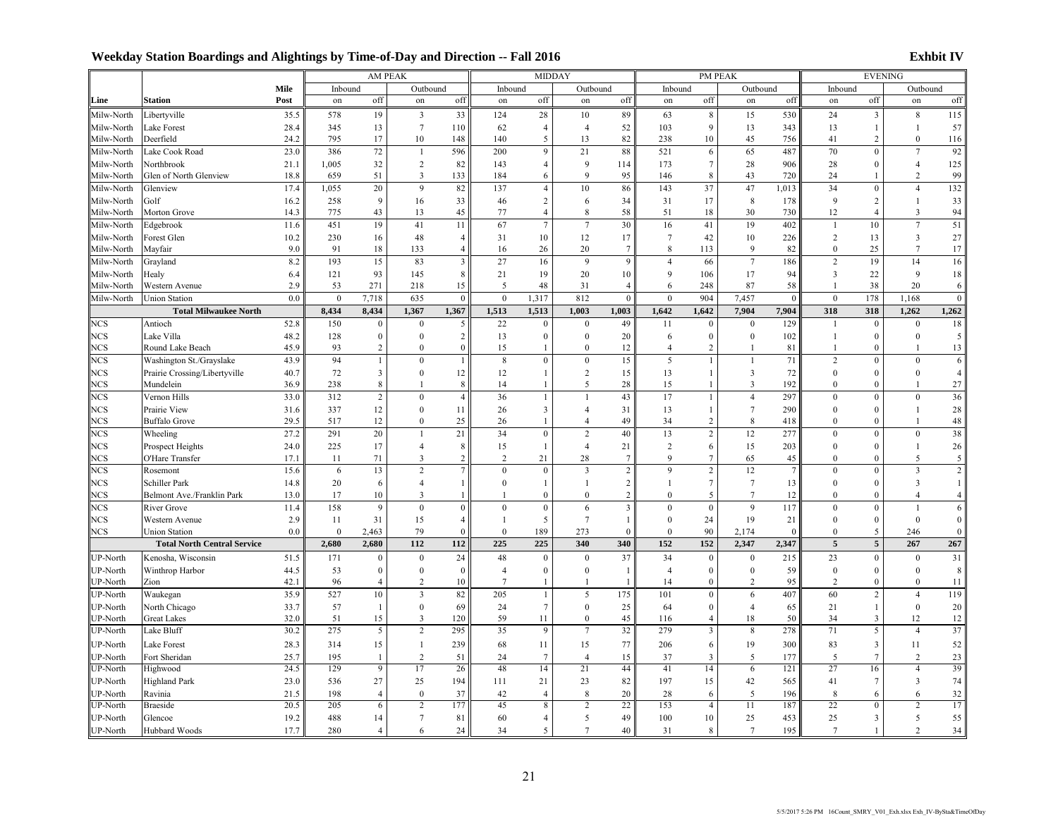## Weekday Station Boardings and Alightings by Time-of-Day and Direction -- Fall 2016

**Exhbit IV**

| | | | AM PEAK | | | | MIDDAY | | | | PM PEAK | | | | EVENING | | | |
|---|---|---|---|---|---|---|---|---|---|---|---|---|---|---|---|---|---|---|
| | | Mile | Inbound | | Outbound | | Inbound | | Outbound | | Inbound | | Outbound | | Inbound | | Outbound | |
| Line | Station | Post | on | off | on | off | on | off | on | off | on | off | on | off | on | off | on | off |
| Milw-North | Libertyville | 35.5 | 578 | 19 | 3 | 33 | 124 | 28 | 10 | 89 | 63 | 8 | 15 | 530 | 24 | 3 | 8 | 115 |
| Milw-North | Lake Forest | 28.4 | 345 | 13 | 7 | 110 | 62 | 4 | 4 | 52 | 103 | 9 | 13 | 343 | 13 | 1 | 1 | 57 |
| Milw-North | Deerfield | 24.2 | 795 | 17 | 10 | 148 | 140 | 5 | 13 | 82 | 238 | 10 | 45 | 756 | 41 | 2 | 0 | 116 |
| Milw-North | Lake Cook Road | 23.0 | 386 | 72 | 1 | 596 | 200 | 9 | 21 | 88 | 521 | 6 | 65 | 487 | 70 | 0 | 7 | 92 |
| Milw-North | Northbrook | 21.1 | 1,005 | 32 | 2 | 82 | 143 | 4 | 9 | 114 | 173 | 7 | 28 | 906 | 28 | 0 | 4 | 125 |
| Milw-North | Glen of North Glenview | 18.8 | 659 | 51 | 3 | 133 | 184 | 6 | 9 | 95 | 146 | 8 | 43 | 720 | 24 | 1 | 2 | 99 |
| Milw-North | Glenview | 17.4 | 1,055 | 20 | 9 | 82 | 137 | 4 | 10 | 86 | 143 | 37 | 47 | 1,013 | 34 | 0 | 4 | 132 |
| Milw-North | Golf | 16.2 | 258 | 9 | 16 | 33 | 46 | 2 | 6 | 34 | 31 | 17 | 8 | 178 | 9 | 2 | 1 | 33 |
| Milw-North | Morton Grove | 14.3 | 775 | 43 | 13 | 45 | 77 | 4 | 8 | 58 | 51 | 18 | 30 | 730 | 12 | 4 | 3 | 94 |
| Milw-North | Edgebrook | 11.6 | 451 | 19 | 41 | 11 | 67 | 7 | 7 | 30 | 16 | 41 | 19 | 402 | 1 | 10 | 7 | 51 |
| Milw-North | Forest Glen | 10.2 | 230 | 16 | 48 | 4 | 31 | 10 | 12 | 17 | 7 | 42 | 10 | 226 | 2 | 13 | 3 | 27 |
| Milw-North | Mayfair | 9.0 | 91 | 18 | 133 | 4 | 16 | 26 | 20 | 7 | 8 | 113 | 9 | 82 | 0 | 25 | 7 | 17 |
| Milw-North | Grayland | 8.2 | 193 | 15 | 83 | 3 | 27 | 16 | 9 | 9 | 4 | 66 | 7 | 186 | 2 | 19 | 14 | 16 |
| Milw-North | Healy | 6.4 | 121 | 93 | 145 | 8 | 21 | 19 | 20 | 10 | 9 | 106 | 17 | 94 | 3 | 22 | 9 | 18 |
| Milw-North | Western Avenue | 2.9 | 53 | 271 | 218 | 15 | 5 | 48 | 31 | 4 | 6 | 248 | 87 | 58 | 1 | 38 | 20 | 6 |
| Milw-North | Union Station | 0.0 | 0 | 7,718 | 635 | 0 | 0 | 1,317 | 812 | 0 | 0 | 904 | 7,457 | 0 | 0 | 178 | 1,168 | 0 |
| | **Total Milwaukee North** | | **8,434** | **8,434** | **1,367** | **1,367** | **1,513** | **1,513** | **1,003** | **1,003** | **1,642** | **1,642** | **7,904** | **7,904** | **318** | **318** | **1,262** | **1,262** |
| NCS | Antioch | 52.8 | 150 | 0 | 0 | 5 | 22 | 0 | 0 | 49 | 11 | 0 | 0 | 129 | 1 | 0 | 0 | 18 |
| NCS | Lake Villa | 48.2 | 128 | 0 | 0 | 2 | 13 | 0 | 0 | 20 | 6 | 0 | 0 | 102 | 1 | 0 | 0 | 5 |
| NCS | Round Lake Beach | 45.9 | 93 | 2 | 0 | 0 | 15 | 1 | 0 | 12 | 4 | 2 | 1 | 81 | 1 | 0 | 1 | 13 |
| NCS | Washington St./Grayslake | 43.9 | 94 | 1 | 0 | 1 | 8 | 0 | 0 | 15 | 5 | 1 | 1 | 71 | 2 | 0 | 0 | 6 |
| NCS | Prairie Crossing/Libertyville | 40.7 | 72 | 3 | 0 | 12 | 12 | 1 | 2 | 15 | 13 | 1 | 3 | 72 | 0 | 0 | 0 | 4 |
| NCS | Mundelein | 36.9 | 238 | 8 | 1 | 8 | 14 | 1 | 5 | 28 | 15 | 1 | 3 | 192 | 0 | 0 | 1 | 27 |
| NCS | Vernon Hills | 33.0 | 312 | 2 | 0 | 4 | 36 | 1 | 1 | 43 | 17 | 1 | 4 | 297 | 0 | 0 | 0 | 36 |
| NCS | Prairie View | 31.6 | 337 | 12 | 0 | 11 | 26 | 3 | 4 | 31 | 13 | 1 | 7 | 290 | 0 | 0 | 1 | 28 |
| NCS | Buffalo Grove | 29.5 | 517 | 12 | 0 | 25 | 26 | 1 | 4 | 49 | 34 | 2 | 8 | 418 | 0 | 0 | 1 | 48 |
| NCS | Wheeling | 27.2 | 291 | 20 | 1 | 21 | 34 | 0 | 2 | 40 | 13 | 2 | 12 | 277 | 0 | 0 | 0 | 38 |
| NCS | Prospect Heights | 24.0 | 225 | 17 | 4 | 8 | 15 | 1 | 4 | 21 | 2 | 6 | 15 | 203 | 0 | 0 | 1 | 26 |
| NCS | O'Hare Transfer | 17.1 | 11 | 71 | 3 | 2 | 2 | 21 | 28 | 7 | 9 | 7 | 65 | 45 | 0 | 0 | 5 | 5 |
| NCS | Rosemont | 15.6 | 6 | 13 | 2 | 7 | 0 | 0 | 3 | 2 | 9 | 2 | 12 | 7 | 0 | 0 | 3 | 2 |
| NCS | Schiller Park | 14.8 | 20 | 6 | 4 | 1 | 0 | 1 | 1 | 2 | 1 | 7 | 7 | 13 | 0 | 0 | 3 | 1 |
| NCS | Belmont Ave./Franklin Park | 13.0 | 17 | 10 | 3 | 1 | 1 | 0 | 0 | 2 | 0 | 5 | 7 | 12 | 0 | 0 | 4 | 4 |
| NCS | River Grove | 11.4 | 158 | 9 | 0 | 0 | 0 | 0 | 6 | 3 | 0 | 0 | 9 | 117 | 0 | 0 | 1 | 6 |
| NCS | Western Avenue | 2.9 | 11 | 31 | 15 | 4 | 1 | 5 | 7 | 1 | 0 | 24 | 19 | 21 | 0 | 0 | 0 | 0 |
| NCS | Union Station | 0.0 | 0 | 2,463 | 79 | 0 | 0 | 189 | 273 | 0 | 0 | 90 | 2,174 | 0 | 0 | 5 | 246 | 0 |
| | **Total North Central Service** | | **2,680** | **2,680** | **112** | **112** | **225** | **225** | **340** | **340** | **152** | **152** | **2,347** | **2,347** | **5** | **5** | **267** | **267** |
| UP-North | Kenosha, Wisconsin | 51.5 | 171 | 0 | 0 | 24 | 48 | 0 | 0 | 37 | 34 | 0 | 0 | 215 | 23 | 0 | 0 | 31 |
| UP-North | Winthrop Harbor | 44.5 | 53 | 0 | 0 | 0 | 4 | 0 | 0 | 1 | 4 | 0 | 0 | 59 | 0 | 0 | 0 | 8 |
| UP-North | Zion | 42.1 | 96 | 4 | 2 | 10 | 7 | 1 | 1 | 1 | 14 | 0 | 2 | 95 | 2 | 0 | 0 | 11 |
| UP-North | Waukegan | 35.9 | 527 | 10 | 3 | 82 | 205 | 1 | 5 | 175 | 101 | 0 | 6 | 407 | 60 | 2 | 4 | 119 |
| UP-North | North Chicago | 33.7 | 57 | 1 | 0 | 69 | 24 | 7 | 0 | 25 | 64 | 0 | 4 | 65 | 21 | 1 | 0 | 20 |
| UP-North | Great Lakes | 32.0 | 51 | 15 | 3 | 120 | 59 | 11 | 0 | 45 | 116 | 4 | 18 | 50 | 34 | 3 | 12 | 12 |
| UP-North | Lake Bluff | 30.2 | 275 | 5 | 2 | 295 | 35 | 9 | 7 | 32 | 279 | 3 | 8 | 278 | 71 | 5 | 4 | 37 |
| UP-North | Lake Forest | 28.3 | 314 | 15 | 1 | 239 | 68 | 11 | 15 | 77 | 206 | 6 | 19 | 300 | 83 | 3 | 11 | 52 |
| UP-North | Fort Sheridan | 25.7 | 195 | 1 | 2 | 51 | 24 | 7 | 4 | 15 | 37 | 3 | 5 | 177 | 5 | 7 | 2 | 23 |
| UP-North | Highwood | 24.5 | 129 | 9 | 17 | 26 | 48 | 14 | 21 | 44 | 41 | 14 | 6 | 121 | 27 | 16 | 4 | 39 |
| UP-North | Highland Park | 23.0 | 536 | 27 | 25 | 194 | 111 | 21 | 23 | 82 | 197 | 15 | 42 | 565 | 41 | 7 | 3 | 74 |
| UP-North | Ravinia | 21.5 | 198 | 4 | 0 | 37 | 42 | 4 | 8 | 20 | 28 | 6 | 5 | 196 | 8 | 6 | 6 | 32 |
| UP-North | Braeside | 20.5 | 205 | 6 | 2 | 177 | 45 | 8 | 2 | 22 | 153 | 4 | 11 | 187 | 22 | 0 | 2 | 17 |
| UP-North | Glencoe | 19.2 | 488 | 14 | 7 | 81 | 60 | 4 | 5 | 49 | 100 | 10 | 25 | 453 | 25 | 3 | 5 | 55 |
| UP-North | Hubbard Woods | 17.7 | 280 | 4 | 6 | 24 | 34 | 5 | 7 | 40 | 31 | 8 | 7 | 195 | 7 | 1 | 2 | 34 |

5/5/2017 5:26 PM 16Count_SMRY_V01_Exh.xlsx Exh_IV-BySta&TimeOfDay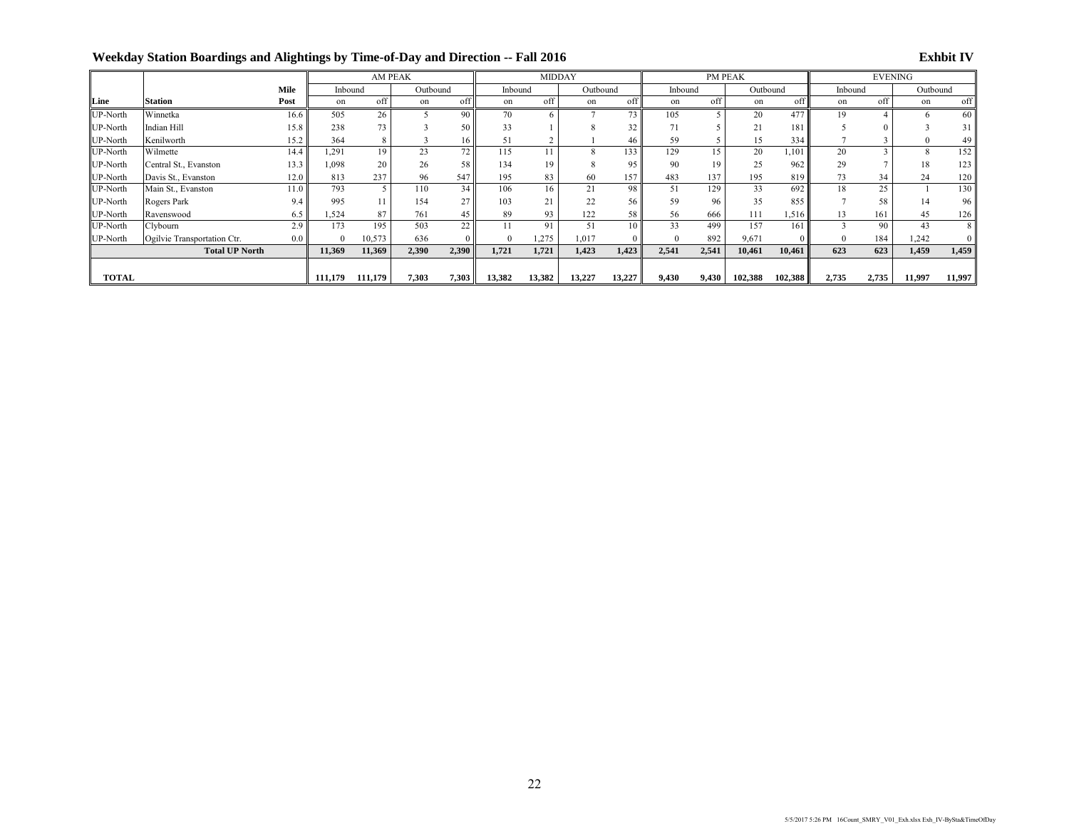**Weekday Station Boardings and Alightings by Time-of-Day and Direction -- Fall 2016** **Exhbit IV**

| | | | AM PEAK | | | | MIDDAY | | | | PM PEAK | | | | EVENING | | | |
|---|---|---|---|---|---|---|---|---|---|---|---|---|---|---|---|---|---|---|
| | | Mile | Inbound | | Outbound | | Inbound | | Outbound | | Inbound | | Outbound | | Inbound | | Outbound | |
| Line | Station | Post | on | off | on | off | on | off | on | off | on | off | on | off | on | off | on | off |
| UP-North | Winnetka | 16.6 | 505 | 26 | 5 | 90 | 70 | 6 | 7 | 73 | 105 | 5 | 20 | 477 | 19 | 4 | 6 | 60 |
| UP-North | Indian Hill | 15.8 | 238 | 73 | 3 | 50 | 33 | 1 | 8 | 32 | 71 | 5 | 21 | 181 | 5 | 0 | 3 | 31 |
| UP-North | Kenilworth | 15.2 | 364 | 8 | 3 | 16 | 51 | 2 | 1 | 46 | 59 | 5 | 15 | 334 | 7 | 3 | 0 | 49 |
| UP-North | Wilmette | 14.4 | 1,291 | 19 | 23 | 72 | 115 | 11 | 8 | 133 | 129 | 15 | 20 | 1,101 | 20 | 3 | 8 | 152 |
| UP-North | Central St., Evanston | 13.3 | 1,098 | 20 | 26 | 58 | 134 | 19 | 8 | 95 | 90 | 19 | 25 | 962 | 29 | 7 | 18 | 123 |
| UP-North | Davis St., Evanston | 12.0 | 813 | 237 | 96 | 547 | 195 | 83 | 60 | 157 | 483 | 137 | 195 | 819 | 73 | 34 | 24 | 120 |
| UP-North | Main St., Evanston | 11.0 | 793 | 5 | 110 | 34 | 106 | 16 | 21 | 98 | 51 | 129 | 33 | 692 | 18 | 25 | 1 | 130 |
| UP-North | Rogers Park | 9.4 | 995 | 11 | 154 | 27 | 103 | 21 | 22 | 56 | 59 | 96 | 35 | 855 | 7 | 58 | 14 | 96 |
| UP-North | Ravenswood | 6.5 | 1,524 | 87 | 761 | 45 | 89 | 93 | 122 | 58 | 56 | 666 | 111 | 1,516 | 13 | 161 | 45 | 126 |
| UP-North | Clybourn | 2.9 | 173 | 195 | 503 | 22 | 11 | 91 | 51 | 10 | 33 | 499 | 157 | 161 | 3 | 90 | 43 | 8 |
| UP-North | Ogilvie Transportation Ctr. | 0.0 | 0 | 10,573 | 636 | 0 | 0 | 1,275 | 1,017 | 0 | 0 | 892 | 9,671 | 0 | 0 | 184 | 1,242 | 0 |
| | **Total UP North** | | **11,369** | **11,369** | **2,390** | **2,390** | **1,721** | **1,721** | **1,423** | **1,423** | **2,541** | **2,541** | **10,461** | **10,461** | **623** | **623** | **1,459** | **1,459** |
| **TOTAL** | | | **111,179** | **111,179** | **7,303** | **7,303** | **13,382** | **13,382** | **13,227** | **13,227** | **9,430** | **9,430** | **102,388** | **102,388** | **2,735** | **2,735** | **11,997** | **11,997** |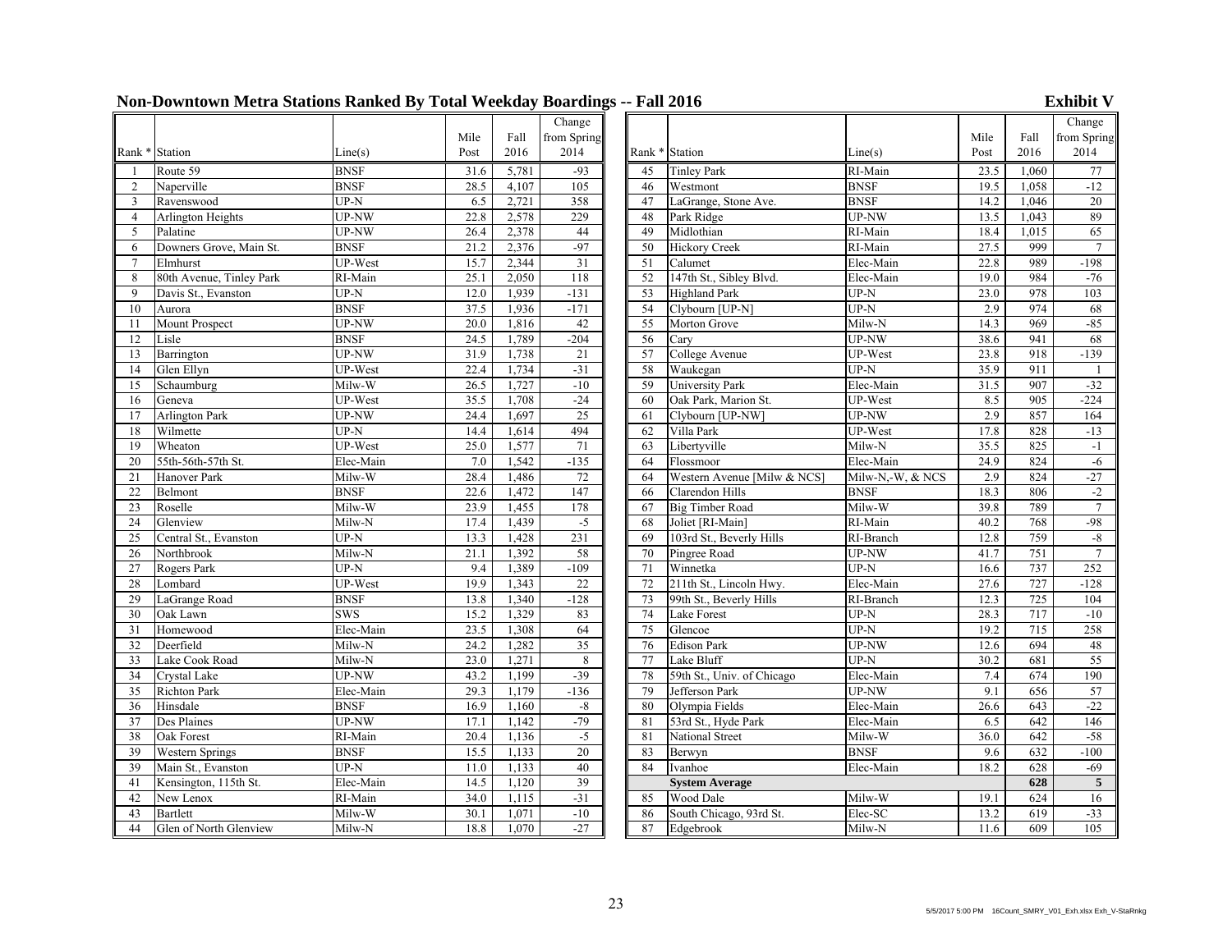## Non-Downtown Metra Stations Ranked By Total Weekday Boardings -- Fall 2016

**Exhibit V**

| Rank * | Station | Line(s) | Mile Post | Fall 2016 | Change from Spring 2014 |
|---|---|---|---|---|---|
| 1 | Route 59 | BNSF | 31.6 | 5,781 | -93 |
| 2 | Naperville | BNSF | 28.5 | 4,107 | 105 |
| 3 | Ravenswood | UP-N | 6.5 | 2,721 | 358 |
| 4 | Arlington Heights | UP-NW | 22.8 | 2,578 | 229 |
| 5 | Palatine | UP-NW | 26.4 | 2,378 | 44 |
| 6 | Downers Grove, Main St. | BNSF | 21.2 | 2,376 | -97 |
| 7 | Elmhurst | UP-West | 15.7 | 2,344 | 31 |
| 8 | 80th Avenue, Tinley Park | RI-Main | 25.1 | 2,050 | 118 |
| 9 | Davis St., Evanston | UP-N | 12.0 | 1,939 | -131 |
| 10 | Aurora | BNSF | 37.5 | 1,936 | -171 |
| 11 | Mount Prospect | UP-NW | 20.0 | 1,816 | 42 |
| 12 | Lisle | BNSF | 24.5 | 1,789 | -204 |
| 13 | Barrington | UP-NW | 31.9 | 1,738 | 21 |
| 14 | Glen Ellyn | UP-West | 22.4 | 1,734 | -31 |
| 15 | Schaumburg | Milw-W | 26.5 | 1,727 | -10 |
| 16 | Geneva | UP-West | 35.5 | 1,708 | -24 |
| 17 | Arlington Park | UP-NW | 24.4 | 1,697 | 25 |
| 18 | Wilmette | UP-N | 14.4 | 1,614 | 494 |
| 19 | Wheaton | UP-West | 25.0 | 1,577 | 71 |
| 20 | 55th-56th-57th St. | Elec-Main | 7.0 | 1,542 | -135 |
| 21 | Hanover Park | Milw-W | 28.4 | 1,486 | 72 |
| 22 | Belmont | BNSF | 22.6 | 1,472 | 147 |
| 23 | Roselle | Milw-W | 23.9 | 1,455 | 178 |
| 24 | Glenview | Milw-N | 17.4 | 1,439 | -5 |
| 25 | Central St., Evanston | UP-N | 13.3 | 1,428 | 231 |
| 26 | Northbrook | Milw-N | 21.1 | 1,392 | 58 |
| 27 | Rogers Park | UP-N | 9.4 | 1,389 | -109 |
| 28 | Lombard | UP-West | 19.9 | 1,343 | 22 |
| 29 | LaGrange Road | BNSF | 13.8 | 1,340 | -128 |
| 30 | Oak Lawn | SWS | 15.2 | 1,329 | 83 |
| 31 | Homewood | Elec-Main | 23.5 | 1,308 | 64 |
| 32 | Deerfield | Milw-N | 24.2 | 1,282 | 35 |
| 33 | Lake Cook Road | Milw-N | 23.0 | 1,271 | 8 |
| 34 | Crystal Lake | UP-NW | 43.2 | 1,199 | -39 |
| 35 | Richton Park | Elec-Main | 29.3 | 1,179 | -136 |
| 36 | Hinsdale | BNSF | 16.9 | 1,160 | -8 |
| 37 | Des Plaines | UP-NW | 17.1 | 1,142 | -79 |
| 38 | Oak Forest | RI-Main | 20.4 | 1,136 | -5 |
| 39 | Western Springs | BNSF | 15.5 | 1,133 | 20 |
| 39 | Main St., Evanston | UP-N | 11.0 | 1,133 | 40 |
| 41 | Kensington, 115th St. | Elec-Main | 14.5 | 1,120 | 39 |
| 42 | New Lenox | RI-Main | 34.0 | 1,115 | -31 |
| 43 | Bartlett | Milw-W | 30.1 | 1,071 | -10 |
| 44 | Glen of North Glenview | Milw-N | 18.8 | 1,070 | -27 |
| 45 | Tinley Park | RI-Main | 23.5 | 1,060 | 77 |
| 46 | Westmont | BNSF | 19.5 | 1,058 | -12 |
| 47 | LaGrange, Stone Ave. | BNSF | 14.2 | 1,046 | 20 |
| 48 | Park Ridge | UP-NW | 13.5 | 1,043 | 89 |
| 49 | Midlothian | RI-Main | 18.4 | 1,015 | 65 |
| 50 | Hickory Creek | RI-Main | 27.5 | 999 | 7 |
| 51 | Calumet | Elec-Main | 22.8 | 989 | -198 |
| 52 | 147th St., Sibley Blvd. | Elec-Main | 19.0 | 984 | -76 |
| 53 | Highland Park | UP-N | 23.0 | 978 | 103 |
| 54 | Clybourn [UP-N] | UP-N | 2.9 | 974 | 68 |
| 55 | Morton Grove | Milw-N | 14.3 | 969 | -85 |
| 56 | Cary | UP-NW | 38.6 | 941 | 68 |
| 57 | College Avenue | UP-West | 23.8 | 918 | -139 |
| 58 | Waukegan | UP-N | 35.9 | 911 | 1 |
| 59 | University Park | Elec-Main | 31.5 | 907 | -32 |
| 60 | Oak Park, Marion St. | UP-West | 8.5 | 905 | -224 |
| 61 | Clybourn [UP-NW] | UP-NW | 2.9 | 857 | 164 |
| 62 | Villa Park | UP-West | 17.8 | 828 | -13 |
| 63 | Libertyville | Milw-N | 35.5 | 825 | -1 |
| 64 | Flossmoor | Elec-Main | 24.9 | 824 | -6 |
| 64 | Western Avenue [Milw & NCS] | Milw-N,-W, & NCS | 2.9 | 824 | -27 |
| 66 | Clarendon Hills | BNSF | 18.3 | 806 | -2 |
| 67 | Big Timber Road | Milw-W | 39.8 | 789 | 7 |
| 68 | Joliet [RI-Main] | RI-Main | 40.2 | 768 | -98 |
| 69 | 103rd St., Beverly Hills | RI-Branch | 12.8 | 759 | -8 |
| 70 | Pingree Road | UP-NW | 41.7 | 751 | 7 |
| 71 | Winnetka | UP-N | 16.6 | 737 | 252 |
| 72 | 211th St., Lincoln Hwy. | Elec-Main | 27.6 | 727 | -128 |
| 73 | 99th St., Beverly Hills | RI-Branch | 12.3 | 725 | 104 |
| 74 | Lake Forest | UP-N | 28.3 | 717 | -10 |
| 75 | Glencoe | UP-N | 19.2 | 715 | 258 |
| 76 | Edison Park | UP-NW | 12.6 | 694 | 48 |
| 77 | Lake Bluff | UP-N | 30.2 | 681 | 55 |
| 78 | 59th St., Univ. of Chicago | Elec-Main | 7.4 | 674 | 190 |
| 79 | Jefferson Park | UP-NW | 9.1 | 656 | 57 |
| 80 | Olympia Fields | Elec-Main | 26.6 | 643 | -22 |
| 81 | 53rd St., Hyde Park | Elec-Main | 6.5 | 642 | 146 |
| 81 | National Street | Milw-W | 36.0 | 642 | -58 |
| 83 | Berwyn | BNSF | 9.6 | 632 | -100 |
| 84 | Ivanhoe | Elec-Main | 18.2 | 628 | -69 |
| | **System Average** | | | **628** | **5** |
| 85 | Wood Dale | Milw-W | 19.1 | 624 | 16 |
| 86 | South Chicago, 93rd St. | Elec-SC | 13.2 | 619 | -33 |
| 87 | Edgebrook | Milw-N | 11.6 | 609 | 105 |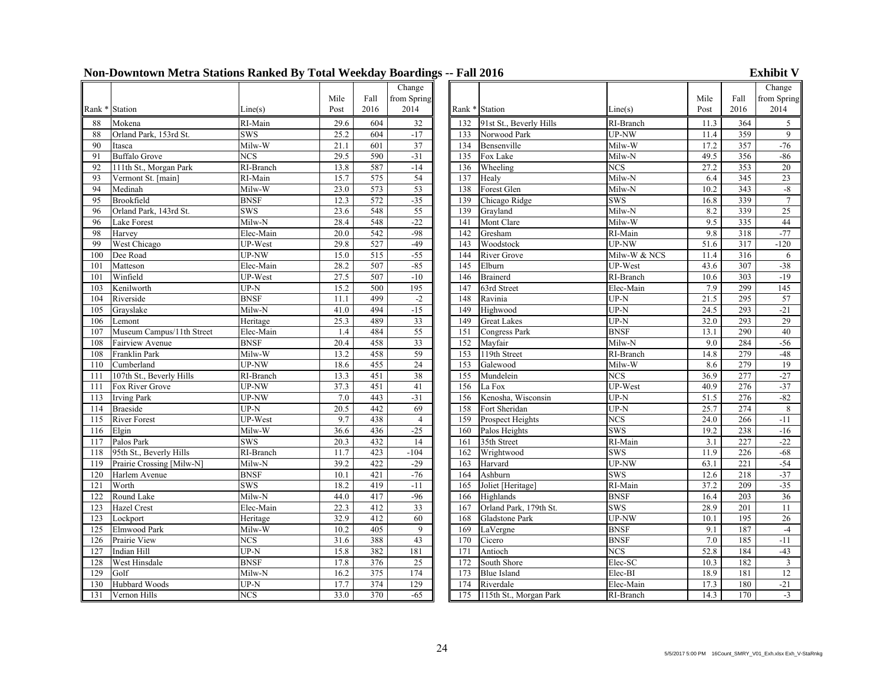# Non-Downtown Metra Stations Ranked By Total Weekday Boardings -- Fall 2016

**Exhibit V**

| Rank * | Station | Line(s) | Mile Post | Fall 2016 | Change from Spring 2014 |
|---|---|---|---|---|---|
| 88 | Mokena | RI-Main | 29.6 | 604 | 32 |
| 88 | Orland Park, 153rd St. | SWS | 25.2 | 604 | -17 |
| 90 | Itasca | Milw-W | 21.1 | 601 | 37 |
| 91 | Buffalo Grove | NCS | 29.5 | 590 | -31 |
| 92 | 111th St., Morgan Park | RI-Branch | 13.8 | 587 | -14 |
| 93 | Vermont St. [main] | RI-Main | 15.7 | 575 | 54 |
| 94 | Medinah | Milw-W | 23.0 | 573 | 53 |
| 95 | Brookfield | BNSF | 12.3 | 572 | -35 |
| 96 | Orland Park, 143rd St. | SWS | 23.6 | 548 | 55 |
| 96 | Lake Forest | Milw-N | 28.4 | 548 | -22 |
| 98 | Harvey | Elec-Main | 20.0 | 542 | -98 |
| 99 | West Chicago | UP-West | 29.8 | 527 | -49 |
| 100 | Dee Road | UP-NW | 15.0 | 515 | -55 |
| 101 | Matteson | Elec-Main | 28.2 | 507 | -85 |
| 101 | Winfield | UP-West | 27.5 | 507 | -10 |
| 103 | Kenilworth | UP-N | 15.2 | 500 | 195 |
| 104 | Riverside | BNSF | 11.1 | 499 | -2 |
| 105 | Grayslake | Milw-N | 41.0 | 494 | -15 |
| 106 | Lemont | Heritage | 25.3 | 489 | 33 |
| 107 | Museum Campus/11th Street | Elec-Main | 1.4 | 484 | 55 |
| 108 | Fairview Avenue | BNSF | 20.4 | 458 | 33 |
| 108 | Franklin Park | Milw-W | 13.2 | 458 | 59 |
| 110 | Cumberland | UP-NW | 18.6 | 455 | 24 |
| 111 | 107th St., Beverly Hills | RI-Branch | 13.3 | 451 | 38 |
| 111 | Fox River Grove | UP-NW | 37.3 | 451 | 41 |
| 113 | Irving Park | UP-NW | 7.0 | 443 | -31 |
| 114 | Braeside | UP-N | 20.5 | 442 | 69 |
| 115 | River Forest | UP-West | 9.7 | 438 | 4 |
| 116 | Elgin | Milw-W | 36.6 | 436 | -25 |
| 117 | Palos Park | SWS | 20.3 | 432 | 14 |
| 118 | 95th St., Beverly Hills | RI-Branch | 11.7 | 423 | -104 |
| 119 | Prairie Crossing [Milw-N] | Milw-N | 39.2 | 422 | -29 |
| 120 | Harlem Avenue | BNSF | 10.1 | 421 | -76 |
| 121 | Worth | SWS | 18.2 | 419 | -11 |
| 122 | Round Lake | Milw-N | 44.0 | 417 | -96 |
| 123 | Hazel Crest | Elec-Main | 22.3 | 412 | 33 |
| 123 | Lockport | Heritage | 32.9 | 412 | 60 |
| 125 | Elmwood Park | Milw-W | 10.2 | 405 | 9 |
| 126 | Prairie View | NCS | 31.6 | 388 | 43 |
| 127 | Indian Hill | UP-N | 15.8 | 382 | 181 |
| 128 | West Hinsdale | BNSF | 17.8 | 376 | 25 |
| 129 | Golf | Milw-N | 16.2 | 375 | 174 |
| 130 | Hubbard Woods | UP-N | 17.7 | 374 | 129 |
| 131 | Vernon Hills | NCS | 33.0 | 370 | -65 |
| 132 | 91st St., Beverly Hills | RI-Branch | 11.3 | 364 | 5 |
| 133 | Norwood Park | UP-NW | 11.4 | 359 | 9 |
| 134 | Bensenville | Milw-W | 17.2 | 357 | -76 |
| 135 | Fox Lake | Milw-N | 49.5 | 356 | -86 |
| 136 | Wheeling | NCS | 27.2 | 353 | 20 |
| 137 | Healy | Milw-N | 6.4 | 345 | 23 |
| 138 | Forest Glen | Milw-N | 10.2 | 343 | -8 |
| 139 | Chicago Ridge | SWS | 16.8 | 339 | 7 |
| 139 | Grayland | Milw-N | 8.2 | 339 | 25 |
| 141 | Mont Clare | Milw-W | 9.5 | 335 | 44 |
| 142 | Gresham | RI-Main | 9.8 | 318 | -77 |
| 143 | Woodstock | UP-NW | 51.6 | 317 | -120 |
| 144 | River Grove | Milw-W & NCS | 11.4 | 316 | 6 |
| 145 | Elburn | UP-West | 43.6 | 307 | -38 |
| 146 | Brainerd | RI-Branch | 10.6 | 303 | -19 |
| 147 | 63rd Street | Elec-Main | 7.9 | 299 | 145 |
| 148 | Ravinia | UP-N | 21.5 | 295 | 57 |
| 149 | Highwood | UP-N | 24.5 | 293 | -21 |
| 149 | Great Lakes | UP-N | 32.0 | 293 | 29 |
| 151 | Congress Park | BNSF | 13.1 | 290 | 40 |
| 152 | Mayfair | Milw-N | 9.0 | 284 | -56 |
| 153 | 119th Street | RI-Branch | 14.8 | 279 | -48 |
| 153 | Galewood | Milw-W | 8.6 | 279 | 19 |
| 155 | Mundelein | NCS | 36.9 | 277 | -27 |
| 156 | La Fox | UP-West | 40.9 | 276 | -37 |
| 156 | Kenosha, Wisconsin | UP-N | 51.5 | 276 | -82 |
| 158 | Fort Sheridan | UP-N | 25.7 | 274 | 8 |
| 159 | Prospect Heights | NCS | 24.0 | 266 | -11 |
| 160 | Palos Heights | SWS | 19.2 | 238 | -16 |
| 161 | 35th Street | RI-Main | 3.1 | 227 | -22 |
| 162 | Wrightwood | SWS | 11.9 | 226 | -68 |
| 163 | Harvard | UP-NW | 63.1 | 221 | -54 |
| 164 | Ashburn | SWS | 12.6 | 218 | -37 |
| 165 | Joliet [Heritage] | RI-Main | 37.2 | 209 | -35 |
| 166 | Highlands | BNSF | 16.4 | 203 | 36 |
| 167 | Orland Park, 179th St. | SWS | 28.9 | 201 | 11 |
| 168 | Gladstone Park | UP-NW | 10.1 | 195 | 26 |
| 169 | LaVergne | BNSF | 9.1 | 187 | -4 |
| 170 | Cicero | BNSF | 7.0 | 185 | -11 |
| 171 | Antioch | NCS | 52.8 | 184 | -43 |
| 172 | South Shore | Elec-SC | 10.3 | 182 | 3 |
| 173 | Blue Island | Elec-BI | 18.9 | 181 | 12 |
| 174 | Riverdale | Elec-Main | 17.3 | 180 | -21 |
| 175 | 115th St., Morgan Park | RI-Branch | 14.3 | 170 | -3 |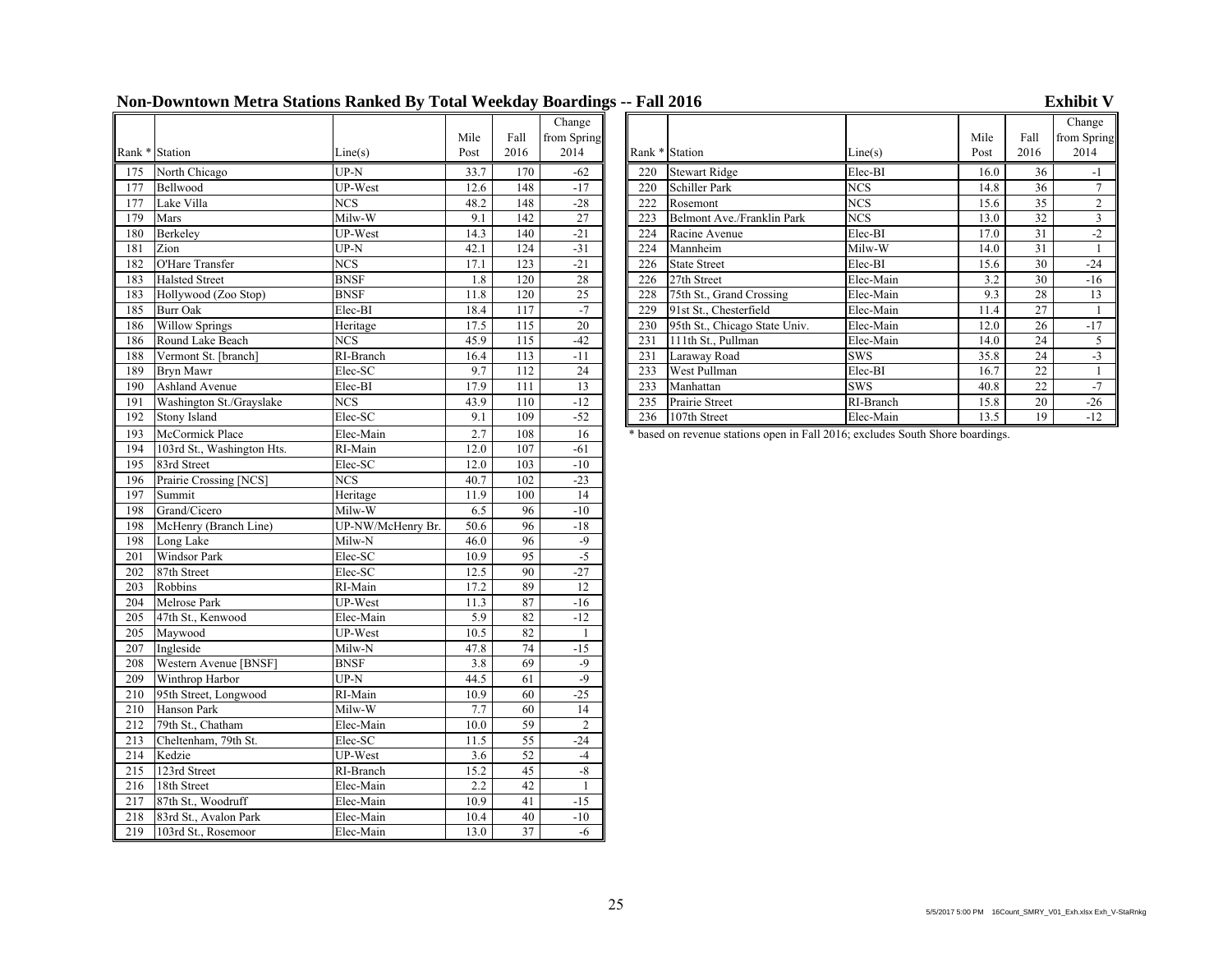## Non-Downtown Metra Stations Ranked By Total Weekday Boardings -- Fall 2016

**Exhibit V**

| Rank * | Station | Line(s) | Mile Post | Fall 2016 | Change from Spring 2014 |
|---|---|---|---|---|---|
| 175 | North Chicago | UP-N | 33.7 | 170 | -62 |
| 177 | Bellwood | UP-West | 12.6 | 148 | -17 |
| 177 | Lake Villa | NCS | 48.2 | 148 | -28 |
| 179 | Mars | Milw-W | 9.1 | 142 | 27 |
| 180 | Berkeley | UP-West | 14.3 | 140 | -21 |
| 181 | Zion | UP-N | 42.1 | 124 | -31 |
| 182 | O'Hare Transfer | NCS | 17.1 | 123 | -21 |
| 183 | Halsted Street | BNSF | 1.8 | 120 | 28 |
| 183 | Hollywood (Zoo Stop) | BNSF | 11.8 | 120 | 25 |
| 185 | Burr Oak | Elec-BI | 18.4 | 117 | -7 |
| 186 | Willow Springs | Heritage | 17.5 | 115 | 20 |
| 186 | Round Lake Beach | NCS | 45.9 | 115 | -42 |
| 188 | Vermont St. [branch] | RI-Branch | 16.4 | 113 | -11 |
| 189 | Bryn Mawr | Elec-SC | 9.7 | 112 | 24 |
| 190 | Ashland Avenue | Elec-BI | 17.9 | 111 | 13 |
| 191 | Washington St./Grayslake | NCS | 43.9 | 110 | -12 |
| 192 | Stony Island | Elec-SC | 9.1 | 109 | -52 |
| 193 | McCormick Place | Elec-Main | 2.7 | 108 | 16 |
| 194 | 103rd St., Washington Hts. | RI-Main | 12.0 | 107 | -61 |
| 195 | 83rd Street | Elec-SC | 12.0 | 103 | -10 |
| 196 | Prairie Crossing [NCS] | NCS | 40.7 | 102 | -23 |
| 197 | Summit | Heritage | 11.9 | 100 | 14 |
| 198 | Grand/Cicero | Milw-W | 6.5 | 96 | -10 |
| 198 | McHenry (Branch Line) | UP-NW/McHenry Br. | 50.6 | 96 | -18 |
| 198 | Long Lake | Milw-N | 46.0 | 96 | -9 |
| 201 | Windsor Park | Elec-SC | 10.9 | 95 | -5 |
| 202 | 87th Street | Elec-SC | 12.5 | 90 | -27 |
| 203 | Robbins | RI-Main | 17.2 | 89 | 12 |
| 204 | Melrose Park | UP-West | 11.3 | 87 | -16 |
| 205 | 47th St., Kenwood | Elec-Main | 5.9 | 82 | -12 |
| 205 | Maywood | UP-West | 10.5 | 82 | 1 |
| 207 | Ingleside | Milw-N | 47.8 | 74 | -15 |
| 208 | Western Avenue [BNSF] | BNSF | 3.8 | 69 | -9 |
| 209 | Winthrop Harbor | UP-N | 44.5 | 61 | -9 |
| 210 | 95th Street, Longwood | RI-Main | 10.9 | 60 | -25 |
| 210 | Hanson Park | Milw-W | 7.7 | 60 | 14 |
| 212 | 79th St., Chatham | Elec-Main | 10.0 | 59 | 2 |
| 213 | Cheltenham, 79th St. | Elec-SC | 11.5 | 55 | -24 |
| 214 | Kedzie | UP-West | 3.6 | 52 | -4 |
| 215 | 123rd Street | RI-Branch | 15.2 | 45 | -8 |
| 216 | 18th Street | Elec-Main | 2.2 | 42 | 1 |
| 217 | 87th St., Woodruff | Elec-Main | 10.9 | 41 | -15 |
| 218 | 83rd St., Avalon Park | Elec-Main | 10.4 | 40 | -10 |
| 219 | 103rd St., Rosemoor | Elec-Main | 13.0 | 37 | -6 |
| 220 | Stewart Ridge | Elec-BI | 16.0 | 36 | -1 |
| 220 | Schiller Park | NCS | 14.8 | 36 | 7 |
| 222 | Rosemont | NCS | 15.6 | 35 | 2 |
| 223 | Belmont Ave./Franklin Park | NCS | 13.0 | 32 | 3 |
| 224 | Racine Avenue | Elec-BI | 17.0 | 31 | -2 |
| 224 | Mannheim | Milw-W | 14.0 | 31 | 1 |
| 226 | State Street | Elec-BI | 15.6 | 30 | -24 |
| 226 | 27th Street | Elec-Main | 3.2 | 30 | -16 |
| 228 | 75th St., Grand Crossing | Elec-Main | 9.3 | 28 | 13 |
| 229 | 91st St., Chesterfield | Elec-Main | 11.4 | 27 | 1 |
| 230 | 95th St., Chicago State Univ. | Elec-Main | 12.0 | 26 | -17 |
| 231 | 111th St., Pullman | Elec-Main | 14.0 | 24 | 5 |
| 231 | Laraway Road | SWS | 35.8 | 24 | -3 |
| 233 | West Pullman | Elec-BI | 16.7 | 22 | 1 |
| 233 | Manhattan | SWS | 40.8 | 22 | -7 |
| 235 | Prairie Street | RI-Branch | 15.8 | 20 | -26 |
| 236 | 107th Street | Elec-Main | 13.5 | 19 | -12 |

\* based on revenue stations open in Fall 2016; excludes South Shore boardings.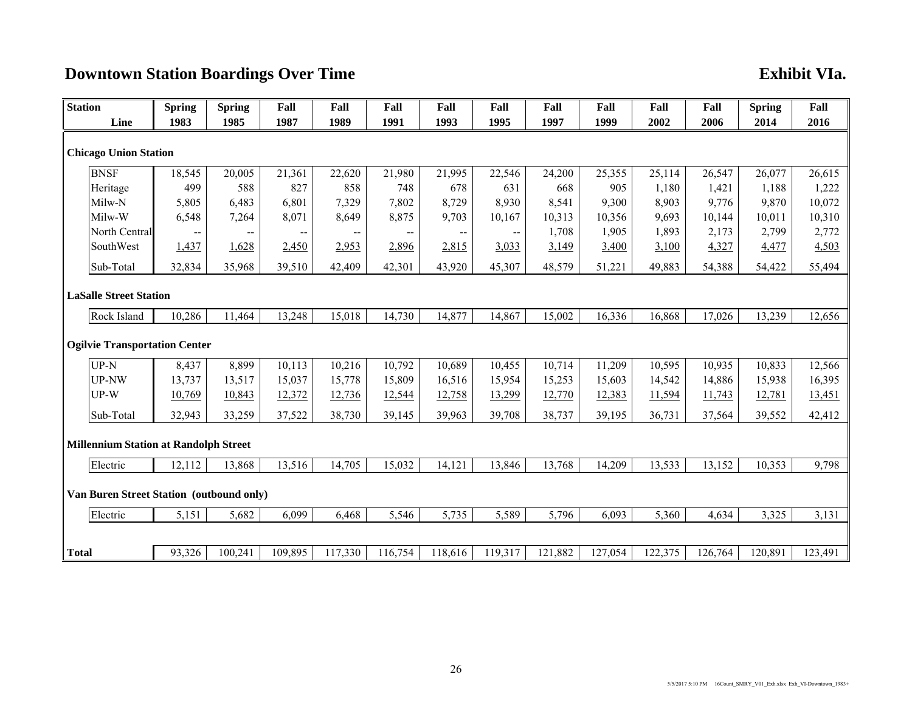# Downtown Station Boardings Over Time

**Exhibit VIa.**

| Station / Line | Spring 1983 | Spring 1985 | Fall 1987 | Fall 1989 | Fall 1991 | Fall 1993 | Fall 1995 | Fall 1997 | Fall 1999 | Fall 2002 | Fall 2006 | Spring 2014 | Fall 2016 |
|---|---|---|---|---|---|---|---|---|---|---|---|---|---|
| **Chicago Union Station** | | | | | | | | | | | | | |
| BNSF | 18,545 | 20,005 | 21,361 | 22,620 | 21,980 | 21,995 | 22,546 | 24,200 | 25,355 | 25,114 | 26,547 | 26,077 | 26,615 |
| Heritage | 499 | 588 | 827 | 858 | 748 | 678 | 631 | 668 | 905 | 1,180 | 1,421 | 1,188 | 1,222 |
| Milw-N | 5,805 | 6,483 | 6,801 | 7,329 | 7,802 | 8,729 | 8,930 | 8,541 | 9,300 | 8,903 | 9,776 | 9,870 | 10,072 |
| Milw-W | 6,548 | 7,264 | 8,071 | 8,649 | 8,875 | 9,703 | 10,167 | 10,313 | 10,356 | 9,693 | 10,144 | 10,011 | 10,310 |
| North Central | -- | -- | -- | -- | -- | -- | -- | 1,708 | 1,905 | 1,893 | 2,173 | 2,799 | 2,772 |
| SouthWest | 1,437 | 1,628 | 2,450 | 2,953 | 2,896 | 2,815 | 3,033 | 3,149 | 3,400 | 3,100 | 4,327 | 4,477 | 4,503 |
| Sub-Total | 32,834 | 35,968 | 39,510 | 42,409 | 42,301 | 43,920 | 45,307 | 48,579 | 51,221 | 49,883 | 54,388 | 54,422 | 55,494 |
| **LaSalle Street Station** | | | | | | | | | | | | | |
| Rock Island | 10,286 | 11,464 | 13,248 | 15,018 | 14,730 | 14,877 | 14,867 | 15,002 | 16,336 | 16,868 | 17,026 | 13,239 | 12,656 |
| **Ogilvie Transportation Center** | | | | | | | | | | | | | |
| UP-N | 8,437 | 8,899 | 10,113 | 10,216 | 10,792 | 10,689 | 10,455 | 10,714 | 11,209 | 10,595 | 10,935 | 10,833 | 12,566 |
| UP-NW | 13,737 | 13,517 | 15,037 | 15,778 | 15,809 | 16,516 | 15,954 | 15,253 | 15,603 | 14,542 | 14,886 | 15,938 | 16,395 |
| UP-W | 10,769 | 10,843 | 12,372 | 12,736 | 12,544 | 12,758 | 13,299 | 12,770 | 12,383 | 11,594 | 11,743 | 12,781 | 13,451 |
| Sub-Total | 32,943 | 33,259 | 37,522 | 38,730 | 39,145 | 39,963 | 39,708 | 38,737 | 39,195 | 36,731 | 37,564 | 39,552 | 42,412 |
| **Millennium Station at Randolph Street** | | | | | | | | | | | | | |
| Electric | 12,112 | 13,868 | 13,516 | 14,705 | 15,032 | 14,121 | 13,846 | 13,768 | 14,209 | 13,533 | 13,152 | 10,353 | 9,798 |
| **Van Buren Street Station (outbound only)** | | | | | | | | | | | | | |
| Electric | 5,151 | 5,682 | 6,099 | 6,468 | 5,546 | 5,735 | 5,589 | 5,796 | 6,093 | 5,360 | 4,634 | 3,325 | 3,131 |
| **Total** | 93,326 | 100,241 | 109,895 | 117,330 | 116,754 | 118,616 | 119,317 | 121,882 | 127,054 | 122,375 | 126,764 | 120,891 | 123,491 |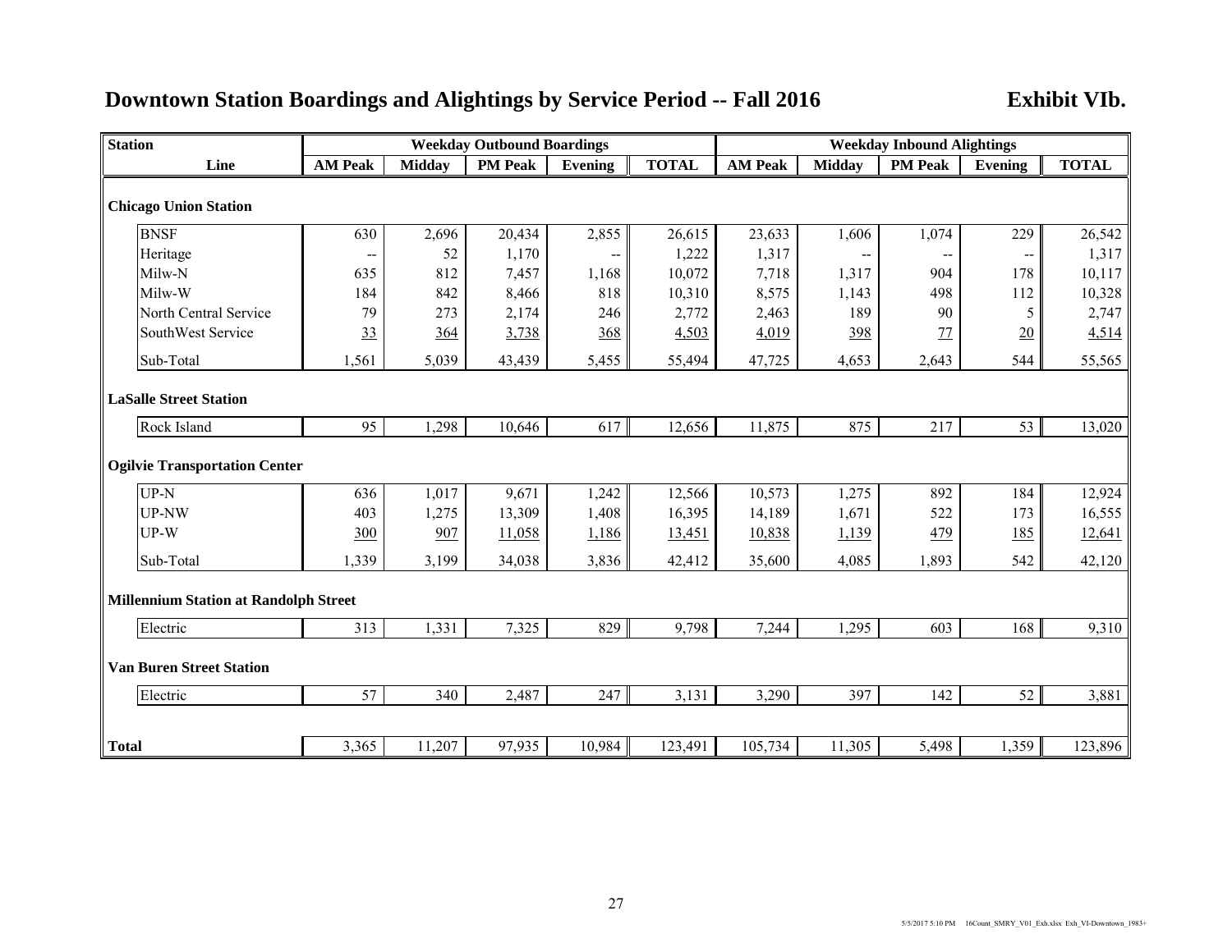# Downtown Station Boardings and Alightings by Service Period -- Fall 2016

**Exhibit VIb.**

| Station | Weekday Outbound Boardings | | | | | Weekday Inbound Alightings | | | | |
|---|---|---|---|---|---|---|---|---|---|---|
| Line | AM Peak | Midday | PM Peak | Evening | TOTAL | AM Peak | Midday | PM Peak | Evening | TOTAL |
| **Chicago Union Station** | | | | | | | | | | |
| BNSF | 630 | 2,696 | 20,434 | 2,855 | 26,615 | 23,633 | 1,606 | 1,074 | 229 | 26,542 |
| Heritage | -- | 52 | 1,170 | -- | 1,222 | 1,317 | -- | -- | -- | 1,317 |
| Milw-N | 635 | 812 | 7,457 | 1,168 | 10,072 | 7,718 | 1,317 | 904 | 178 | 10,117 |
| Milw-W | 184 | 842 | 8,466 | 818 | 10,310 | 8,575 | 1,143 | 498 | 112 | 10,328 |
| North Central Service | 79 | 273 | 2,174 | 246 | 2,772 | 2,463 | 189 | 90 | 5 | 2,747 |
| SouthWest Service | 33 | 364 | 3,738 | 368 | 4,503 | 4,019 | 398 | 77 | 20 | 4,514 |
| Sub-Total | 1,561 | 5,039 | 43,439 | 5,455 | 55,494 | 47,725 | 4,653 | 2,643 | 544 | 55,565 |
| **LaSalle Street Station** | | | | | | | | | | |
| Rock Island | 95 | 1,298 | 10,646 | 617 | 12,656 | 11,875 | 875 | 217 | 53 | 13,020 |
| **Ogilvie Transportation Center** | | | | | | | | | | |
| UP-N | 636 | 1,017 | 9,671 | 1,242 | 12,566 | 10,573 | 1,275 | 892 | 184 | 12,924 |
| UP-NW | 403 | 1,275 | 13,309 | 1,408 | 16,395 | 14,189 | 1,671 | 522 | 173 | 16,555 |
| UP-W | 300 | 907 | 11,058 | 1,186 | 13,451 | 10,838 | 1,139 | 479 | 185 | 12,641 |
| Sub-Total | 1,339 | 3,199 | 34,038 | 3,836 | 42,412 | 35,600 | 4,085 | 1,893 | 542 | 42,120 |
| **Millennium Station at Randolph Street** | | | | | | | | | | |
| Electric | 313 | 1,331 | 7,325 | 829 | 9,798 | 7,244 | 1,295 | 603 | 168 | 9,310 |
| **Van Buren Street Station** | | | | | | | | | | |
| Electric | 57 | 340 | 2,487 | 247 | 3,131 | 3,290 | 397 | 142 | 52 | 3,881 |
| **Total** | 3,365 | 11,207 | 97,935 | 10,984 | 123,491 | 105,734 | 11,305 | 5,498 | 1,359 | 123,896 |

5/5/2017 5:10 PM 16Count_SMRY_V01_Exh.xlsx Exh_VI-Downtown_1983+